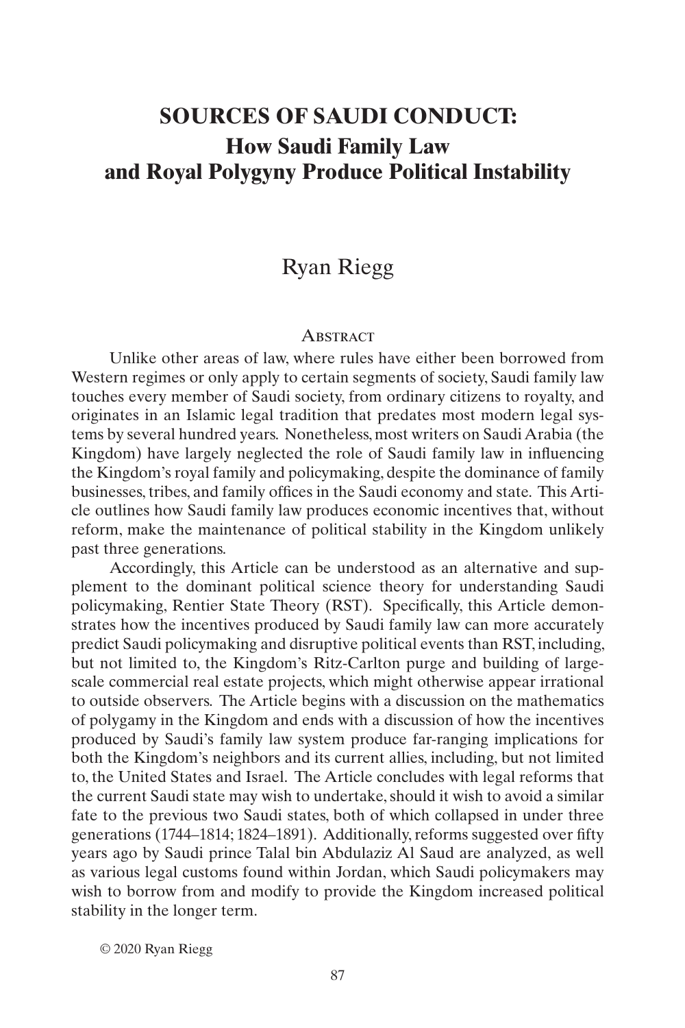# SOURCES OF SAUDI CONDUCT:
## How Saudi Family Law and Royal Polygyny Produce Political Instability

Ryan Riegg

### Abstract

Unlike other areas of law, where rules have either been borrowed from Western regimes or only apply to certain segments of society, Saudi family law touches every member of Saudi society, from ordinary citizens to royalty, and originates in an Islamic legal tradition that predates most modern legal systems by several hundred years. Nonetheless, most writers on Saudi Arabia (the Kingdom) have largely neglected the role of Saudi family law in influencing the Kingdom's royal family and policymaking, despite the dominance of family businesses, tribes, and family offices in the Saudi economy and state. This Article outlines how Saudi family law produces economic incentives that, without reform, make the maintenance of political stability in the Kingdom unlikely past three generations.

Accordingly, this Article can be understood as an alternative and supplement to the dominant political science theory for understanding Saudi policymaking, Rentier State Theory (RST). Specifically, this Article demonstrates how the incentives produced by Saudi family law can more accurately predict Saudi policymaking and disruptive political events than RST, including, but not limited to, the Kingdom's Ritz-Carlton purge and building of large-scale commercial real estate projects, which might otherwise appear irrational to outside observers. The Article begins with a discussion on the mathematics of polygamy in the Kingdom and ends with a discussion of how the incentives produced by Saudi's family law system produce far-ranging implications for both the Kingdom's neighbors and its current allies, including, but not limited to, the United States and Israel. The Article concludes with legal reforms that the current Saudi state may wish to undertake, should it wish to avoid a similar fate to the previous two Saudi states, both of which collapsed in under three generations (1744–1814; 1824–1891). Additionally, reforms suggested over fifty years ago by Saudi prince Talal bin Abdulaziz Al Saud are analyzed, as well as various legal customs found within Jordan, which Saudi policymakers may wish to borrow from and modify to provide the Kingdom increased political stability in the longer term.

© 2020 Ryan Riegg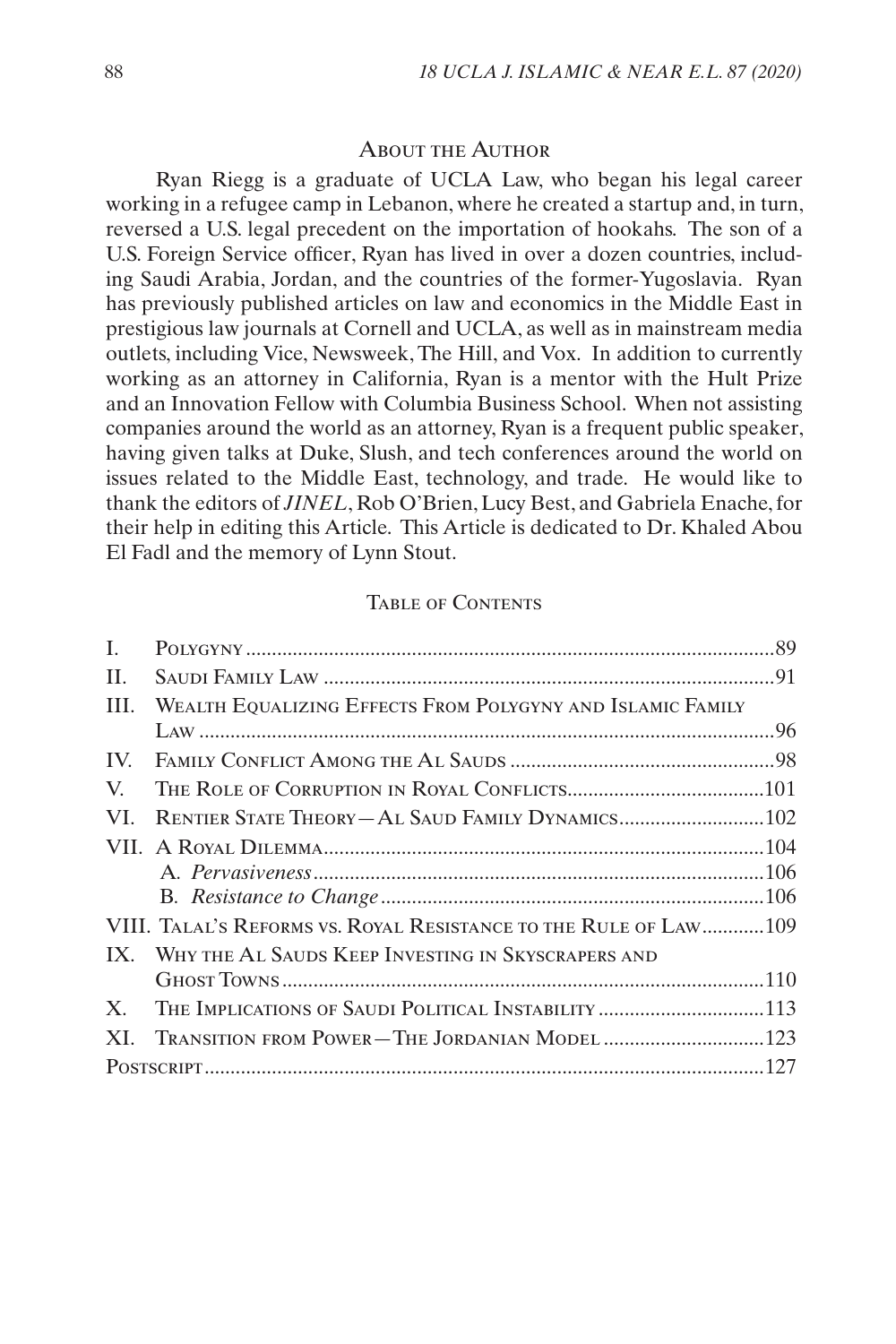## About the Author

Ryan Riegg is a graduate of UCLA Law, who began his legal career working in a refugee camp in Lebanon, where he created a startup and, in turn, reversed a U.S. legal precedent on the importation of hookahs. The son of a U.S. Foreign Service officer, Ryan has lived in over a dozen countries, including Saudi Arabia, Jordan, and the countries of the former-Yugoslavia. Ryan has previously published articles on law and economics in the Middle East in prestigious law journals at Cornell and UCLA, as well as in mainstream media outlets, including Vice, Newsweek, The Hill, and Vox. In addition to currently working as an attorney in California, Ryan is a mentor with the Hult Prize and an Innovation Fellow with Columbia Business School. When not assisting companies around the world as an attorney, Ryan is a frequent public speaker, having given talks at Duke, Slush, and tech conferences around the world on issues related to the Middle East, technology, and trade. He would like to thank the editors of *JINEL*, Rob O'Brien, Lucy Best, and Gabriela Enache, for their help in editing this Article. This Article is dedicated to Dr. Khaled Abou El Fadl and the memory of Lynn Stout.

## Table of Contents

I. Polygyny .......... 89
II. Saudi Family Law .......... 91
III. Wealth Equalizing Effects From Polygyny and Islamic Family Law .......... 96
IV. Family Conflict Among the Al Sauds .......... 98
V. The Role of Corruption in Royal Conflicts .......... 101
VI. Rentier State Theory—Al Saud Family Dynamics .......... 102
VII. A Royal Dilemma .......... 104
  A. *Pervasiveness* .......... 106
  B. *Resistance to Change* .......... 106
VIII. Talal's Reforms vs. Royal Resistance to the Rule of Law .......... 109
IX. Why the Al Sauds Keep Investing in Skyscrapers and Ghost Towns .......... 110
X. The Implications of Saudi Political Instability .......... 113
XI. Transition from Power—The Jordanian Model .......... 123
Postscript .......... 127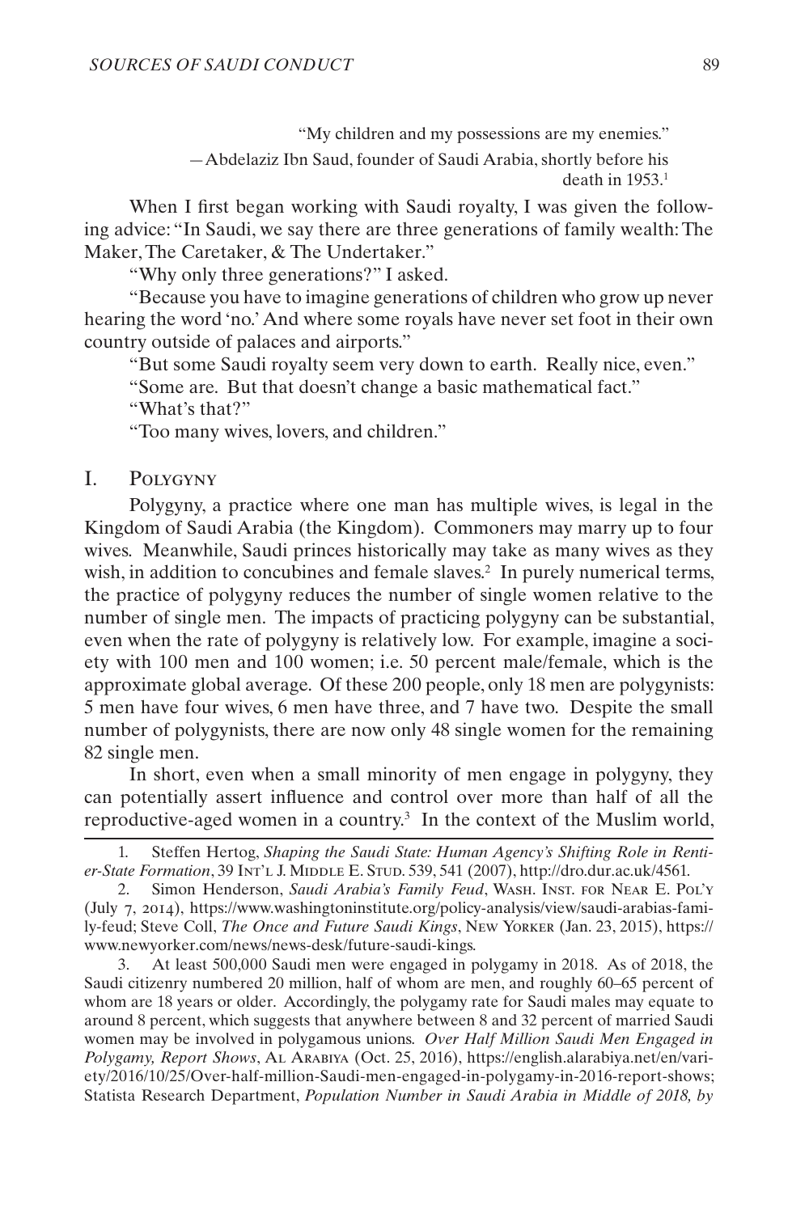> "My children and my possessions are my enemies."
>
> —Abdelaziz Ibn Saud, founder of Saudi Arabia, shortly before his death in 1953.[1]

When I first began working with Saudi royalty, I was given the following advice: "In Saudi, we say there are three generations of family wealth: The Maker, The Caretaker, & The Undertaker."

"Why only three generations?" I asked.

"Because you have to imagine generations of children who grow up never hearing the word 'no.' And where some royals have never set foot in their own country outside of palaces and airports."

"But some Saudi royalty seem very down to earth. Really nice, even."

"Some are. But that doesn't change a basic mathematical fact."

"What's that?"

"Too many wives, lovers, and children."

## I. Polygyny

Polygyny, a practice where one man has multiple wives, is legal in the Kingdom of Saudi Arabia (the Kingdom). Commoners may marry up to four wives. Meanwhile, Saudi princes historically may take as many wives as they wish, in addition to concubines and female slaves.[2] In purely numerical terms, the practice of polygyny reduces the number of single women relative to the number of single men. The impacts of practicing polygyny can be substantial, even when the rate of polygyny is relatively low. For example, imagine a society with 100 men and 100 women; i.e. 50 percent male/female, which is the approximate global average. Of these 200 people, only 18 men are polygynists: 5 men have four wives, 6 men have three, and 7 have two. Despite the small number of polygynists, there are now only 48 single women for the remaining 82 single men.

In short, even when a small minority of men engage in polygyny, they can potentially assert influence and control over more than half of all the reproductive-aged women in a country.[3] In the context of the Muslim world,

---

1. Steffen Hertog, *Shaping the Saudi State: Human Agency's Shifting Role in Rentier-State Formation*, 39 Int'l J. Middle E. Stud. 539, 541 (2007), http://dro.dur.ac.uk/4561.

2. Simon Henderson, *Saudi Arabia's Family Feud*, Wash. Inst. for Near E. Pol'y (July 7, 2014), https://www.washingtoninstitute.org/policy-analysis/view/saudi-arabias-family-feud; Steve Coll, *The Once and Future Saudi Kings*, New Yorker (Jan. 23, 2015), https://www.newyorker.com/news/news-desk/future-saudi-kings.

3. At least 500,000 Saudi men were engaged in polygamy in 2018. As of 2018, the Saudi citizenry numbered 20 million, half of whom are men, and roughly 60–65 percent of whom are 18 years or older. Accordingly, the polygamy rate for Saudi males may equate to around 8 percent, which suggests that anywhere between 8 and 32 percent of married Saudi women may be involved in polygamous unions. *Over Half Million Saudi Men Engaged in Polygamy, Report Shows*, Al Arabiya (Oct. 25, 2016), https://english.alarabiya.net/en/variety/2016/10/25/Over-half-million-Saudi-men-engaged-in-polygamy-in-2016-report-shows; Statista Research Department, *Population Number in Saudi Arabia in Middle of 2018, by*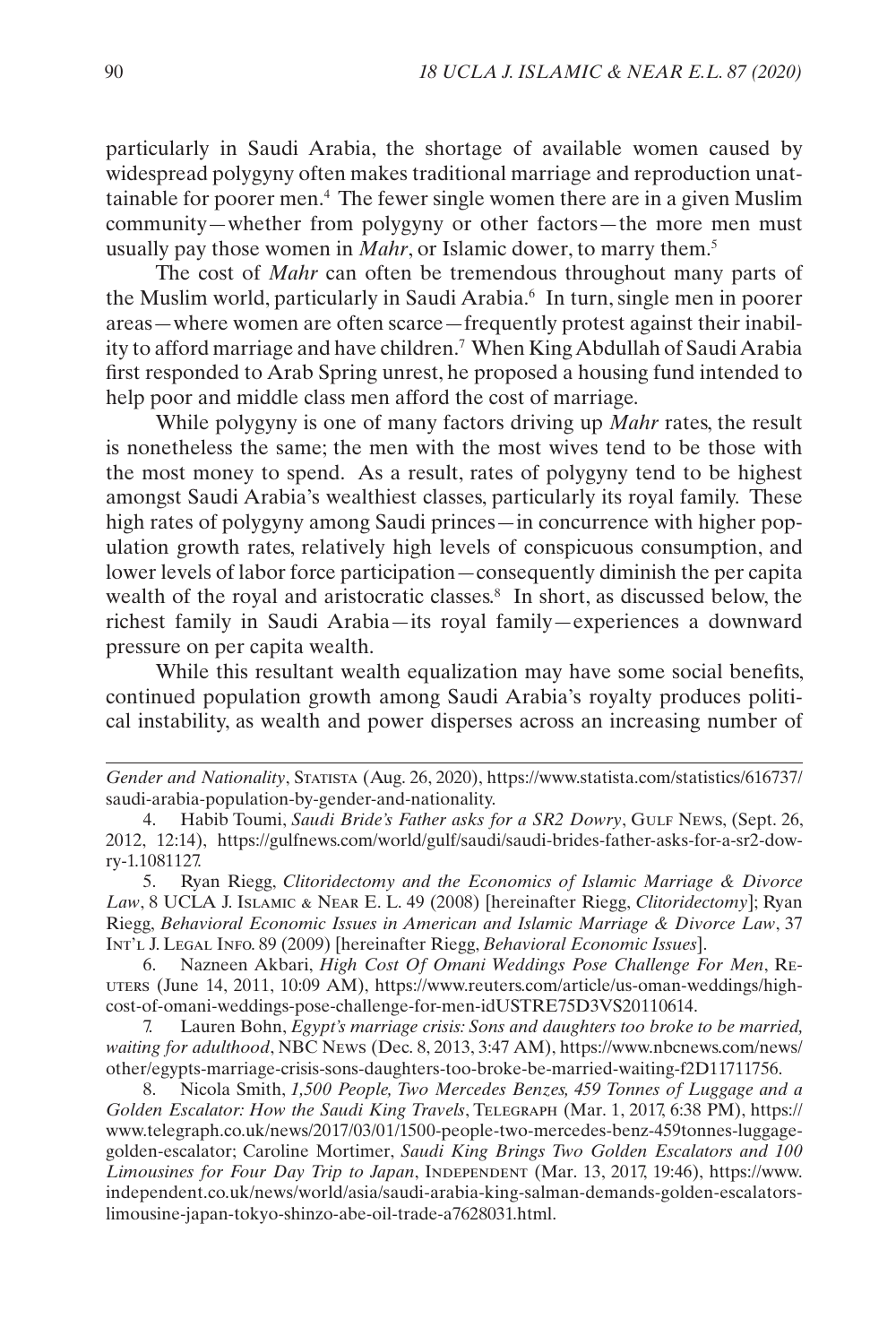particularly in Saudi Arabia, the shortage of available women caused by widespread polygyny often makes traditional marriage and reproduction unattainable for poorer men.[4] The fewer single women there are in a given Muslim community—whether from polygyny or other factors—the more men must usually pay those women in *Mahr*, or Islamic dower, to marry them.[5]

The cost of *Mahr* can often be tremendous throughout many parts of the Muslim world, particularly in Saudi Arabia.[6] In turn, single men in poorer areas—where women are often scarce—frequently protest against their inability to afford marriage and have children.[7] When King Abdullah of Saudi Arabia first responded to Arab Spring unrest, he proposed a housing fund intended to help poor and middle class men afford the cost of marriage.

While polygyny is one of many factors driving up *Mahr* rates, the result is nonetheless the same; the men with the most wives tend to be those with the most money to spend. As a result, rates of polygyny tend to be highest amongst Saudi Arabia's wealthiest classes, particularly its royal family. These high rates of polygyny among Saudi princes—in concurrence with higher population growth rates, relatively high levels of conspicuous consumption, and lower levels of labor force participation—consequently diminish the per capita wealth of the royal and aristocratic classes.[8] In short, as discussed below, the richest family in Saudi Arabia—its royal family—experiences a downward pressure on per capita wealth.

While this resultant wealth equalization may have some social benefits, continued population growth among Saudi Arabia's royalty produces political instability, as wealth and power disperses across an increasing number of

---

*Gender and Nationality*, Statista (Aug. 26, 2020), https://www.statista.com/statistics/616737/saudi-arabia-population-by-gender-and-nationality.

4. Habib Toumi, *Saudi Bride's Father asks for a SR2 Dowry*, Gulf News, (Sept. 26, 2012, 12:14), https://gulfnews.com/world/gulf/saudi/saudi-brides-father-asks-for-a-sr2-dowry-1.1081127.

5. Ryan Riegg, *Clitoridectomy and the Economics of Islamic Marriage & Divorce Law*, 8 UCLA J. Islamic & Near E. L. 49 (2008) [hereinafter Riegg, *Clitoridectomy*]; Ryan Riegg, *Behavioral Economic Issues in American and Islamic Marriage & Divorce Law*, 37 Int'l J. Legal Info. 89 (2009) [hereinafter Riegg, *Behavioral Economic Issues*].

6. Nazneen Akbari, *High Cost Of Omani Weddings Pose Challenge For Men*, Reuters (June 14, 2011, 10:09 AM), https://www.reuters.com/article/us-oman-weddings/high-cost-of-omani-weddings-pose-challenge-for-men-idUSTRE75D3VS20110614.

7. Lauren Bohn, *Egypt's marriage crisis: Sons and daughters too broke to be married, waiting for adulthood*, NBC News (Dec. 8, 2013, 3:47 AM), https://www.nbcnews.com/news/other/egypts-marriage-crisis-sons-daughters-too-broke-be-married-waiting-f2D11711756.

8. Nicola Smith, *1,500 People, Two Mercedes Benzes, 459 Tonnes of Luggage and a Golden Escalator: How the Saudi King Travels*, Telegraph (Mar. 1, 2017, 6:38 PM), https://www.telegraph.co.uk/news/2017/03/01/1500-people-two-mercedes-benz-459tonnes-luggage-golden-escalator; Caroline Mortimer, *Saudi King Brings Two Golden Escalators and 100 Limousines for Four Day Trip to Japan*, Independent (Mar. 13, 2017, 19:46), https://www.independent.co.uk/news/world/asia/saudi-arabia-king-salman-demands-golden-escalators-limousine-japan-tokyo-shinzo-abe-oil-trade-a7628031.html.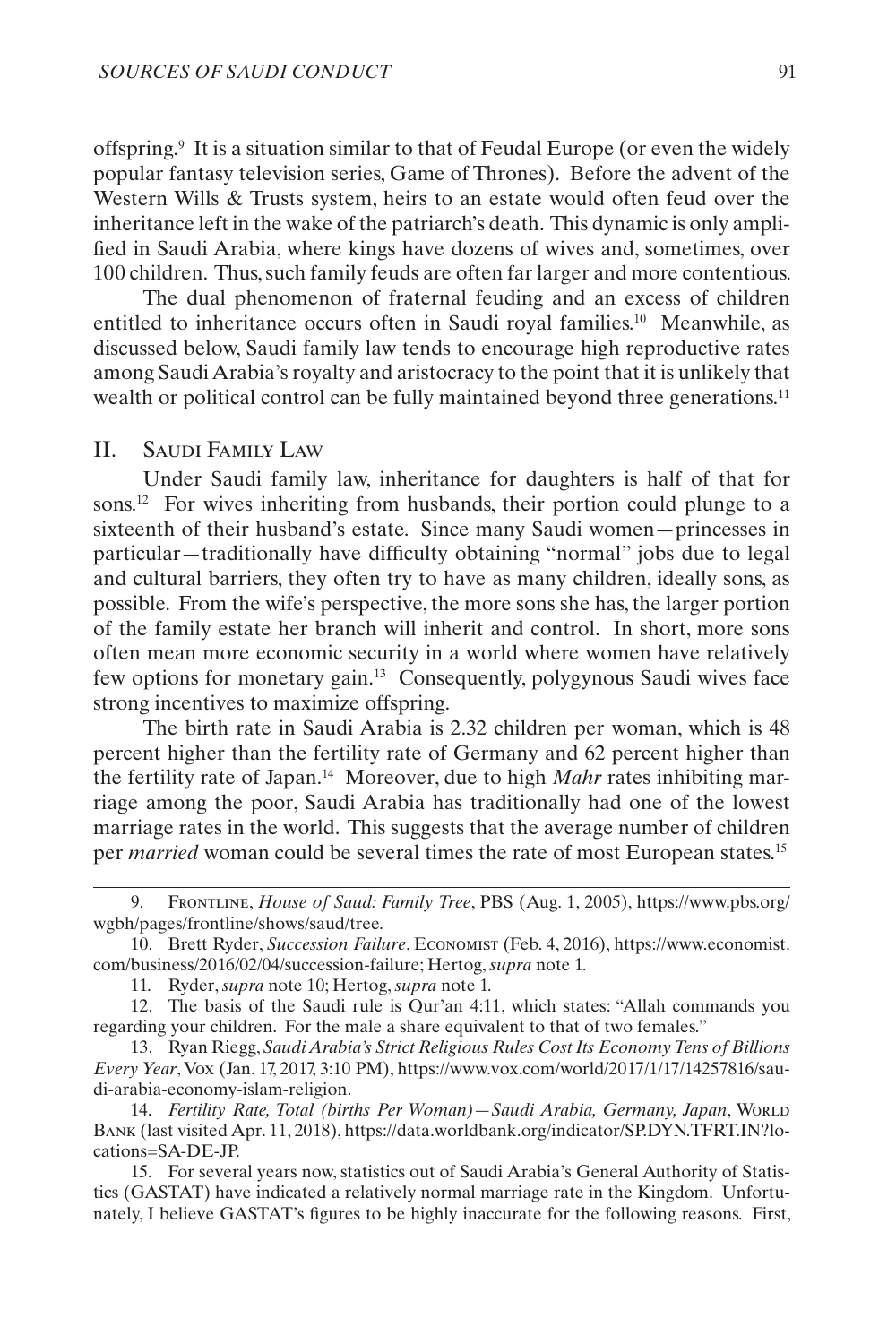offspring.[9] It is a situation similar to that of Feudal Europe (or even the widely popular fantasy television series, Game of Thrones). Before the advent of the Western Wills & Trusts system, heirs to an estate would often feud over the inheritance left in the wake of the patriarch's death. This dynamic is only amplified in Saudi Arabia, where kings have dozens of wives and, sometimes, over 100 children. Thus, such family feuds are often far larger and more contentious.

The dual phenomenon of fraternal feuding and an excess of children entitled to inheritance occurs often in Saudi royal families.[10] Meanwhile, as discussed below, Saudi family law tends to encourage high reproductive rates among Saudi Arabia's royalty and aristocracy to the point that it is unlikely that wealth or political control can be fully maintained beyond three generations.[11]

## II. Saudi Family Law

Under Saudi family law, inheritance for daughters is half of that for sons.[12] For wives inheriting from husbands, their portion could plunge to a sixteenth of their husband's estate. Since many Saudi women—princesses in particular—traditionally have difficulty obtaining "normal" jobs due to legal and cultural barriers, they often try to have as many children, ideally sons, as possible. From the wife's perspective, the more sons she has, the larger portion of the family estate her branch will inherit and control. In short, more sons often mean more economic security in a world where women have relatively few options for monetary gain.[13] Consequently, polygynous Saudi wives face strong incentives to maximize offspring.

The birth rate in Saudi Arabia is 2.32 children per woman, which is 48 percent higher than the fertility rate of Germany and 62 percent higher than the fertility rate of Japan.[14] Moreover, due to high *Mahr* rates inhibiting marriage among the poor, Saudi Arabia has traditionally had one of the lowest marriage rates in the world. This suggests that the average number of children per *married* woman could be several times the rate of most European states.[15]

---

9. Frontline, *House of Saud: Family Tree*, PBS (Aug. 1, 2005), https://www.pbs.org/wgbh/pages/frontline/shows/saud/tree.

10. Brett Ryder, *Succession Failure*, Economist (Feb. 4, 2016), https://www.economist.com/business/2016/02/04/succession-failure; Hertog, *supra* note 1.

11. Ryder, *supra* note 10; Hertog, *supra* note 1.

12. The basis of the Saudi rule is Qur'an 4:11, which states: "Allah commands you regarding your children. For the male a share equivalent to that of two females."

13. Ryan Riegg, *Saudi Arabia's Strict Religious Rules Cost Its Economy Tens of Billions Every Year*, Vox (Jan. 17, 2017, 3:10 PM), https://www.vox.com/world/2017/1/17/14257816/saudi-arabia-economy-islam-religion.

14. *Fertility Rate, Total (births Per Woman)—Saudi Arabia, Germany, Japan*, World Bank (last visited Apr. 11, 2018), https://data.worldbank.org/indicator/SP.DYN.TFRT.IN?locations=SA-DE-JP.

15. For several years now, statistics out of Saudi Arabia's General Authority of Statistics (GASTAT) have indicated a relatively normal marriage rate in the Kingdom. Unfortunately, I believe GASTAT's figures to be highly inaccurate for the following reasons. First,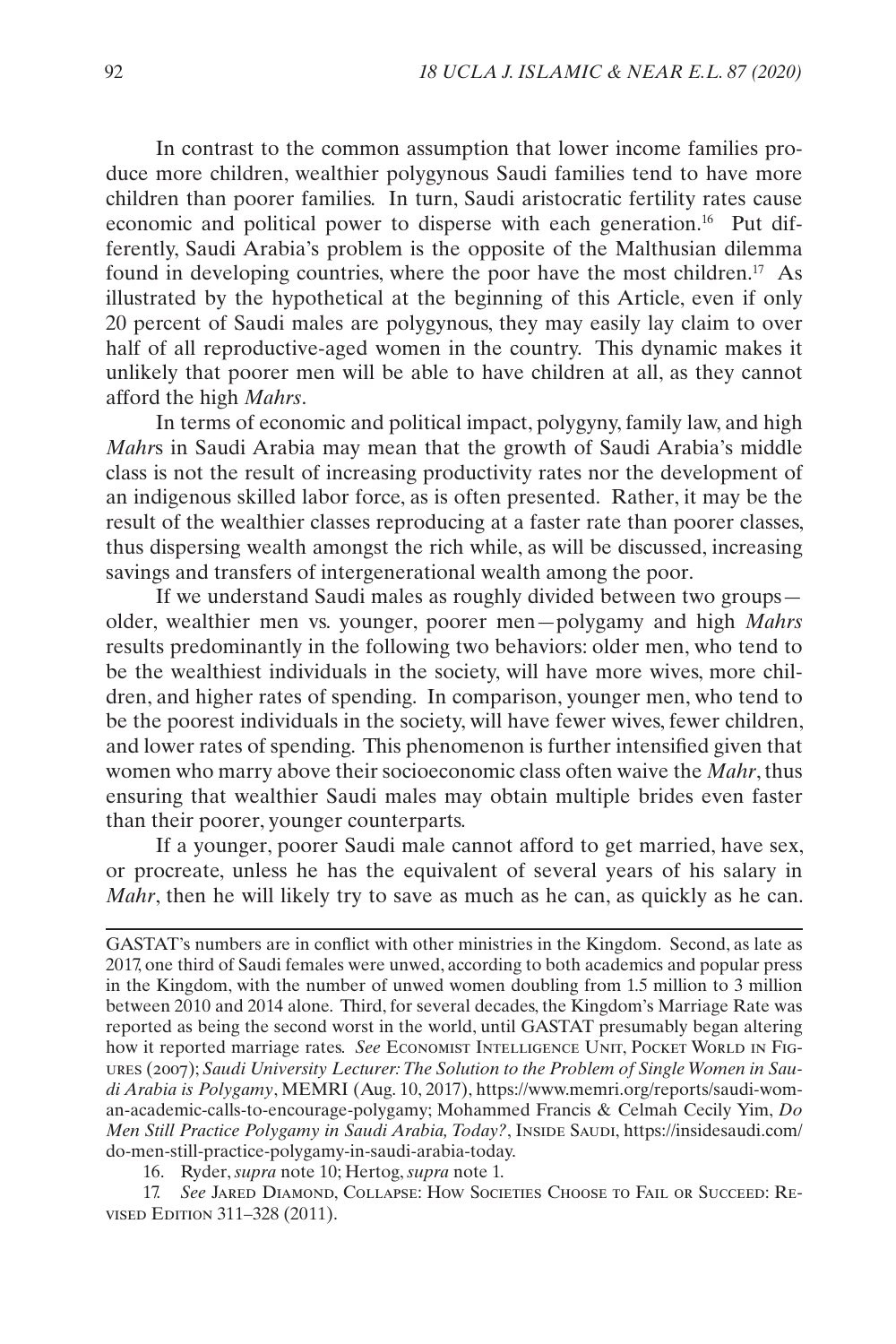In contrast to the common assumption that lower income families produce more children, wealthier polygynous Saudi families tend to have more children than poorer families. In turn, Saudi aristocratic fertility rates cause economic and political power to disperse with each generation.[16] Put differently, Saudi Arabia's problem is the opposite of the Malthusian dilemma found in developing countries, where the poor have the most children.[17] As illustrated by the hypothetical at the beginning of this Article, even if only 20 percent of Saudi males are polygynous, they may easily lay claim to over half of all reproductive-aged women in the country. This dynamic makes it unlikely that poorer men will be able to have children at all, as they cannot afford the high *Mahrs*.

In terms of economic and political impact, polygyny, family law, and high *Mahr*s in Saudi Arabia may mean that the growth of Saudi Arabia's middle class is not the result of increasing productivity rates nor the development of an indigenous skilled labor force, as is often presented. Rather, it may be the result of the wealthier classes reproducing at a faster rate than poorer classes, thus dispersing wealth amongst the rich while, as will be discussed, increasing savings and transfers of intergenerational wealth among the poor.

If we understand Saudi males as roughly divided between two groups—older, wealthier men vs. younger, poorer men—polygamy and high *Mahrs* results predominantly in the following two behaviors: older men, who tend to be the wealthiest individuals in the society, will have more wives, more children, and higher rates of spending. In comparison, younger men, who tend to be the poorest individuals in the society, will have fewer wives, fewer children, and lower rates of spending. This phenomenon is further intensified given that women who marry above their socioeconomic class often waive the *Mahr*, thus ensuring that wealthier Saudi males may obtain multiple brides even faster than their poorer, younger counterparts.

If a younger, poorer Saudi male cannot afford to get married, have sex, or procreate, unless he has the equivalent of several years of his salary in *Mahr*, then he will likely try to save as much as he can, as quickly as he can.

---

GASTAT's numbers are in conflict with other ministries in the Kingdom. Second, as late as 2017, one third of Saudi females were unwed, according to both academics and popular press in the Kingdom, with the number of unwed women doubling from 1.5 million to 3 million between 2010 and 2014 alone. Third, for several decades, the Kingdom's Marriage Rate was reported as being the second worst in the world, until GASTAT presumably began altering how it reported marriage rates. *See* Economist Intelligence Unit, Pocket World in Figures (2007); *Saudi University Lecturer: The Solution to the Problem of Single Women in Saudi Arabia is Polygamy*, MEMRI (Aug. 10, 2017), https://www.memri.org/reports/saudi-woman-academic-calls-to-encourage-polygamy; Mohammed Francis & Celmah Cecily Yim, *Do Men Still Practice Polygamy in Saudi Arabia, Today?*, Inside Saudi, https://insidesaudi.com/do-men-still-practice-polygamy-in-saudi-arabia-today.

16. Ryder, *supra* note 10; Hertog, *supra* note 1.

17. *See* Jared Diamond, Collapse: How Societies Choose to Fail or Succeed: Revised Edition 311–328 (2011).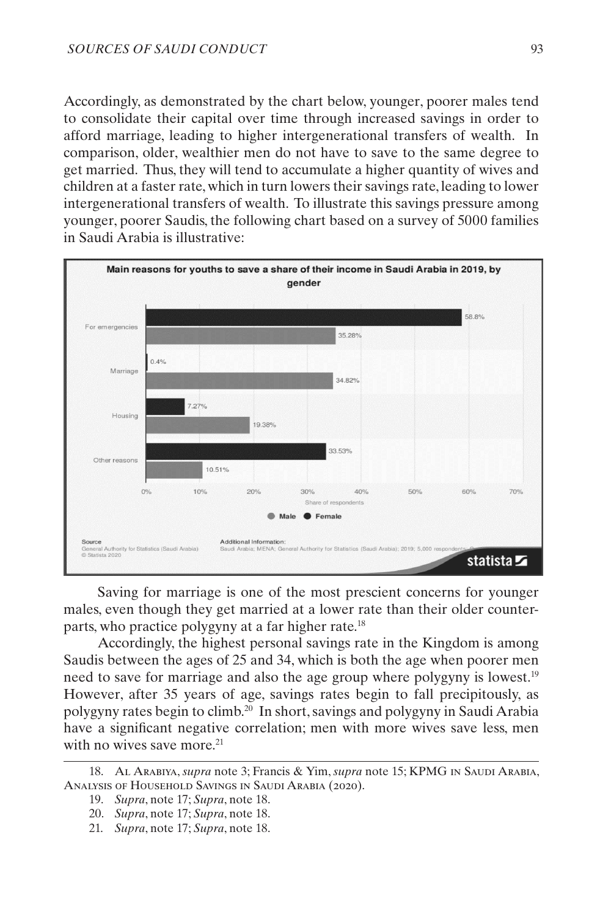Accordingly, as demonstrated by the chart below, younger, poorer males tend to consolidate their capital over time through increased savings in order to afford marriage, leading to higher intergenerational transfers of wealth. In comparison, older, wealthier men do not have to save to the same degree to get married. Thus, they will tend to accumulate a higher quantity of wives and children at a faster rate, which in turn lowers their savings rate, leading to lower intergenerational transfers of wealth. To illustrate this savings pressure among younger, poorer Saudis, the following chart based on a survey of 5000 families in Saudi Arabia is illustrative:

**Main reasons for youths to save a share of their income in Saudi Arabia in 2019, by gender**

| | Female | Male |
| --- | --- | --- |
| For emergencies | 58.8% | 35.28% |
| Marriage | 0.4% | 34.82% |
| Housing | 7.27% | 19.38% |
| Other reasons | 33.53% | 10.51% |

Share of respondents

Source: General Authority for Statistics (Saudi Arabia) © Statista 2020

Additional Information: Saudi Arabia; MENA; General Authority for Statistics (Saudi Arabia); 2019; 5,000 respondents

Saving for marriage is one of the most prescient concerns for younger males, even though they get married at a lower rate than their older counterparts, who practice polygyny at a far higher rate.[18]

Accordingly, the highest personal savings rate in the Kingdom is among Saudis between the ages of 25 and 34, which is both the age when poorer men need to save for marriage and also the age group where polygyny is lowest.[19] However, after 35 years of age, savings rates begin to fall precipitously, as polygyny rates begin to climb.[20] In short, savings and polygyny in Saudi Arabia have a significant negative correlation; men with more wives save less, men with no wives save more.[21]

---

18. Al Arabiya, *supra* note 3; Francis & Yim, *supra* note 15; KPMG in Saudi Arabia, Analysis of Household Savings in Saudi Arabia (2020).

19. *Supra*, note 17; *Supra*, note 18.

20. *Supra*, note 17; *Supra*, note 18.

21. *Supra*, note 17; *Supra*, note 18.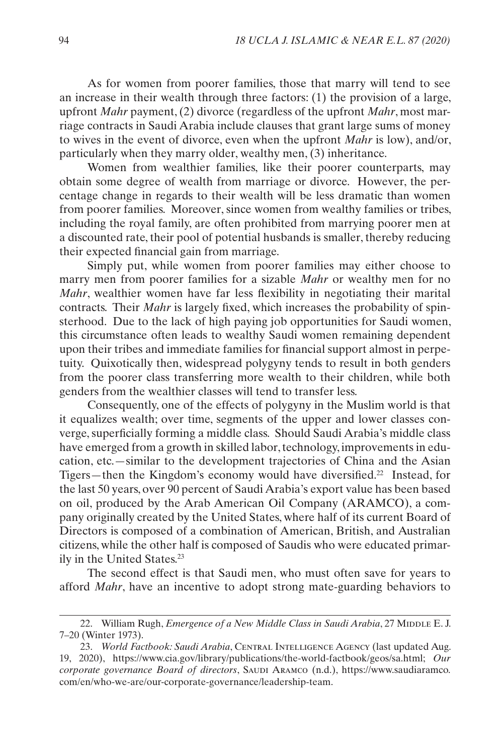As for women from poorer families, those that marry will tend to see an increase in their wealth through three factors: (1) the provision of a large, upfront *Mahr* payment, (2) divorce (regardless of the upfront *Mahr*, most marriage contracts in Saudi Arabia include clauses that grant large sums of money to wives in the event of divorce, even when the upfront *Mahr* is low), and/or, particularly when they marry older, wealthy men, (3) inheritance.

Women from wealthier families, like their poorer counterparts, may obtain some degree of wealth from marriage or divorce. However, the percentage change in regards to their wealth will be less dramatic than women from poorer families. Moreover, since women from wealthy families or tribes, including the royal family, are often prohibited from marrying poorer men at a discounted rate, their pool of potential husbands is smaller, thereby reducing their expected financial gain from marriage.

Simply put, while women from poorer families may either choose to marry men from poorer families for a sizable *Mahr* or wealthy men for no *Mahr*, wealthier women have far less flexibility in negotiating their marital contracts. Their *Mahr* is largely fixed, which increases the probability of spinsterhood. Due to the lack of high paying job opportunities for Saudi women, this circumstance often leads to wealthy Saudi women remaining dependent upon their tribes and immediate families for financial support almost in perpetuity. Quixotically then, widespread polygyny tends to result in both genders from the poorer class transferring more wealth to their children, while both genders from the wealthier classes will tend to transfer less.

Consequently, one of the effects of polygyny in the Muslim world is that it equalizes wealth; over time, segments of the upper and lower classes converge, superficially forming a middle class. Should Saudi Arabia's middle class have emerged from a growth in skilled labor, technology, improvements in education, etc.—similar to the development trajectories of China and the Asian Tigers—then the Kingdom's economy would have diversified.[22] Instead, for the last 50 years, over 90 percent of Saudi Arabia's export value has been based on oil, produced by the Arab American Oil Company (ARAMCO), a company originally created by the United States, where half of its current Board of Directors is composed of a combination of American, British, and Australian citizens, while the other half is composed of Saudis who were educated primarily in the United States.[23]

The second effect is that Saudi men, who must often save for years to afford *Mahr*, have an incentive to adopt strong mate-guarding behaviors to

---

22. William Rugh, *Emergence of a New Middle Class in Saudi Arabia*, 27 Middle E. J. 7–20 (Winter 1973).

23. *World Factbook: Saudi Arabia*, Central Intelligence Agency (last updated Aug. 19, 2020), https://www.cia.gov/library/publications/the-world-factbook/geos/sa.html; *Our corporate governance Board of directors*, Saudi Aramco (n.d.), https://www.saudiaramco.com/en/who-we-are/our-corporate-governance/leadership-team.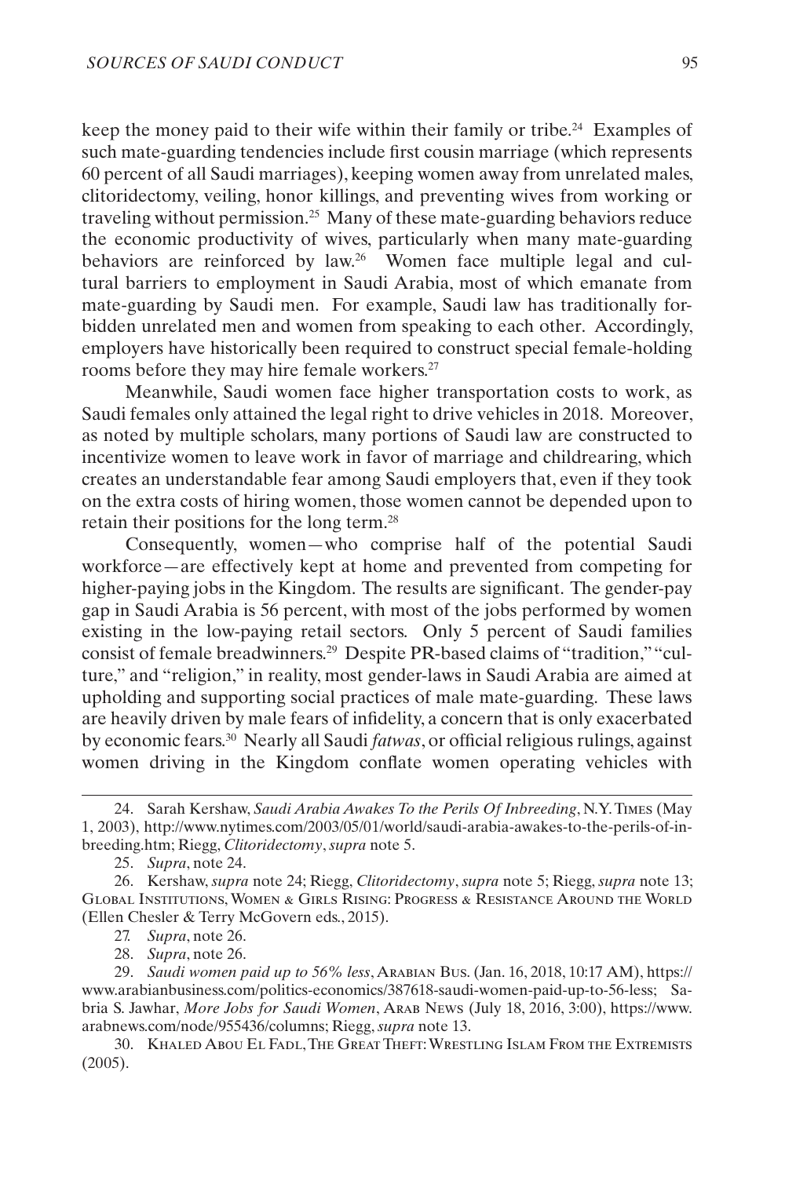keep the money paid to their wife within their family or tribe.[24] Examples of such mate-guarding tendencies include first cousin marriage (which represents 60 percent of all Saudi marriages), keeping women away from unrelated males, clitoridectomy, veiling, honor killings, and preventing wives from working or traveling without permission.[25] Many of these mate-guarding behaviors reduce the economic productivity of wives, particularly when many mate-guarding behaviors are reinforced by law.[26] Women face multiple legal and cultural barriers to employment in Saudi Arabia, most of which emanate from mate-guarding by Saudi men. For example, Saudi law has traditionally forbidden unrelated men and women from speaking to each other. Accordingly, employers have historically been required to construct special female-holding rooms before they may hire female workers.[27]

Meanwhile, Saudi women face higher transportation costs to work, as Saudi females only attained the legal right to drive vehicles in 2018. Moreover, as noted by multiple scholars, many portions of Saudi law are constructed to incentivize women to leave work in favor of marriage and childrearing, which creates an understandable fear among Saudi employers that, even if they took on the extra costs of hiring women, those women cannot be depended upon to retain their positions for the long term.[28]

Consequently, women—who comprise half of the potential Saudi workforce—are effectively kept at home and prevented from competing for higher-paying jobs in the Kingdom. The results are significant. The gender-pay gap in Saudi Arabia is 56 percent, with most of the jobs performed by women existing in the low-paying retail sectors. Only 5 percent of Saudi families consist of female breadwinners.[29] Despite PR-based claims of "tradition," "culture," and "religion," in reality, most gender-laws in Saudi Arabia are aimed at upholding and supporting social practices of male mate-guarding. These laws are heavily driven by male fears of infidelity, a concern that is only exacerbated by economic fears.[30] Nearly all Saudi *fatwas*, or official religious rulings, against women driving in the Kingdom conflate women operating vehicles with

---

24. Sarah Kershaw, *Saudi Arabia Awakes To the Perils Of Inbreeding*, N.Y. Times (May 1, 2003), http://www.nytimes.com/2003/05/01/world/saudi-arabia-awakes-to-the-perils-of-inbreeding.htm; Riegg, *Clitoridectomy*, *supra* note 5.

25. *Supra*, note 24.

26. Kershaw, *supra* note 24; Riegg, *Clitoridectomy*, *supra* note 5; Riegg, *supra* note 13; Global Institutions, Women & Girls Rising: Progress & Resistance Around the World (Ellen Chesler & Terry McGovern eds., 2015).

27. *Supra*, note 26.

28. *Supra*, note 26.

29. *Saudi women paid up to 56% less*, Arabian Bus. (Jan. 16, 2018, 10:17 AM), https://www.arabianbusiness.com/politics-economics/387618-saudi-women-paid-up-to-56-less; Sabria S. Jawhar, *More Jobs for Saudi Women*, Arab News (July 18, 2016, 3:00), https://www.arabnews.com/node/955436/columns; Riegg, *supra* note 13.

30. Khaled Abou El Fadl, The Great Theft: Wrestling Islam From the Extremists (2005).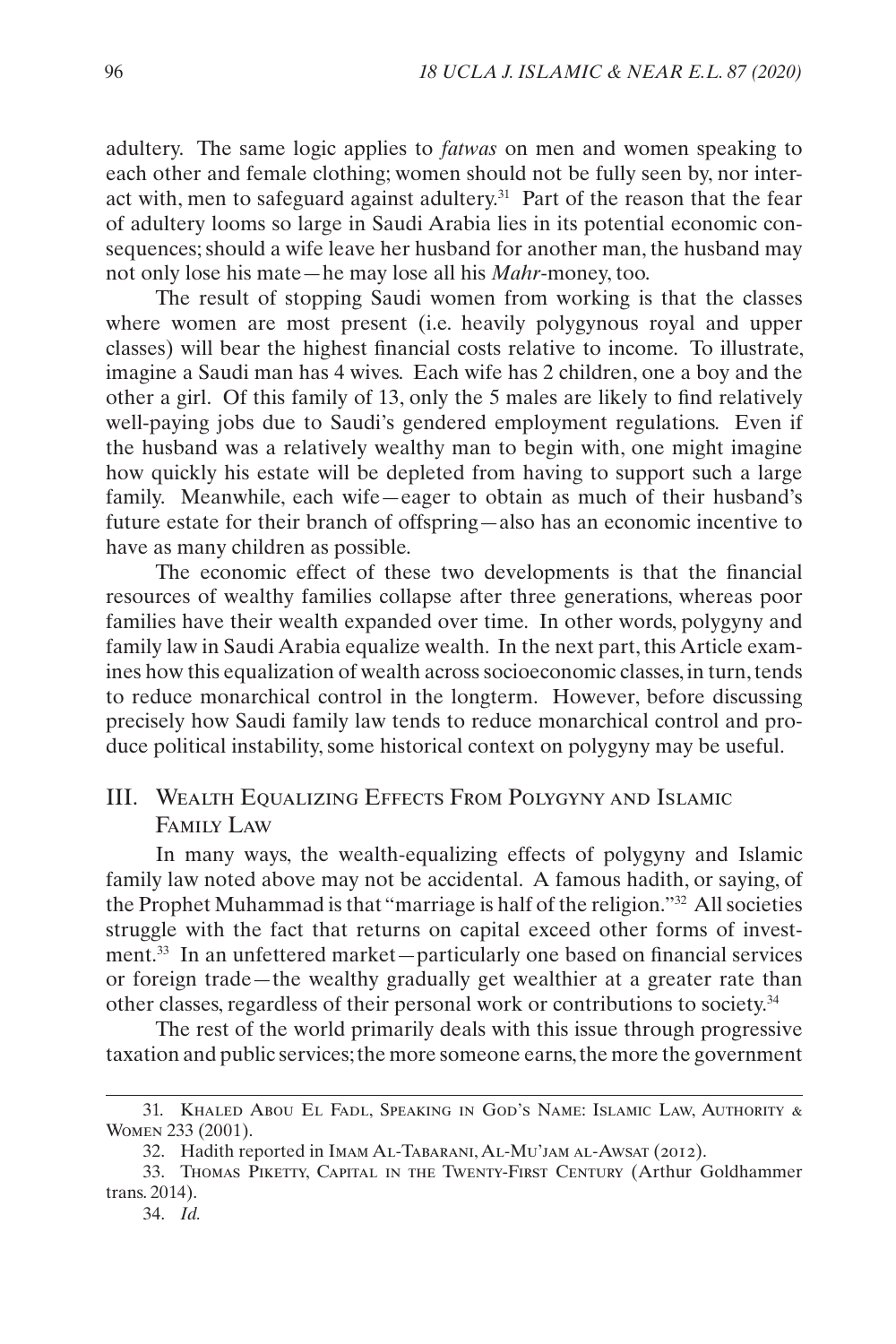adultery. The same logic applies to *fatwas* on men and women speaking to each other and female clothing; women should not be fully seen by, nor interact with, men to safeguard against adultery.[31] Part of the reason that the fear of adultery looms so large in Saudi Arabia lies in its potential economic consequences; should a wife leave her husband for another man, the husband may not only lose his mate—he may lose all his *Mahr*-money, too.

The result of stopping Saudi women from working is that the classes where women are most present (i.e. heavily polygynous royal and upper classes) will bear the highest financial costs relative to income. To illustrate, imagine a Saudi man has 4 wives. Each wife has 2 children, one a boy and the other a girl. Of this family of 13, only the 5 males are likely to find relatively well-paying jobs due to Saudi's gendered employment regulations. Even if the husband was a relatively wealthy man to begin with, one might imagine how quickly his estate will be depleted from having to support such a large family. Meanwhile, each wife—eager to obtain as much of their husband's future estate for their branch of offspring—also has an economic incentive to have as many children as possible.

The economic effect of these two developments is that the financial resources of wealthy families collapse after three generations, whereas poor families have their wealth expanded over time. In other words, polygyny and family law in Saudi Arabia equalize wealth. In the next part, this Article examines how this equalization of wealth across socioeconomic classes, in turn, tends to reduce monarchical control in the longterm. However, before discussing precisely how Saudi family law tends to reduce monarchical control and produce political instability, some historical context on polygyny may be useful.

## III. Wealth Equalizing Effects From Polygyny and Islamic Family Law

In many ways, the wealth-equalizing effects of polygyny and Islamic family law noted above may not be accidental. A famous hadith, or saying, of the Prophet Muhammad is that "marriage is half of the religion."[32] All societies struggle with the fact that returns on capital exceed other forms of investment.[33] In an unfettered market—particularly one based on financial services or foreign trade—the wealthy gradually get wealthier at a greater rate than other classes, regardless of their personal work or contributions to society.[34]

The rest of the world primarily deals with this issue through progressive taxation and public services; the more someone earns, the more the government

---

31. Khaled Abou El Fadl, Speaking in God's Name: Islamic Law, Authority & Women 233 (2001).

32. Hadith reported in Imam Al-Tabarani, Al-Mu'jam al-Awsat (2012).

33. Thomas Piketty, Capital in the Twenty-First Century (Arthur Goldhammer trans. 2014).

34. *Id.*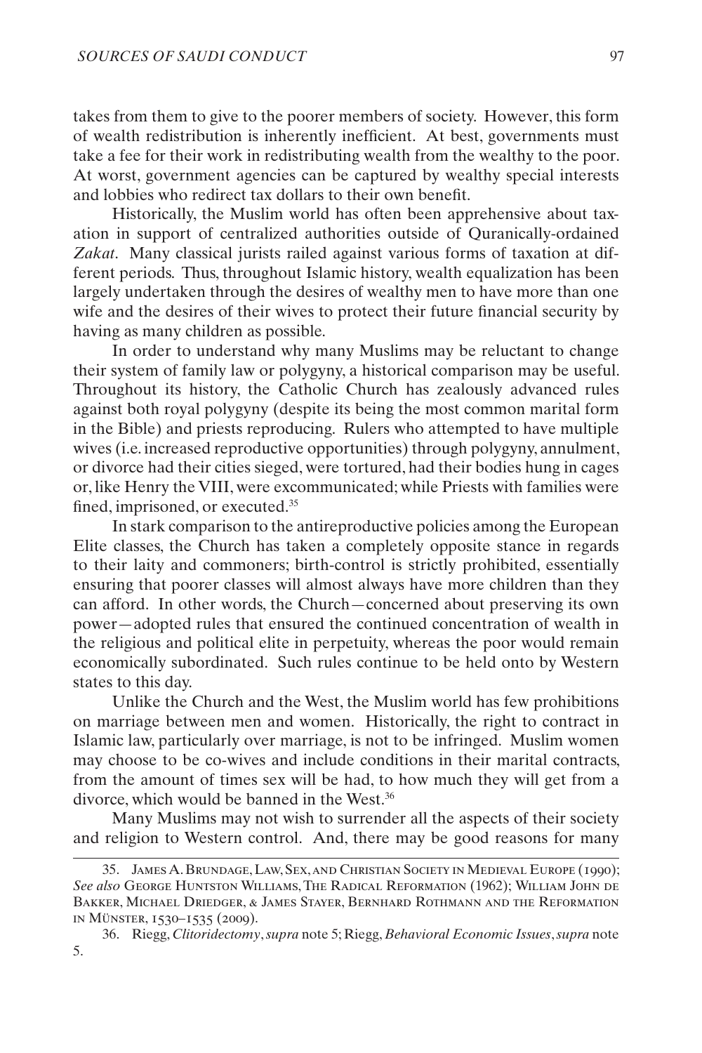takes from them to give to the poorer members of society. However, this form of wealth redistribution is inherently inefficient. At best, governments must take a fee for their work in redistributing wealth from the wealthy to the poor. At worst, government agencies can be captured by wealthy special interests and lobbies who redirect tax dollars to their own benefit.

Historically, the Muslim world has often been apprehensive about taxation in support of centralized authorities outside of Quranically-ordained *Zakat*. Many classical jurists railed against various forms of taxation at different periods. Thus, throughout Islamic history, wealth equalization has been largely undertaken through the desires of wealthy men to have more than one wife and the desires of their wives to protect their future financial security by having as many children as possible.

In order to understand why many Muslims may be reluctant to change their system of family law or polygyny, a historical comparison may be useful. Throughout its history, the Catholic Church has zealously advanced rules against both royal polygyny (despite its being the most common marital form in the Bible) and priests reproducing. Rulers who attempted to have multiple wives (i.e. increased reproductive opportunities) through polygyny, annulment, or divorce had their cities sieged, were tortured, had their bodies hung in cages or, like Henry the VIII, were excommunicated; while Priests with families were fined, imprisoned, or executed.[35]

In stark comparison to the antireproductive policies among the European Elite classes, the Church has taken a completely opposite stance in regards to their laity and commoners; birth-control is strictly prohibited, essentially ensuring that poorer classes will almost always have more children than they can afford. In other words, the Church—concerned about preserving its own power—adopted rules that ensured the continued concentration of wealth in the religious and political elite in perpetuity, whereas the poor would remain economically subordinated. Such rules continue to be held onto by Western states to this day.

Unlike the Church and the West, the Muslim world has few prohibitions on marriage between men and women. Historically, the right to contract in Islamic law, particularly over marriage, is not to be infringed. Muslim women may choose to be co-wives and include conditions in their marital contracts, from the amount of times sex will be had, to how much they will get from a divorce, which would be banned in the West.[36]

Many Muslims may not wish to surrender all the aspects of their society and religion to Western control. And, there may be good reasons for many

---

35. James A. Brundage, Law, Sex, and Christian Society in Medieval Europe (1990); *See also* George Huntston Williams, The Radical Reformation (1962); William John de Bakker, Michael Driedger, & James Stayer, Bernhard Rothmann and the Reformation in Münster, 1530–1535 (2009).

36. Riegg, *Clitoridectomy*, *supra* note 5; Riegg, *Behavioral Economic Issues*, *supra* note 5.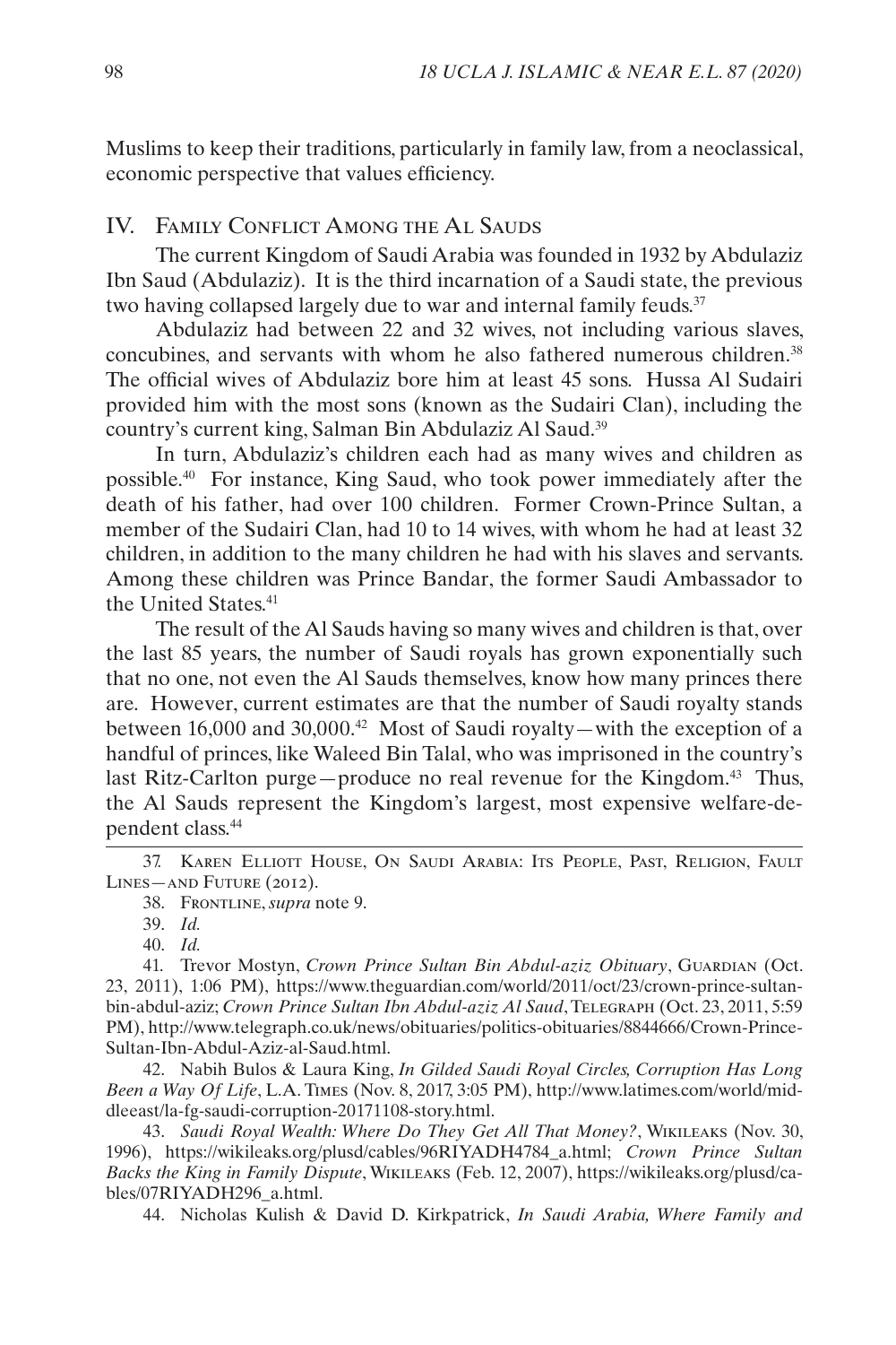Muslims to keep their traditions, particularly in family law, from a neoclassical, economic perspective that values efficiency.

## IV. Family Conflict Among the Al Sauds

The current Kingdom of Saudi Arabia was founded in 1932 by Abdulaziz Ibn Saud (Abdulaziz). It is the third incarnation of a Saudi state, the previous two having collapsed largely due to war and internal family feuds.[37]

Abdulaziz had between 22 and 32 wives, not including various slaves, concubines, and servants with whom he also fathered numerous children.[38] The official wives of Abdulaziz bore him at least 45 sons. Hussa Al Sudairi provided him with the most sons (known as the Sudairi Clan), including the country's current king, Salman Bin Abdulaziz Al Saud.[39]

In turn, Abdulaziz's children each had as many wives and children as possible.[40] For instance, King Saud, who took power immediately after the death of his father, had over 100 children. Former Crown-Prince Sultan, a member of the Sudairi Clan, had 10 to 14 wives, with whom he had at least 32 children, in addition to the many children he had with his slaves and servants. Among these children was Prince Bandar, the former Saudi Ambassador to the United States.[41]

The result of the Al Sauds having so many wives and children is that, over the last 85 years, the number of Saudi royals has grown exponentially such that no one, not even the Al Sauds themselves, know how many princes there are. However, current estimates are that the number of Saudi royalty stands between 16,000 and 30,000.[42] Most of Saudi royalty—with the exception of a handful of princes, like Waleed Bin Talal, who was imprisoned in the country's last Ritz-Carlton purge—produce no real revenue for the Kingdom.[43] Thus, the Al Sauds represent the Kingdom's largest, most expensive welfare-dependent class.[44]

---

37. Karen Elliott House, On Saudi Arabia: Its People, Past, Religion, Fault Lines—and Future (2012).

38. Frontline, *supra* note 9.

39. *Id.*

40. *Id.*

41. Trevor Mostyn, *Crown Prince Sultan Bin Abdul-aziz Obituary*, Guardian (Oct. 23, 2011), 1:06 PM), https://www.theguardian.com/world/2011/oct/23/crown-prince-sultan-bin-abdul-aziz; *Crown Prince Sultan Ibn Abdul-aziz Al Saud*, Telegraph (Oct. 23, 2011, 5:59 PM), http://www.telegraph.co.uk/news/obituaries/politics-obituaries/8844666/Crown-Prince-Sultan-Ibn-Abdul-Aziz-al-Saud.html.

42. Nabih Bulos & Laura King, *In Gilded Saudi Royal Circles, Corruption Has Long Been a Way Of Life*, L.A. Times (Nov. 8, 2017, 3:05 PM), http://www.latimes.com/world/middleeast/la-fg-saudi-corruption-20171108-story.html.

43. *Saudi Royal Wealth: Where Do They Get All That Money?*, Wikileaks (Nov. 30, 1996), https://wikileaks.org/plusd/cables/96RIYADH4784_a.html; *Crown Prince Sultan Backs the King in Family Dispute*, Wikileaks (Feb. 12, 2007), https://wikileaks.org/plusd/cables/07RIYADH296_a.html.

44. Nicholas Kulish & David D. Kirkpatrick, *In Saudi Arabia, Where Family and*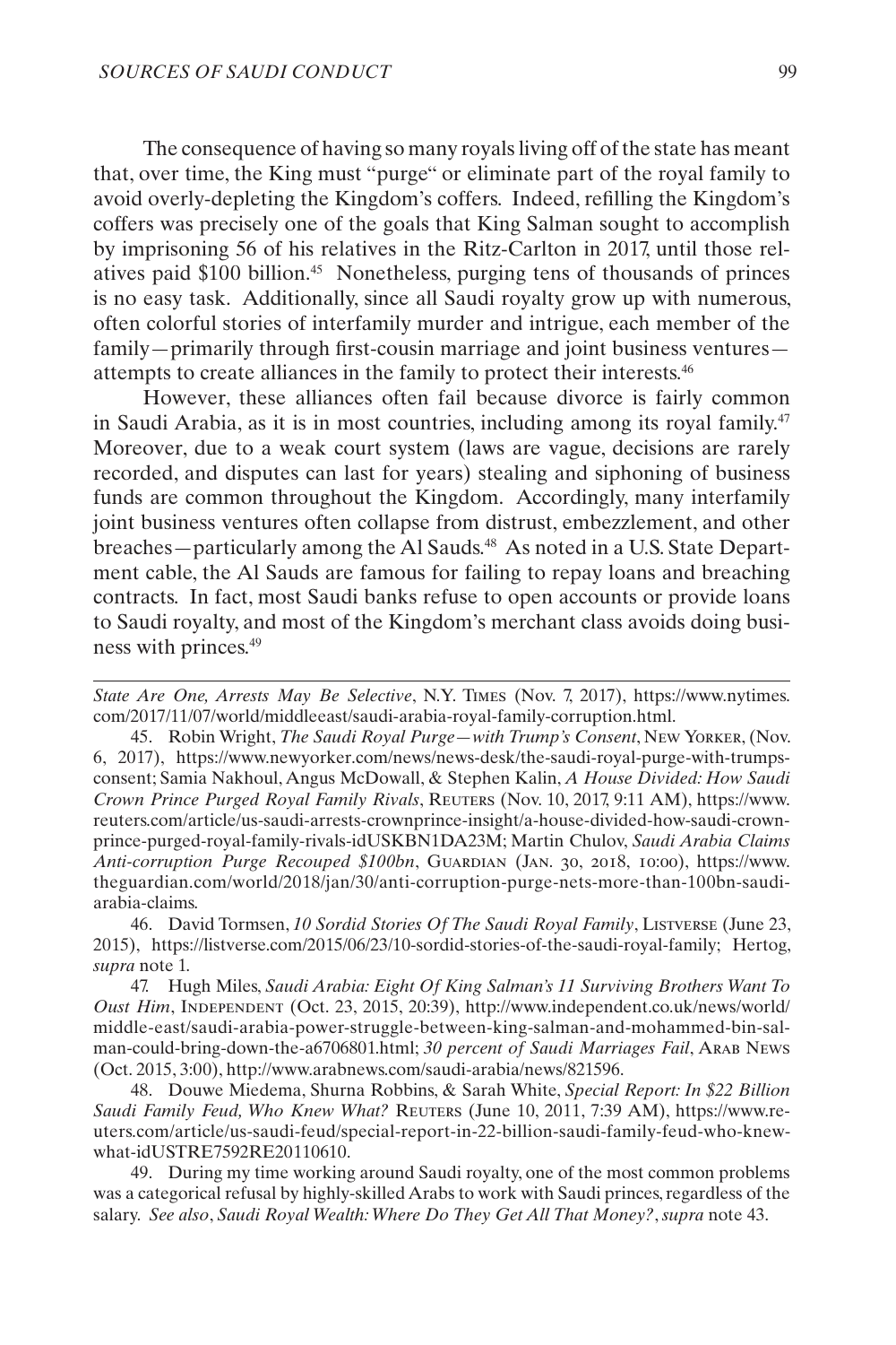The consequence of having so many royals living off of the state has meant that, over time, the King must "purge" or eliminate part of the royal family to avoid overly-depleting the Kingdom's coffers. Indeed, refilling the Kingdom's coffers was precisely one of the goals that King Salman sought to accomplish by imprisoning 56 of his relatives in the Ritz-Carlton in 2017, until those relatives paid $100 billion.[45] Nonetheless, purging tens of thousands of princes is no easy task. Additionally, since all Saudi royalty grow up with numerous, often colorful stories of interfamily murder and intrigue, each member of the family—primarily through first-cousin marriage and joint business ventures—attempts to create alliances in the family to protect their interests.[46]

However, these alliances often fail because divorce is fairly common in Saudi Arabia, as it is in most countries, including among its royal family.[47] Moreover, due to a weak court system (laws are vague, decisions are rarely recorded, and disputes can last for years) stealing and siphoning of business funds are common throughout the Kingdom. Accordingly, many interfamily joint business ventures often collapse from distrust, embezzlement, and other breaches—particularly among the Al Sauds.[48] As noted in a U.S. State Department cable, the Al Sauds are famous for failing to repay loans and breaching contracts. In fact, most Saudi banks refuse to open accounts or provide loans to Saudi royalty, and most of the Kingdom's merchant class avoids doing business with princes.[49]

---

*State Are One, Arrests May Be Selective*, N.Y. Times (Nov. 7, 2017), https://www.nytimes.com/2017/11/07/world/middleeast/saudi-arabia-royal-family-corruption.html.

45. Robin Wright, *The Saudi Royal Purge—with Trump's Consent*, New Yorker, (Nov. 6, 2017), https://www.newyorker.com/news/news-desk/the-saudi-royal-purge-with-trumps-consent; Samia Nakhoul, Angus McDowall, & Stephen Kalin, *A House Divided: How Saudi Crown Prince Purged Royal Family Rivals*, Reuters (Nov. 10, 2017, 9:11 AM), https://www.reuters.com/article/us-saudi-arrests-crownprince-insight/a-house-divided-how-saudi-crown-prince-purged-royal-family-rivals-idUSKBN1DA23M; Martin Chulov, *Saudi Arabia Claims Anti-corruption Purge Recouped $100bn*, Guardian (Jan. 30, 2018, 10:00), https://www.theguardian.com/world/2018/jan/30/anti-corruption-purge-nets-more-than-100bn-saudi-arabia-claims.

46. David Tormsen, *10 Sordid Stories Of The Saudi Royal Family*, Listverse (June 23, 2015), https://listverse.com/2015/06/23/10-sordid-stories-of-the-saudi-royal-family; Hertog, *supra* note 1.

47. Hugh Miles, *Saudi Arabia: Eight Of King Salman's 11 Surviving Brothers Want To Oust Him*, Independent (Oct. 23, 2015, 20:39), http://www.independent.co.uk/news/world/middle-east/saudi-arabia-power-struggle-between-king-salman-and-mohammed-bin-salman-could-bring-down-the-a6706801.html; *30 percent of Saudi Marriages Fail*, Arab News (Oct. 2015, 3:00), http://www.arabnews.com/saudi-arabia/news/821596.

48. Douwe Miedema, Shurna Robbins, & Sarah White, *Special Report: In $22 Billion Saudi Family Feud, Who Knew What?* Reuters (June 10, 2011, 7:39 AM), https://www.reuters.com/article/us-saudi-feud/special-report-in-22-billion-saudi-family-feud-who-knew-what-idUSTRE7592RE20110610.

49. During my time working around Saudi royalty, one of the most common problems was a categorical refusal by highly-skilled Arabs to work with Saudi princes, regardless of the salary. *See also*, *Saudi Royal Wealth: Where Do They Get All That Money?*, *supra* note 43.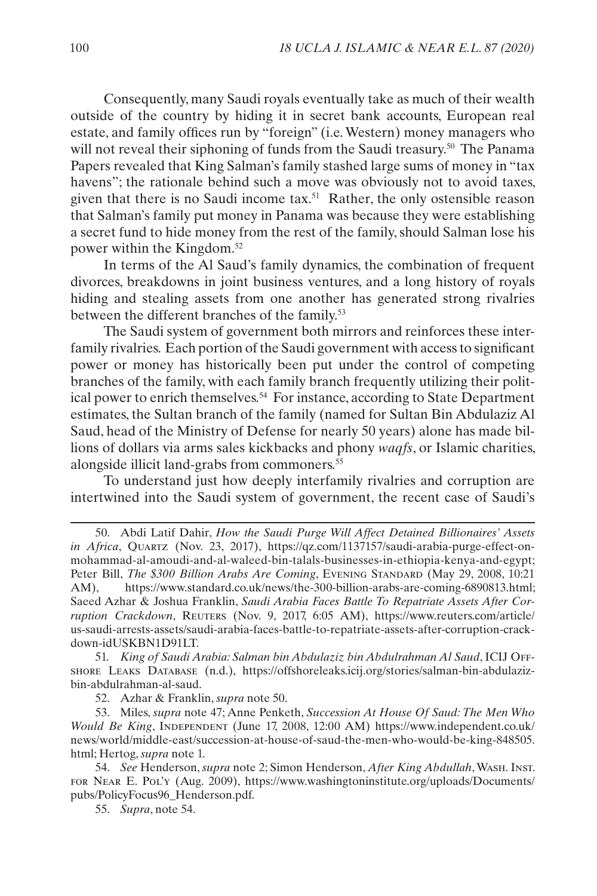Consequently, many Saudi royals eventually take as much of their wealth outside of the country by hiding it in secret bank accounts, European real estate, and family offices run by "foreign" (i.e. Western) money managers who will not reveal their siphoning of funds from the Saudi treasury.[50] The Panama Papers revealed that King Salman's family stashed large sums of money in "tax havens"; the rationale behind such a move was obviously not to avoid taxes, given that there is no Saudi income tax.[51] Rather, the only ostensible reason that Salman's family put money in Panama was because they were establishing a secret fund to hide money from the rest of the family, should Salman lose his power within the Kingdom.[52]

In terms of the Al Saud's family dynamics, the combination of frequent divorces, breakdowns in joint business ventures, and a long history of royals hiding and stealing assets from one another has generated strong rivalries between the different branches of the family.[53]

The Saudi system of government both mirrors and reinforces these interfamily rivalries. Each portion of the Saudi government with access to significant power or money has historically been put under the control of competing branches of the family, with each family branch frequently utilizing their political power to enrich themselves.[54] For instance, according to State Department estimates, the Sultan branch of the family (named for Sultan Bin Abdulaziz Al Saud, head of the Ministry of Defense for nearly 50 years) alone has made billions of dollars via arms sales kickbacks and phony *waqfs*, or Islamic charities, alongside illicit land-grabs from commoners.[55]

To understand just how deeply interfamily rivalries and corruption are intertwined into the Saudi system of government, the recent case of Saudi's

---

50. Abdi Latif Dahir, *How the Saudi Purge Will Affect Detained Billionaires' Assets in Africa*, Quartz (Nov. 23, 2017), https://qz.com/1137157/saudi-arabia-purge-effect-on-mohammad-al-amoudi-and-al-waleed-bin-talals-businesses-in-ethiopia-kenya-and-egypt; Peter Bill, *The $300 Billion Arabs Are Coming*, Evening Standard (May 29, 2008, 10:21 AM), https://www.standard.co.uk/news/the-300-billion-arabs-are-coming-6890813.html; Saeed Azhar & Joshua Franklin, *Saudi Arabia Faces Battle To Repatriate Assets After Corruption Crackdown*, Reuters (Nov. 9, 2017, 6:05 AM), https://www.reuters.com/article/us-saudi-arrests-assets/saudi-arabia-faces-battle-to-repatriate-assets-after-corruption-crackdown-idUSKBN1D91LT.

51. *King of Saudi Arabia: Salman bin Abdulaziz bin Abdulrahman Al Saud*, ICIJ Offshore Leaks Database (n.d.), https://offshoreleaks.icij.org/stories/salman-bin-abdulaziz-bin-abdulrahman-al-saud.

52. Azhar & Franklin, *supra* note 50.

53. Miles, *supra* note 47; Anne Penketh, *Succession At House Of Saud: The Men Who Would Be King*, Independent (June 17, 2008, 12:00 AM) https://www.independent.co.uk/news/world/middle-east/succession-at-house-of-saud-the-men-who-would-be-king-848505.html; Hertog, *supra* note 1.

54. *See* Henderson, *supra* note 2; Simon Henderson, *After King Abdullah*, Wash. Inst. for Near E. Pol'y (Aug. 2009), https://www.washingtoninstitute.org/uploads/Documents/pubs/PolicyFocus96_Henderson.pdf.

55. *Supra*, note 54.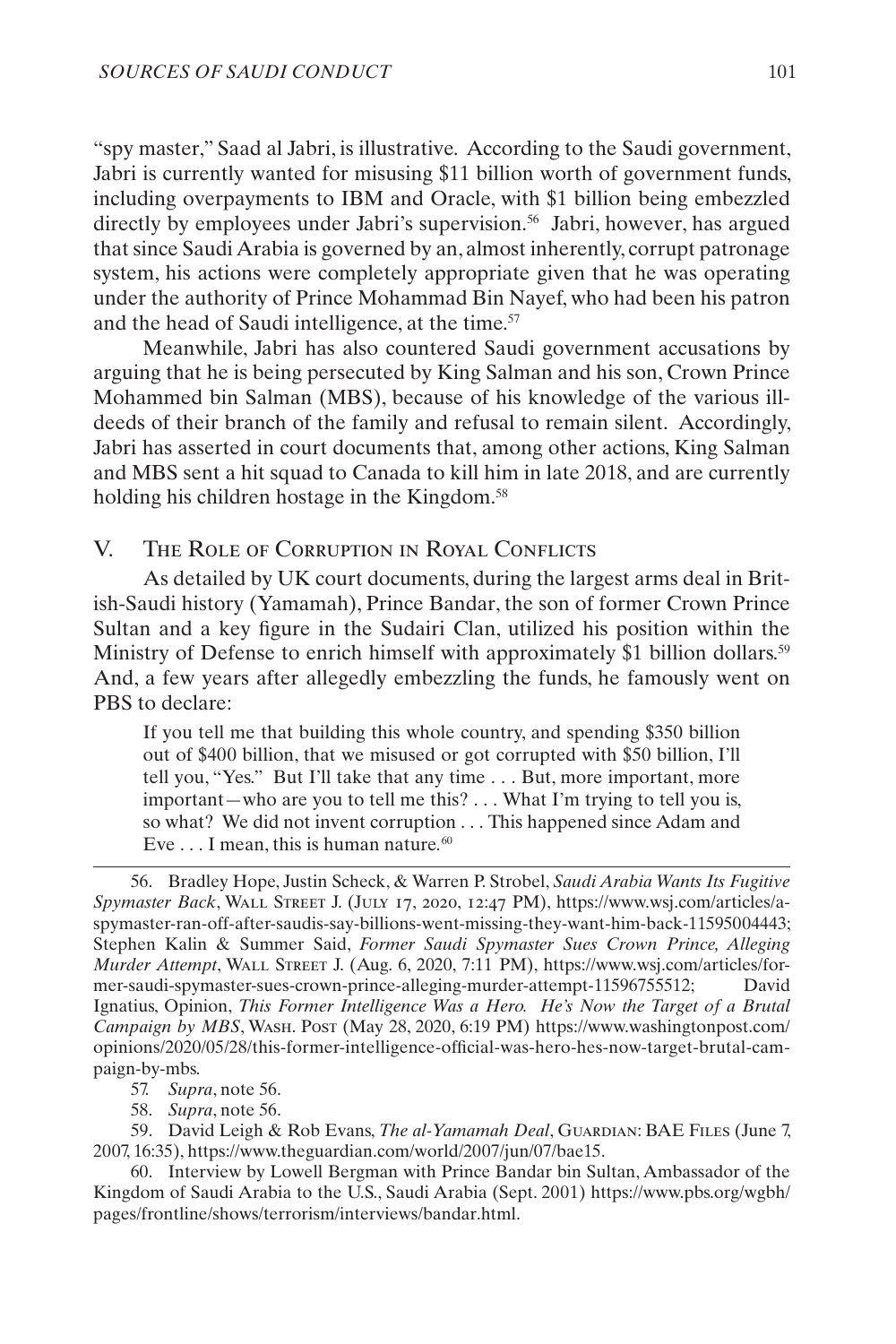"spy master," Saad al Jabri, is illustrative. According to the Saudi government, Jabri is currently wanted for misusing $11 billion worth of government funds, including overpayments to IBM and Oracle, with $1 billion being embezzled directly by employees under Jabri's supervision.[56] Jabri, however, has argued that since Saudi Arabia is governed by an, almost inherently, corrupt patronage system, his actions were completely appropriate given that he was operating under the authority of Prince Mohammad Bin Nayef, who had been his patron and the head of Saudi intelligence, at the time.[57]

Meanwhile, Jabri has also countered Saudi government accusations by arguing that he is being persecuted by King Salman and his son, Crown Prince Mohammed bin Salman (MBS), because of his knowledge of the various ill-deeds of their branch of the family and refusal to remain silent. Accordingly, Jabri has asserted in court documents that, among other actions, King Salman and MBS sent a hit squad to Canada to kill him in late 2018, and are currently holding his children hostage in the Kingdom.[58]

## V. The Role of Corruption in Royal Conflicts

As detailed by UK court documents, during the largest arms deal in British-Saudi history (Yamamah), Prince Bandar, the son of former Crown Prince Sultan and a key figure in the Sudairi Clan, utilized his position within the Ministry of Defense to enrich himself with approximately $1 billion dollars.[59] And, a few years after allegedly embezzling the funds, he famously went on PBS to declare:

> If you tell me that building this whole country, and spending $350 billion out of $400 billion, that we misused or got corrupted with $50 billion, I'll tell you, "Yes." But I'll take that any time . . . But, more important, more important—who are you to tell me this? . . . What I'm trying to tell you is, so what? We did not invent corruption . . . This happened since Adam and Eve . . . I mean, this is human nature.[60]

---

56. Bradley Hope, Justin Scheck, & Warren P. Strobel, *Saudi Arabia Wants Its Fugitive Spymaster Back*, Wall Street J. (July 17, 2020, 12:47 PM), https://www.wsj.com/articles/a-spymaster-ran-off-after-saudis-say-billions-went-missing-they-want-him-back-11595004443; Stephen Kalin & Summer Said, *Former Saudi Spymaster Sues Crown Prince, Alleging Murder Attempt*, Wall Street J. (Aug. 6, 2020, 7:11 PM), https://www.wsj.com/articles/former-saudi-spymaster-sues-crown-prince-alleging-murder-attempt-11596755512; David Ignatius, Opinion, *This Former Intelligence Was a Hero. He's Now the Target of a Brutal Campaign by MBS*, Wash. Post (May 28, 2020, 6:19 PM) https://www.washingtonpost.com/opinions/2020/05/28/this-former-intelligence-official-was-hero-hes-now-target-brutal-campaign-by-mbs.

57. *Supra*, note 56.

58. *Supra*, note 56.

59. David Leigh & Rob Evans, *The al-Yamamah Deal*, Guardian: BAE Files (June 7, 2007, 16:35), https://www.theguardian.com/world/2007/jun/07/bae15.

60. Interview by Lowell Bergman with Prince Bandar bin Sultan, Ambassador of the Kingdom of Saudi Arabia to the U.S., Saudi Arabia (Sept. 2001) https://www.pbs.org/wgbh/pages/frontline/shows/terrorism/interviews/bandar.html.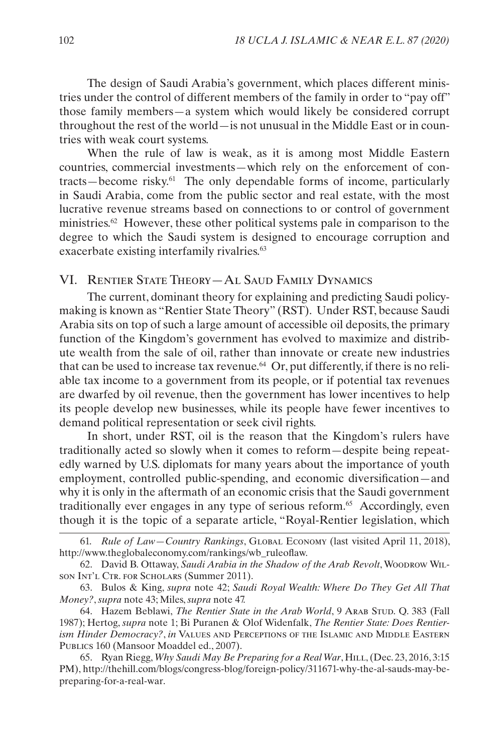The design of Saudi Arabia's government, which places different ministries under the control of different members of the family in order to "pay off" those family members—a system which would likely be considered corrupt throughout the rest of the world—is not unusual in the Middle East or in countries with weak court systems.

When the rule of law is weak, as it is among most Middle Eastern countries, commercial investments—which rely on the enforcement of contracts—become risky.[61] The only dependable forms of income, particularly in Saudi Arabia, come from the public sector and real estate, with the most lucrative revenue streams based on connections to or control of government ministries.[62] However, these other political systems pale in comparison to the degree to which the Saudi system is designed to encourage corruption and exacerbate existing interfamily rivalries.[63]

## VI. Rentier State Theory—Al Saud Family Dynamics

The current, dominant theory for explaining and predicting Saudi policymaking is known as "Rentier State Theory" (RST). Under RST, because Saudi Arabia sits on top of such a large amount of accessible oil deposits, the primary function of the Kingdom's government has evolved to maximize and distribute wealth from the sale of oil, rather than innovate or create new industries that can be used to increase tax revenue.[64] Or, put differently, if there is no reliable tax income to a government from its people, or if potential tax revenues are dwarfed by oil revenue, then the government has lower incentives to help its people develop new businesses, while its people have fewer incentives to demand political representation or seek civil rights.

In short, under RST, oil is the reason that the Kingdom's rulers have traditionally acted so slowly when it comes to reform—despite being repeatedly warned by U.S. diplomats for many years about the importance of youth employment, controlled public-spending, and economic diversification—and why it is only in the aftermath of an economic crisis that the Saudi government traditionally ever engages in any type of serious reform.[65] Accordingly, even though it is the topic of a separate article, "Royal-Rentier legislation, which

---

61. *Rule of Law—Country Rankings*, Global Economy (last visited April 11, 2018), http://www.theglobaleconomy.com/rankings/wb_ruleoflaw.

62. David B. Ottaway, *Saudi Arabia in the Shadow of the Arab Revolt*, Woodrow Wilson Int'l Ctr. for Scholars (Summer 2011).

63. Bulos & King, *supra* note 42; *Saudi Royal Wealth: Where Do They Get All That Money?*, *supra* note 43; Miles, *supra* note 47.

64. Hazem Beblawi, *The Rentier State in the Arab World*, 9 Arab Stud. Q. 383 (Fall 1987); Hertog, *supra* note 1; Bi Puranen & Olof Widenfalk, *The Rentier State: Does Rentierism Hinder Democracy?*, *in* Values and Perceptions of the Islamic and Middle Eastern Publics 160 (Mansoor Moaddel ed., 2007).

65. Ryan Riegg, *Why Saudi May Be Preparing for a Real War*, Hill, (Dec. 23, 2016, 3:15 PM), http://thehill.com/blogs/congress-blog/foreign-policy/311671-why-the-al-sauds-may-be-preparing-for-a-real-war.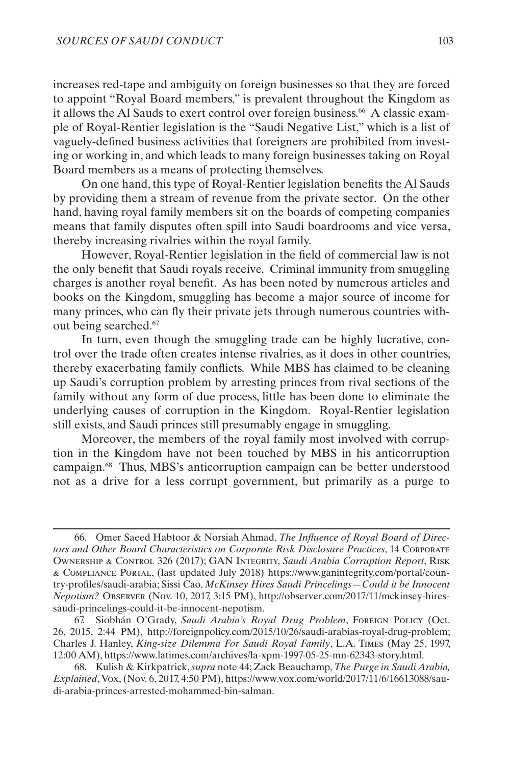increases red-tape and ambiguity on foreign businesses so that they are forced to appoint "Royal Board members," is prevalent throughout the Kingdom as it allows the Al Sauds to exert control over foreign business.[66] A classic example of Royal-Rentier legislation is the "Saudi Negative List," which is a list of vaguely-defined business activities that foreigners are prohibited from investing or working in, and which leads to many foreign businesses taking on Royal Board members as a means of protecting themselves.

On one hand, this type of Royal-Rentier legislation benefits the Al Sauds by providing them a stream of revenue from the private sector. On the other hand, having royal family members sit on the boards of competing companies means that family disputes often spill into Saudi boardrooms and vice versa, thereby increasing rivalries within the royal family.

However, Royal-Rentier legislation in the field of commercial law is not the only benefit that Saudi royals receive. Criminal immunity from smuggling charges is another royal benefit. As has been noted by numerous articles and books on the Kingdom, smuggling has become a major source of income for many princes, who can fly their private jets through numerous countries without being searched.[67]

In turn, even though the smuggling trade can be highly lucrative, control over the trade often creates intense rivalries, as it does in other countries, thereby exacerbating family conflicts. While MBS has claimed to be cleaning up Saudi's corruption problem by arresting princes from rival sections of the family without any form of due process, little has been done to eliminate the underlying causes of corruption in the Kingdom. Royal-Rentier legislation still exists, and Saudi princes still presumably engage in smuggling.

Moreover, the members of the royal family most involved with corruption in the Kingdom have not been touched by MBS in his anticorruption campaign.[68] Thus, MBS's anticorruption campaign can be better understood not as a drive for a less corrupt government, but primarily as a purge to

---

66. Omer Saeed Habtoor & Norsiah Ahmad, *The Influence of Royal Board of Directors and Other Board Characteristics on Corporate Risk Disclosure Practices*, 14 Corporate Ownership & Control 326 (2017); GAN Integrity, *Saudi Arabia Corruption Report*, Risk & Compliance Portal, (last updated July 2018) https://www.ganintegrity.com/portal/country-profiles/saudi-arabia; Sissi Cao, *McKinsey Hires Saudi Princelings—Could it be Innocent Nepotism?* Observer (Nov. 10, 2017, 3:15 PM), http://observer.com/2017/11/mckinsey-hires-saudi-princelings-could-it-be-innocent-nepotism.

67. Siobhán O'Grady, *Saudi Arabia's Royal Drug Problem*, Foreign Policy (Oct. 26, 2015, 2:44 PM), http://foreignpolicy.com/2015/10/26/saudi-arabias-royal-drug-problem; Charles J. Hanley, *King-size Dilemma For Saudi Royal Family*, L.A. Times (May 25, 1997, 12:00 AM), https://www.latimes.com/archives/la-xpm-1997-05-25-mn-62343-story.html.

68. Kulish & Kirkpatrick, *supra* note 44; Zack Beauchamp, *The Purge in Saudi Arabia, Explained*, Vox, (Nov. 6, 2017, 4:50 PM), https://www.vox.com/world/2017/11/6/16613088/saudi-arabia-princes-arrested-mohammed-bin-salman.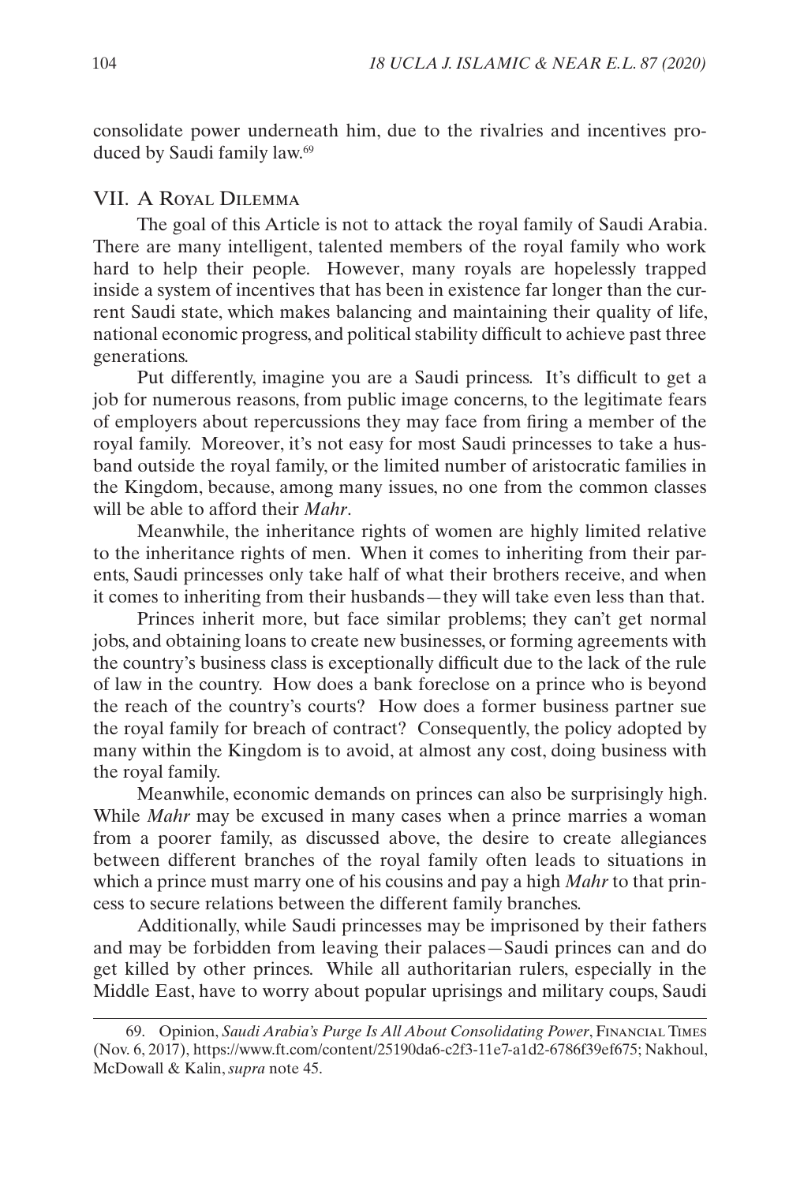consolidate power underneath him, due to the rivalries and incentives produced by Saudi family law.[69]

## VII. A Royal Dilemma

The goal of this Article is not to attack the royal family of Saudi Arabia. There are many intelligent, talented members of the royal family who work hard to help their people. However, many royals are hopelessly trapped inside a system of incentives that has been in existence far longer than the current Saudi state, which makes balancing and maintaining their quality of life, national economic progress, and political stability difficult to achieve past three generations.

Put differently, imagine you are a Saudi princess. It's difficult to get a job for numerous reasons, from public image concerns, to the legitimate fears of employers about repercussions they may face from firing a member of the royal family. Moreover, it's not easy for most Saudi princesses to take a husband outside the royal family, or the limited number of aristocratic families in the Kingdom, because, among many issues, no one from the common classes will be able to afford their *Mahr*.

Meanwhile, the inheritance rights of women are highly limited relative to the inheritance rights of men. When it comes to inheriting from their parents, Saudi princesses only take half of what their brothers receive, and when it comes to inheriting from their husbands—they will take even less than that.

Princes inherit more, but face similar problems; they can't get normal jobs, and obtaining loans to create new businesses, or forming agreements with the country's business class is exceptionally difficult due to the lack of the rule of law in the country. How does a bank foreclose on a prince who is beyond the reach of the country's courts? How does a former business partner sue the royal family for breach of contract? Consequently, the policy adopted by many within the Kingdom is to avoid, at almost any cost, doing business with the royal family.

Meanwhile, economic demands on princes can also be surprisingly high. While *Mahr* may be excused in many cases when a prince marries a woman from a poorer family, as discussed above, the desire to create allegiances between different branches of the royal family often leads to situations in which a prince must marry one of his cousins and pay a high *Mahr* to that princess to secure relations between the different family branches.

Additionally, while Saudi princesses may be imprisoned by their fathers and may be forbidden from leaving their palaces—Saudi princes can and do get killed by other princes. While all authoritarian rulers, especially in the Middle East, have to worry about popular uprisings and military coups, Saudi

---

69. Opinion, *Saudi Arabia's Purge Is All About Consolidating Power*, Financial Times (Nov. 6, 2017), https://www.ft.com/content/25190da6-c2f3-11e7-a1d2-6786f39ef675; Nakhoul, McDowall & Kalin, *supra* note 45.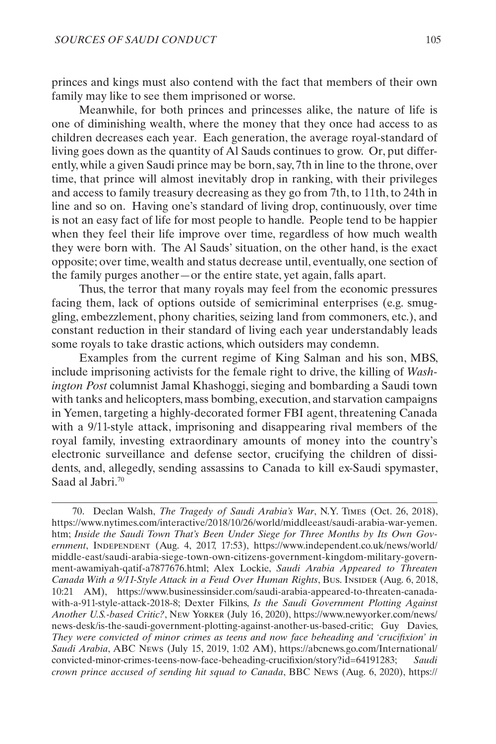princes and kings must also contend with the fact that members of their own family may like to see them imprisoned or worse.

Meanwhile, for both princes and princesses alike, the nature of life is one of diminishing wealth, where the money that they once had access to as children decreases each year. Each generation, the average royal-standard of living goes down as the quantity of Al Sauds continues to grow. Or, put differently, while a given Saudi prince may be born, say, 7th in line to the throne, over time, that prince will almost inevitably drop in ranking, with their privileges and access to family treasury decreasing as they go from 7th, to 11th, to 24th in line and so on. Having one's standard of living drop, continuously, over time is not an easy fact of life for most people to handle. People tend to be happier when they feel their life improve over time, regardless of how much wealth they were born with. The Al Sauds' situation, on the other hand, is the exact opposite; over time, wealth and status decrease until, eventually, one section of the family purges another—or the entire state, yet again, falls apart.

Thus, the terror that many royals may feel from the economic pressures facing them, lack of options outside of semicriminal enterprises (e.g. smuggling, embezzlement, phony charities, seizing land from commoners, etc.), and constant reduction in their standard of living each year understandably leads some royals to take drastic actions, which outsiders may condemn.

Examples from the current regime of King Salman and his son, MBS, include imprisoning activists for the female right to drive, the killing of *Washington Post* columnist Jamal Khashoggi, sieging and bombarding a Saudi town with tanks and helicopters, mass bombing, execution, and starvation campaigns in Yemen, targeting a highly-decorated former FBI agent, threatening Canada with a 9/11-style attack, imprisoning and disappearing rival members of the royal family, investing extraordinary amounts of money into the country's electronic surveillance and defense sector, crucifying the children of dissidents, and, allegedly, sending assassins to Canada to kill ex-Saudi spymaster, Saad al Jabri.[70]

---

70. Declan Walsh, *The Tragedy of Saudi Arabia's War*, N.Y. Times (Oct. 26, 2018), https://www.nytimes.com/interactive/2018/10/26/world/middleeast/saudi-arabia-war-yemen.htm; *Inside the Saudi Town That's Been Under Siege for Three Months by Its Own Government*, Independent (Aug. 4, 2017, 17:53), https://www.independent.co.uk/news/world/middle-east/saudi-arabia-siege-town-own-citizens-government-kingdom-military-government-awamiyah-qatif-a7877676.html; Alex Lockie, *Saudi Arabia Appeared to Threaten Canada With a 9/11-Style Attack in a Feud Over Human Rights*, Bus. Insider (Aug. 6, 2018, 10:21 AM), https://www.businessinsider.com/saudi-arabia-appeared-to-threaten-canada-with-a-911-style-attack-2018-8; Dexter Filkins, *Is the Saudi Government Plotting Against Another U.S.-based Critic?*, New Yorker (July 16, 2020), https://www.newyorker.com/news/news-desk/is-the-saudi-government-plotting-against-another-us-based-critic; Guy Davies, *They were convicted of minor crimes as teens and now face beheading and 'crucifixion' in Saudi Arabia*, ABC News (July 15, 2019, 1:02 AM), https://abcnews.go.com/International/convicted-minor-crimes-teens-now-face-beheading-crucifixion/story?id=64191283; *Saudi crown prince accused of sending hit squad to Canada*, BBC News (Aug. 6, 2020), https://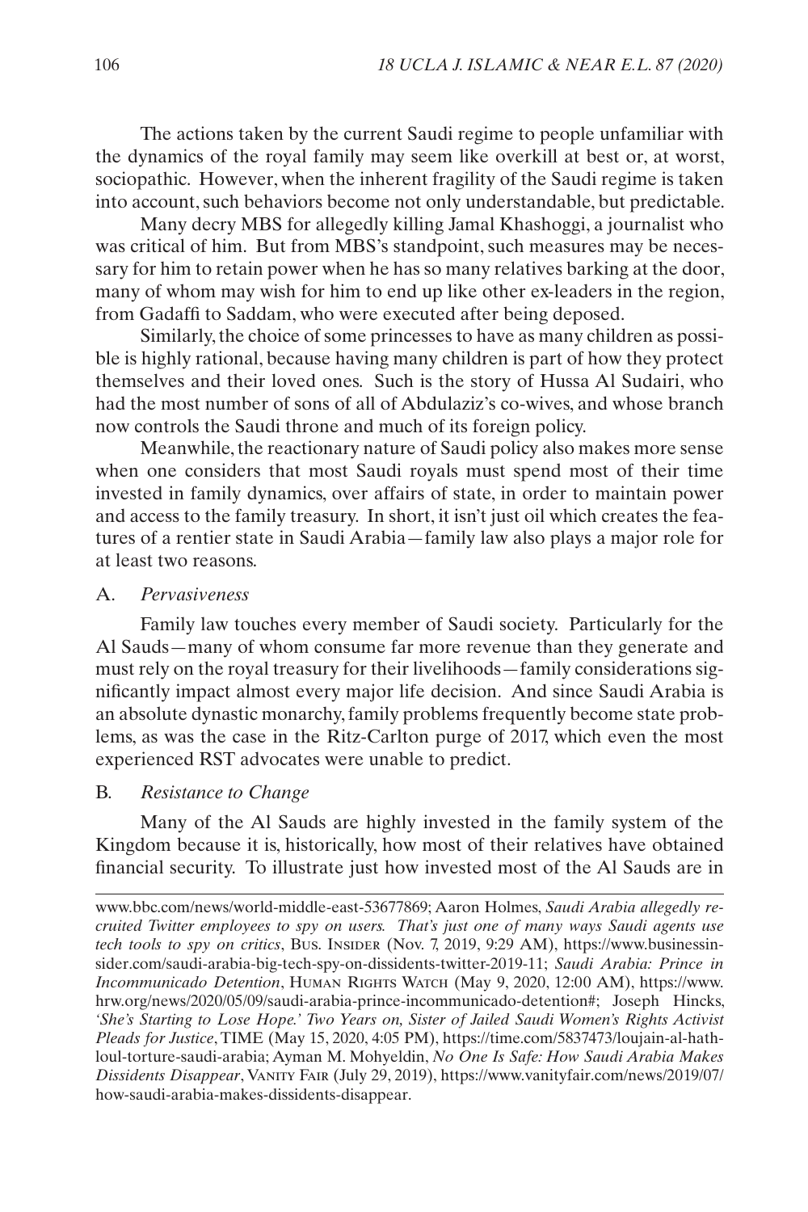The actions taken by the current Saudi regime to people unfamiliar with the dynamics of the royal family may seem like overkill at best or, at worst, sociopathic. However, when the inherent fragility of the Saudi regime is taken into account, such behaviors become not only understandable, but predictable.

Many decry MBS for allegedly killing Jamal Khashoggi, a journalist who was critical of him. But from MBS's standpoint, such measures may be necessary for him to retain power when he has so many relatives barking at the door, many of whom may wish for him to end up like other ex-leaders in the region, from Gadaffi to Saddam, who were executed after being deposed.

Similarly, the choice of some princesses to have as many children as possible is highly rational, because having many children is part of how they protect themselves and their loved ones. Such is the story of Hussa Al Sudairi, who had the most number of sons of all of Abdulaziz's co-wives, and whose branch now controls the Saudi throne and much of its foreign policy.

Meanwhile, the reactionary nature of Saudi policy also makes more sense when one considers that most Saudi royals must spend most of their time invested in family dynamics, over affairs of state, in order to maintain power and access to the family treasury. In short, it isn't just oil which creates the features of a rentier state in Saudi Arabia—family law also plays a major role for at least two reasons.

### A. *Pervasiveness*

Family law touches every member of Saudi society. Particularly for the Al Sauds—many of whom consume far more revenue than they generate and must rely on the royal treasury for their livelihoods—family considerations significantly impact almost every major life decision. And since Saudi Arabia is an absolute dynastic monarchy, family problems frequently become state problems, as was the case in the Ritz-Carlton purge of 2017, which even the most experienced RST advocates were unable to predict.

### B. *Resistance to Change*

Many of the Al Sauds are highly invested in the family system of the Kingdom because it is, historically, how most of their relatives have obtained financial security. To illustrate just how invested most of the Al Sauds are in

---

www.bbc.com/news/world-middle-east-53677869; Aaron Holmes, *Saudi Arabia allegedly recruited Twitter employees to spy on users. That's just one of many ways Saudi agents use tech tools to spy on critics*, Bus. Insider (Nov. 7, 2019, 9:29 AM), https://www.businessinsider.com/saudi-arabia-big-tech-spy-on-dissidents-twitter-2019-11; *Saudi Arabia: Prince in Incommunicado Detention*, Human Rights Watch (May 9, 2020, 12:00 AM), https://www.hrw.org/news/2020/05/09/saudi-arabia-prince-incommunicado-detention#; Joseph Hincks, *'She's Starting to Lose Hope.' Two Years on, Sister of Jailed Saudi Women's Rights Activist Pleads for Justice*, TIME (May 15, 2020, 4:05 PM), https://time.com/5837473/loujain-al-hathloul-torture-saudi-arabia; Ayman M. Mohyeldin, *No One Is Safe: How Saudi Arabia Makes Dissidents Disappear*, Vanity Fair (July 29, 2019), https://www.vanityfair.com/news/2019/07/how-saudi-arabia-makes-dissidents-disappear.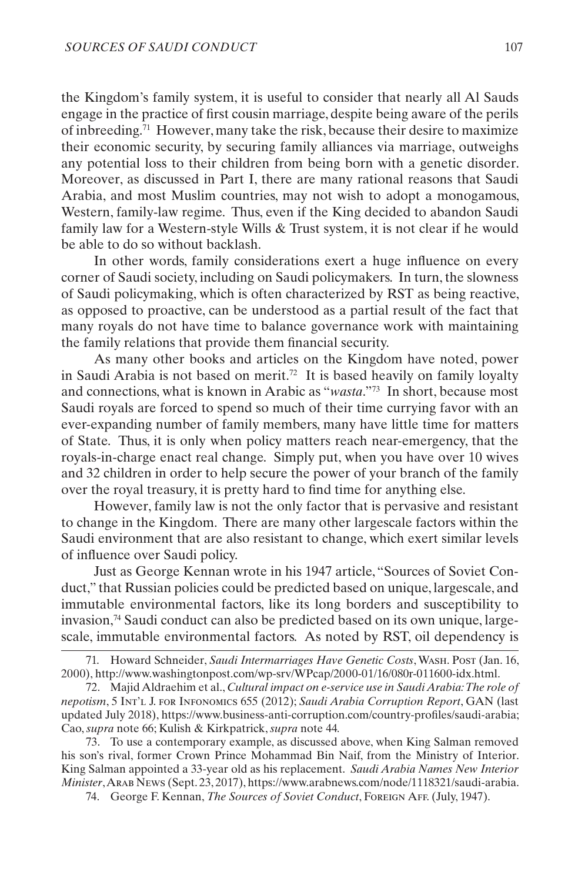the Kingdom's family system, it is useful to consider that nearly all Al Sauds engage in the practice of first cousin marriage, despite being aware of the perils of inbreeding.[71] However, many take the risk, because their desire to maximize their economic security, by securing family alliances via marriage, outweighs any potential loss to their children from being born with a genetic disorder. Moreover, as discussed in Part I, there are many rational reasons that Saudi Arabia, and most Muslim countries, may not wish to adopt a monogamous, Western, family-law regime. Thus, even if the King decided to abandon Saudi family law for a Western-style Wills & Trust system, it is not clear if he would be able to do so without backlash.

In other words, family considerations exert a huge influence on every corner of Saudi society, including on Saudi policymakers. In turn, the slowness of Saudi policymaking, which is often characterized by RST as being reactive, as opposed to proactive, can be understood as a partial result of the fact that many royals do not have time to balance governance work with maintaining the family relations that provide them financial security.

As many other books and articles on the Kingdom have noted, power in Saudi Arabia is not based on merit.[72] It is based heavily on family loyalty and connections, what is known in Arabic as "*wasta*."[73] In short, because most Saudi royals are forced to spend so much of their time currying favor with an ever-expanding number of family members, many have little time for matters of State. Thus, it is only when policy matters reach near-emergency, that the royals-in-charge enact real change. Simply put, when you have over 10 wives and 32 children in order to help secure the power of your branch of the family over the royal treasury, it is pretty hard to find time for anything else.

However, family law is not the only factor that is pervasive and resistant to change in the Kingdom. There are many other largescale factors within the Saudi environment that are also resistant to change, which exert similar levels of influence over Saudi policy.

Just as George Kennan wrote in his 1947 article, "Sources of Soviet Conduct," that Russian policies could be predicted based on unique, largescale, and immutable environmental factors, like its long borders and susceptibility to invasion,[74] Saudi conduct can also be predicted based on its own unique, large-scale, immutable environmental factors. As noted by RST, oil dependency is

---

71. Howard Schneider, *Saudi Intermarriages Have Genetic Costs*, Wash. Post (Jan. 16, 2000), http://www.washingtonpost.com/wp-srv/WPcap/2000-01/16/080r-011600-idx.html.

72. Majid Aldraehim et al., *Cultural impact on e-service use in Saudi Arabia: The role of nepotism*, 5 Int'l J. for Infonomics 655 (2012); *Saudi Arabia Corruption Report*, GAN (last updated July 2018), https://www.business-anti-corruption.com/country-profiles/saudi-arabia; Cao, *supra* note 66; Kulish & Kirkpatrick, *supra* note 44.

73. To use a contemporary example, as discussed above, when King Salman removed his son's rival, former Crown Prince Mohammad Bin Naif, from the Ministry of Interior. King Salman appointed a 33-year old as his replacement. *Saudi Arabia Names New Interior Minister*, Arab News (Sept. 23, 2017), https://www.arabnews.com/node/1118321/saudi-arabia.

74. George F. Kennan, *The Sources of Soviet Conduct*, Foreign Aff. (July, 1947).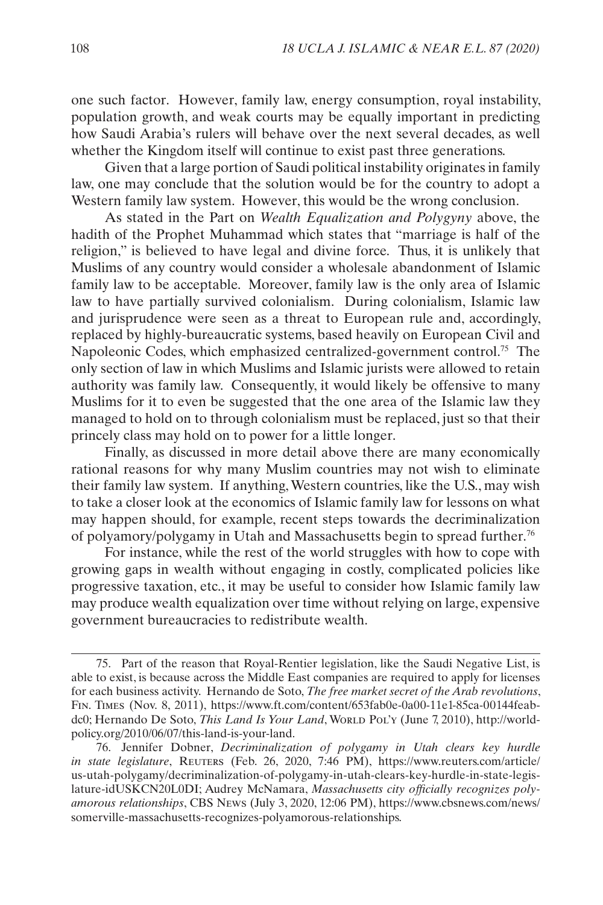one such factor. However, family law, energy consumption, royal instability, population growth, and weak courts may be equally important in predicting how Saudi Arabia's rulers will behave over the next several decades, as well whether the Kingdom itself will continue to exist past three generations.

Given that a large portion of Saudi political instability originates in family law, one may conclude that the solution would be for the country to adopt a Western family law system. However, this would be the wrong conclusion.

As stated in the Part on *Wealth Equalization and Polygyny* above, the hadith of the Prophet Muhammad which states that "marriage is half of the religion," is believed to have legal and divine force. Thus, it is unlikely that Muslims of any country would consider a wholesale abandonment of Islamic family law to be acceptable. Moreover, family law is the only area of Islamic law to have partially survived colonialism. During colonialism, Islamic law and jurisprudence were seen as a threat to European rule and, accordingly, replaced by highly-bureaucratic systems, based heavily on European Civil and Napoleonic Codes, which emphasized centralized-government control.[75] The only section of law in which Muslims and Islamic jurists were allowed to retain authority was family law. Consequently, it would likely be offensive to many Muslims for it to even be suggested that the one area of the Islamic law they managed to hold on to through colonialism must be replaced, just so that their princely class may hold on to power for a little longer.

Finally, as discussed in more detail above there are many economically rational reasons for why many Muslim countries may not wish to eliminate their family law system. If anything, Western countries, like the U.S., may wish to take a closer look at the economics of Islamic family law for lessons on what may happen should, for example, recent steps towards the decriminalization of polyamory/polygamy in Utah and Massachusetts begin to spread further.[76]

For instance, while the rest of the world struggles with how to cope with growing gaps in wealth without engaging in costly, complicated policies like progressive taxation, etc., it may be useful to consider how Islamic family law may produce wealth equalization over time without relying on large, expensive government bureaucracies to redistribute wealth.

---

75. Part of the reason that Royal-Rentier legislation, like the Saudi Negative List, is able to exist, is because across the Middle East companies are required to apply for licenses for each business activity. Hernando de Soto, *The free market secret of the Arab revolutions*, Fin. Times (Nov. 8, 2011), https://www.ft.com/content/653fab0e-0a00-11e1-85ca-00144feabdc0; Hernando De Soto, *This Land Is Your Land*, World Pol'y (June 7, 2010), http://worldpolicy.org/2010/06/07/this-land-is-your-land.

76. Jennifer Dobner, *Decriminalization of polygamy in Utah clears key hurdle in state legislature*, Reuters (Feb. 26, 2020, 7:46 PM), https://www.reuters.com/article/us-utah-polygamy/decriminalization-of-polygamy-in-utah-clears-key-hurdle-in-state-legislature-idUSKCN20L0DI; Audrey McNamara, *Massachusetts city officially recognizes polyamorous relationships*, CBS News (July 3, 2020, 12:06 PM), https://www.cbsnews.com/news/somerville-massachusetts-recognizes-polyamorous-relationships.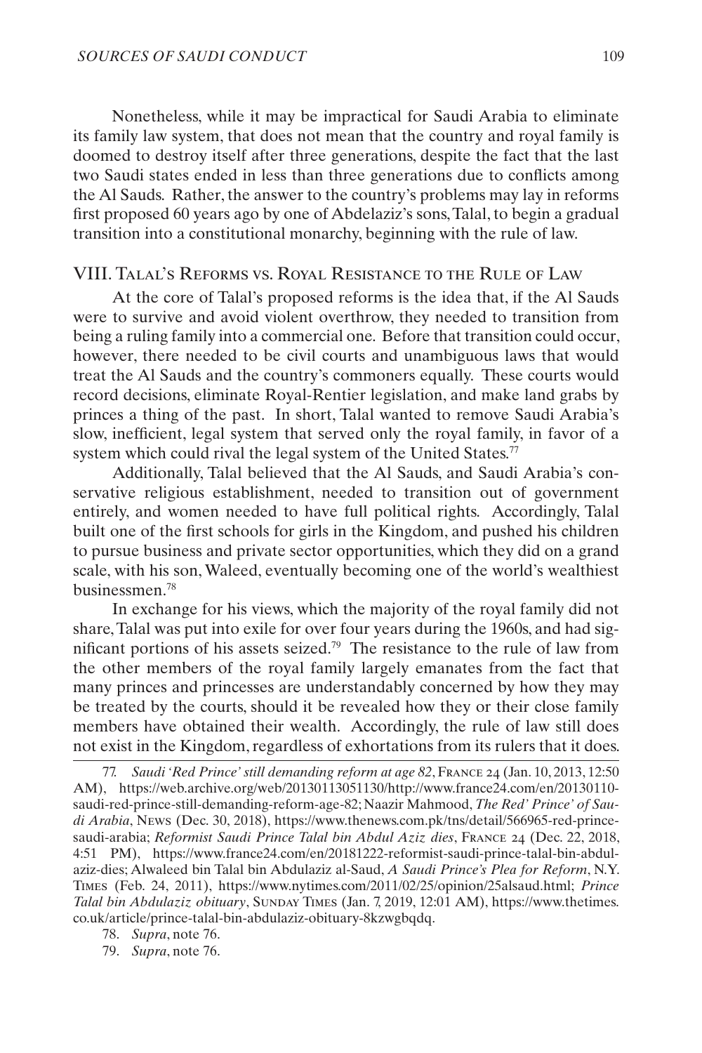Nonetheless, while it may be impractical for Saudi Arabia to eliminate its family law system, that does not mean that the country and royal family is doomed to destroy itself after three generations, despite the fact that the last two Saudi states ended in less than three generations due to conflicts among the Al Sauds. Rather, the answer to the country's problems may lay in reforms first proposed 60 years ago by one of Abdelaziz's sons, Talal, to begin a gradual transition into a constitutional monarchy, beginning with the rule of law.

## VIII. Talal's Reforms vs. Royal Resistance to the Rule of Law

At the core of Talal's proposed reforms is the idea that, if the Al Sauds were to survive and avoid violent overthrow, they needed to transition from being a ruling family into a commercial one. Before that transition could occur, however, there needed to be civil courts and unambiguous laws that would treat the Al Sauds and the country's commoners equally. These courts would record decisions, eliminate Royal-Rentier legislation, and make land grabs by princes a thing of the past. In short, Talal wanted to remove Saudi Arabia's slow, inefficient, legal system that served only the royal family, in favor of a system which could rival the legal system of the United States.[77]

Additionally, Talal believed that the Al Sauds, and Saudi Arabia's conservative religious establishment, needed to transition out of government entirely, and women needed to have full political rights. Accordingly, Talal built one of the first schools for girls in the Kingdom, and pushed his children to pursue business and private sector opportunities, which they did on a grand scale, with his son, Waleed, eventually becoming one of the world's wealthiest businessmen.[78]

In exchange for his views, which the majority of the royal family did not share, Talal was put into exile for over four years during the 1960s, and had significant portions of his assets seized.[79] The resistance to the rule of law from the other members of the royal family largely emanates from the fact that many princes and princesses are understandably concerned by how they may be treated by the courts, should it be revealed how they or their close family members have obtained their wealth. Accordingly, the rule of law still does not exist in the Kingdom, regardless of exhortations from its rulers that it does.

77. *Saudi 'Red Prince' still demanding reform at age 82*, France 24 (Jan. 10, 2013, 12:50 AM), https://web.archive.org/web/20130113051130/http://www.france24.com/en/20130110-saudi-red-prince-still-demanding-reform-age-82; Naazir Mahmood, *The Red' Prince' of Saudi Arabia*, News (Dec. 30, 2018), https://www.thenews.com.pk/tns/detail/566965-red-prince-saudi-arabia; *Reformist Saudi Prince Talal bin Abdul Aziz dies*, France 24 (Dec. 22, 2018, 4:51 PM), https://www.france24.com/en/20181222-reformist-saudi-prince-talal-bin-abdul-aziz-dies; Alwaleed bin Talal bin Abdulaziz al-Saud, *A Saudi Prince's Plea for Reform*, N.Y. Times (Feb. 24, 2011), https://www.nytimes.com/2011/02/25/opinion/25alsaud.html; *Prince Talal bin Abdulaziz obituary*, Sunday Times (Jan. 7, 2019, 12:01 AM), https://www.thetimes.co.uk/article/prince-talal-bin-abdulaziz-obituary-8kzwgbqdq.

78. *Supra*, note 76.

79. *Supra*, note 76.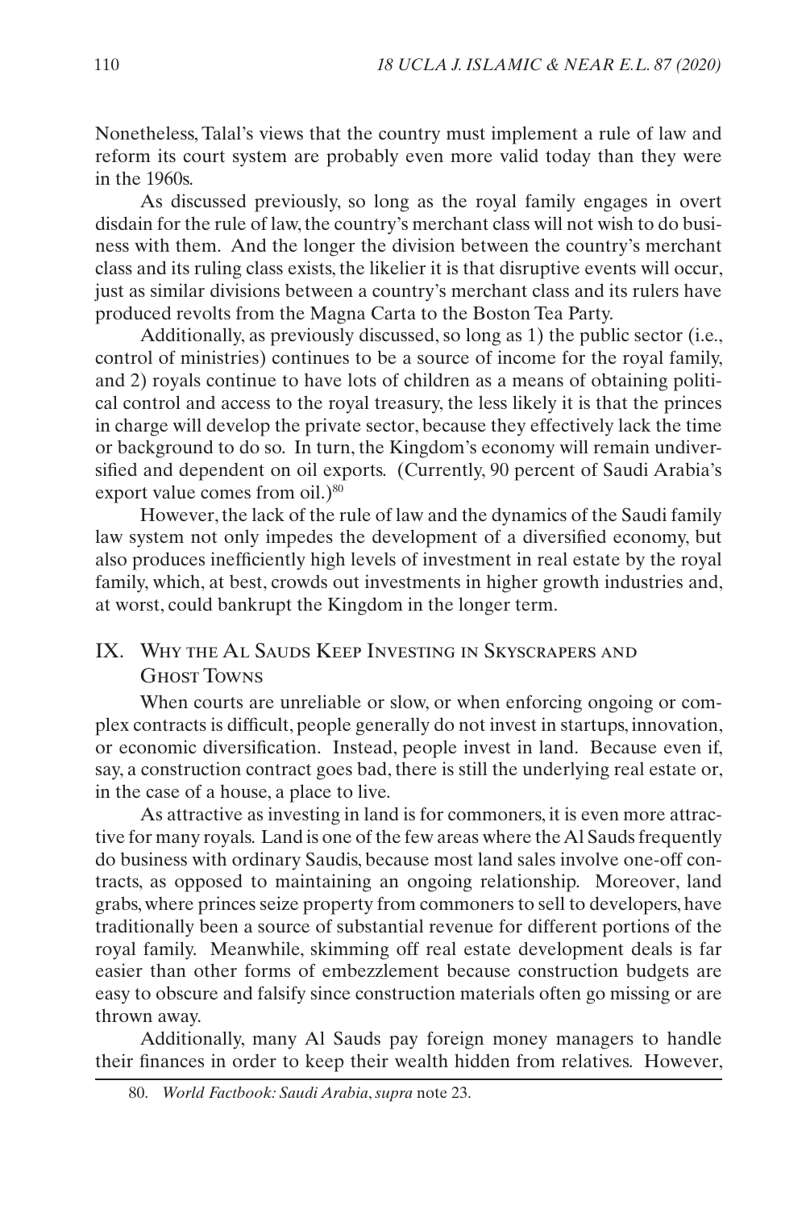Nonetheless, Talal's views that the country must implement a rule of law and reform its court system are probably even more valid today than they were in the 1960s.

As discussed previously, so long as the royal family engages in overt disdain for the rule of law, the country's merchant class will not wish to do business with them. And the longer the division between the country's merchant class and its ruling class exists, the likelier it is that disruptive events will occur, just as similar divisions between a country's merchant class and its rulers have produced revolts from the Magna Carta to the Boston Tea Party.

Additionally, as previously discussed, so long as 1) the public sector (i.e., control of ministries) continues to be a source of income for the royal family, and 2) royals continue to have lots of children as a means of obtaining political control and access to the royal treasury, the less likely it is that the princes in charge will develop the private sector, because they effectively lack the time or background to do so. In turn, the Kingdom's economy will remain undiversified and dependent on oil exports. (Currently, 90 percent of Saudi Arabia's export value comes from oil.)[80]

However, the lack of the rule of law and the dynamics of the Saudi family law system not only impedes the development of a diversified economy, but also produces inefficiently high levels of investment in real estate by the royal family, which, at best, crowds out investments in higher growth industries and, at worst, could bankrupt the Kingdom in the longer term.

## IX. Why the Al Sauds Keep Investing in Skyscrapers and Ghost Towns

When courts are unreliable or slow, or when enforcing ongoing or complex contracts is difficult, people generally do not invest in startups, innovation, or economic diversification. Instead, people invest in land. Because even if, say, a construction contract goes bad, there is still the underlying real estate or, in the case of a house, a place to live.

As attractive as investing in land is for commoners, it is even more attractive for many royals. Land is one of the few areas where the Al Sauds frequently do business with ordinary Saudis, because most land sales involve one-off contracts, as opposed to maintaining an ongoing relationship. Moreover, land grabs, where princes seize property from commoners to sell to developers, have traditionally been a source of substantial revenue for different portions of the royal family. Meanwhile, skimming off real estate development deals is far easier than other forms of embezzlement because construction budgets are easy to obscure and falsify since construction materials often go missing or are thrown away.

Additionally, many Al Sauds pay foreign money managers to handle their finances in order to keep their wealth hidden from relatives. However,

80. *World Factbook: Saudi Arabia*, *supra* note 23.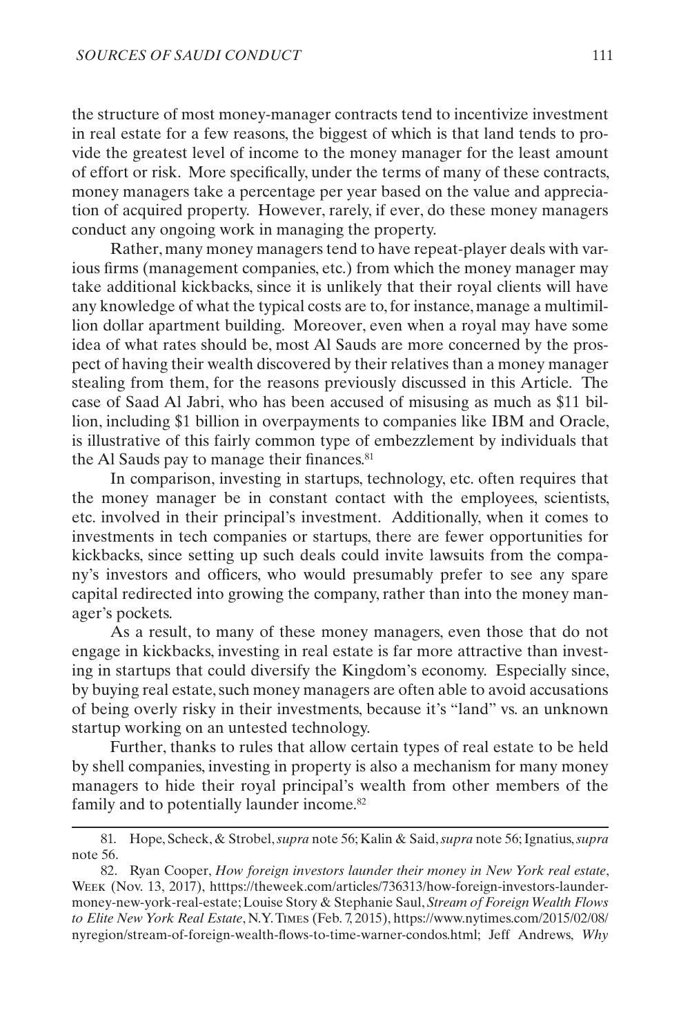the structure of most money-manager contracts tend to incentivize investment in real estate for a few reasons, the biggest of which is that land tends to provide the greatest level of income to the money manager for the least amount of effort or risk. More specifically, under the terms of many of these contracts, money managers take a percentage per year based on the value and appreciation of acquired property. However, rarely, if ever, do these money managers conduct any ongoing work in managing the property.

Rather, many money managers tend to have repeat-player deals with various firms (management companies, etc.) from which the money manager may take additional kickbacks, since it is unlikely that their royal clients will have any knowledge of what the typical costs are to, for instance, manage a multimillion dollar apartment building. Moreover, even when a royal may have some idea of what rates should be, most Al Sauds are more concerned by the prospect of having their wealth discovered by their relatives than a money manager stealing from them, for the reasons previously discussed in this Article. The case of Saad Al Jabri, who has been accused of misusing as much as $11 billion, including $1 billion in overpayments to companies like IBM and Oracle, is illustrative of this fairly common type of embezzlement by individuals that the Al Sauds pay to manage their finances.[81]

In comparison, investing in startups, technology, etc. often requires that the money manager be in constant contact with the employees, scientists, etc. involved in their principal's investment. Additionally, when it comes to investments in tech companies or startups, there are fewer opportunities for kickbacks, since setting up such deals could invite lawsuits from the company's investors and officers, who would presumably prefer to see any spare capital redirected into growing the company, rather than into the money manager's pockets.

As a result, to many of these money managers, even those that do not engage in kickbacks, investing in real estate is far more attractive than investing in startups that could diversify the Kingdom's economy. Especially since, by buying real estate, such money managers are often able to avoid accusations of being overly risky in their investments, because it's "land" vs. an unknown startup working on an untested technology.

Further, thanks to rules that allow certain types of real estate to be held by shell companies, investing in property is also a mechanism for many money managers to hide their royal principal's wealth from other members of the family and to potentially launder income.[82]

---

81. Hope, Scheck, & Strobel, *supra* note 56; Kalin & Said, *supra* note 56; Ignatius, *supra* note 56.

82. Ryan Cooper, *How foreign investors launder their money in New York real estate*, Week (Nov. 13, 2017), htttps://theweek.com/articles/736313/how-foreign-investors-launder-money-new-york-real-estate; Louise Story & Stephanie Saul, *Stream of Foreign Wealth Flows to Elite New York Real Estate*, N.Y. Times (Feb. 7, 2015), https://www.nytimes.com/2015/02/08/nyregion/stream-of-foreign-wealth-flows-to-time-warner-condos.html; Jeff Andrews, *Why*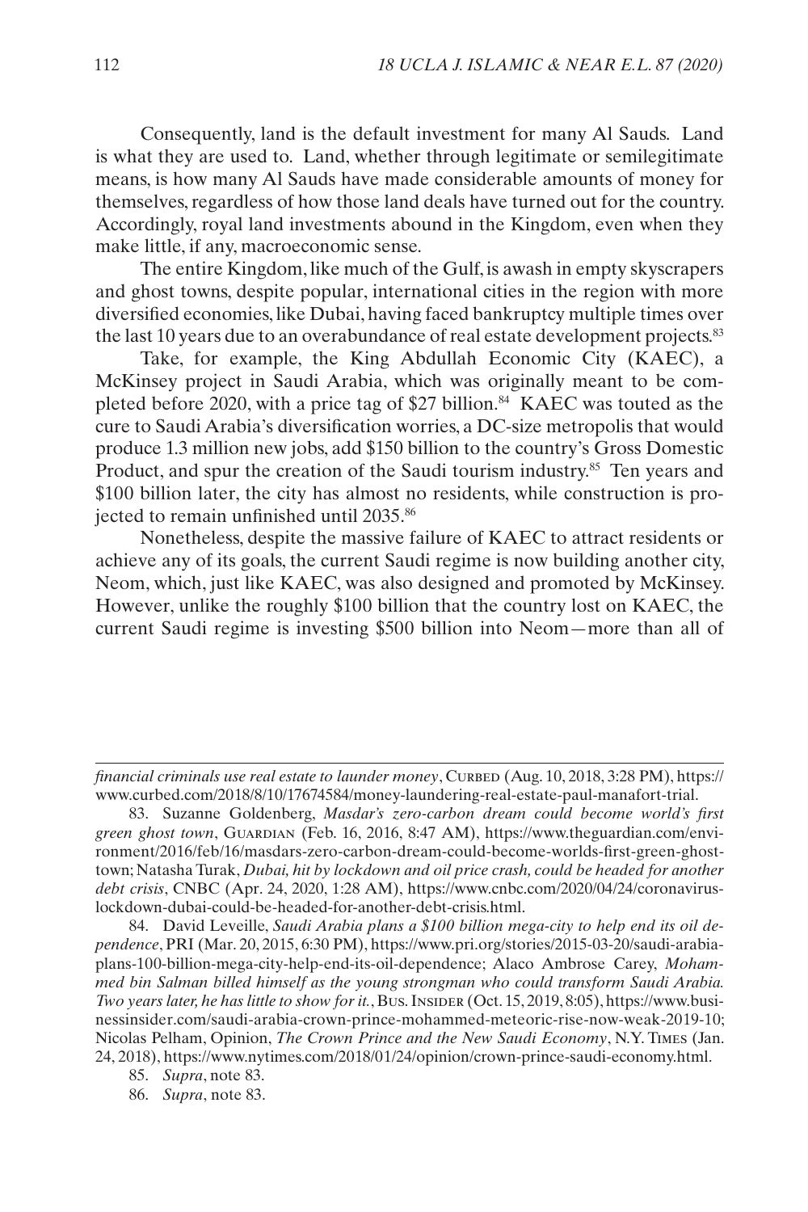Consequently, land is the default investment for many Al Sauds. Land is what they are used to. Land, whether through legitimate or semilegitimate means, is how many Al Sauds have made considerable amounts of money for themselves, regardless of how those land deals have turned out for the country. Accordingly, royal land investments abound in the Kingdom, even when they make little, if any, macroeconomic sense.

The entire Kingdom, like much of the Gulf, is awash in empty skyscrapers and ghost towns, despite popular, international cities in the region with more diversified economies, like Dubai, having faced bankruptcy multiple times over the last 10 years due to an overabundance of real estate development projects.[83]

Take, for example, the King Abdullah Economic City (KAEC), a McKinsey project in Saudi Arabia, which was originally meant to be completed before 2020, with a price tag of $27 billion.[84] KAEC was touted as the cure to Saudi Arabia's diversification worries, a DC-size metropolis that would produce 1.3 million new jobs, add $150 billion to the country's Gross Domestic Product, and spur the creation of the Saudi tourism industry.[85] Ten years and $100 billion later, the city has almost no residents, while construction is projected to remain unfinished until 2035.[86]

Nonetheless, despite the massive failure of KAEC to attract residents or achieve any of its goals, the current Saudi regime is now building another city, Neom, which, just like KAEC, was also designed and promoted by McKinsey. However, unlike the roughly $100 billion that the country lost on KAEC, the current Saudi regime is investing $500 billion into Neom—more than all of

---

*financial criminals use real estate to launder money*, Curbed (Aug. 10, 2018, 3:28 PM), https://www.curbed.com/2018/8/10/17674584/money-laundering-real-estate-paul-manafort-trial.

83. Suzanne Goldenberg, *Masdar's zero-carbon dream could become world's first green ghost town*, Guardian (Feb. 16, 2016, 8:47 AM), https://www.theguardian.com/environment/2016/feb/16/masdars-zero-carbon-dream-could-become-worlds-first-green-ghost-town; Natasha Turak, *Dubai, hit by lockdown and oil price crash, could be headed for another debt crisis*, CNBC (Apr. 24, 2020, 1:28 AM), https://www.cnbc.com/2020/04/24/coronavirus-lockdown-dubai-could-be-headed-for-another-debt-crisis.html.

84. David Leveille, *Saudi Arabia plans a $100 billion mega-city to help end its oil dependence*, PRI (Mar. 20, 2015, 6:30 PM), https://www.pri.org/stories/2015-03-20/saudi-arabia-plans-100-billion-mega-city-help-end-its-oil-dependence; Alaco Ambrose Carey, *Mohammed bin Salman billed himself as the young strongman who could transform Saudi Arabia. Two years later, he has little to show for it.*, Bus. Insider (Oct. 15, 2019, 8:05), https://www.businessinsider.com/saudi-arabia-crown-prince-mohammed-meteoric-rise-now-weak-2019-10; Nicolas Pelham, Opinion, *The Crown Prince and the New Saudi Economy*, N.Y. Times (Jan. 24, 2018), https://www.nytimes.com/2018/01/24/opinion/crown-prince-saudi-economy.html.

85. *Supra*, note 83.

86. *Supra*, note 83.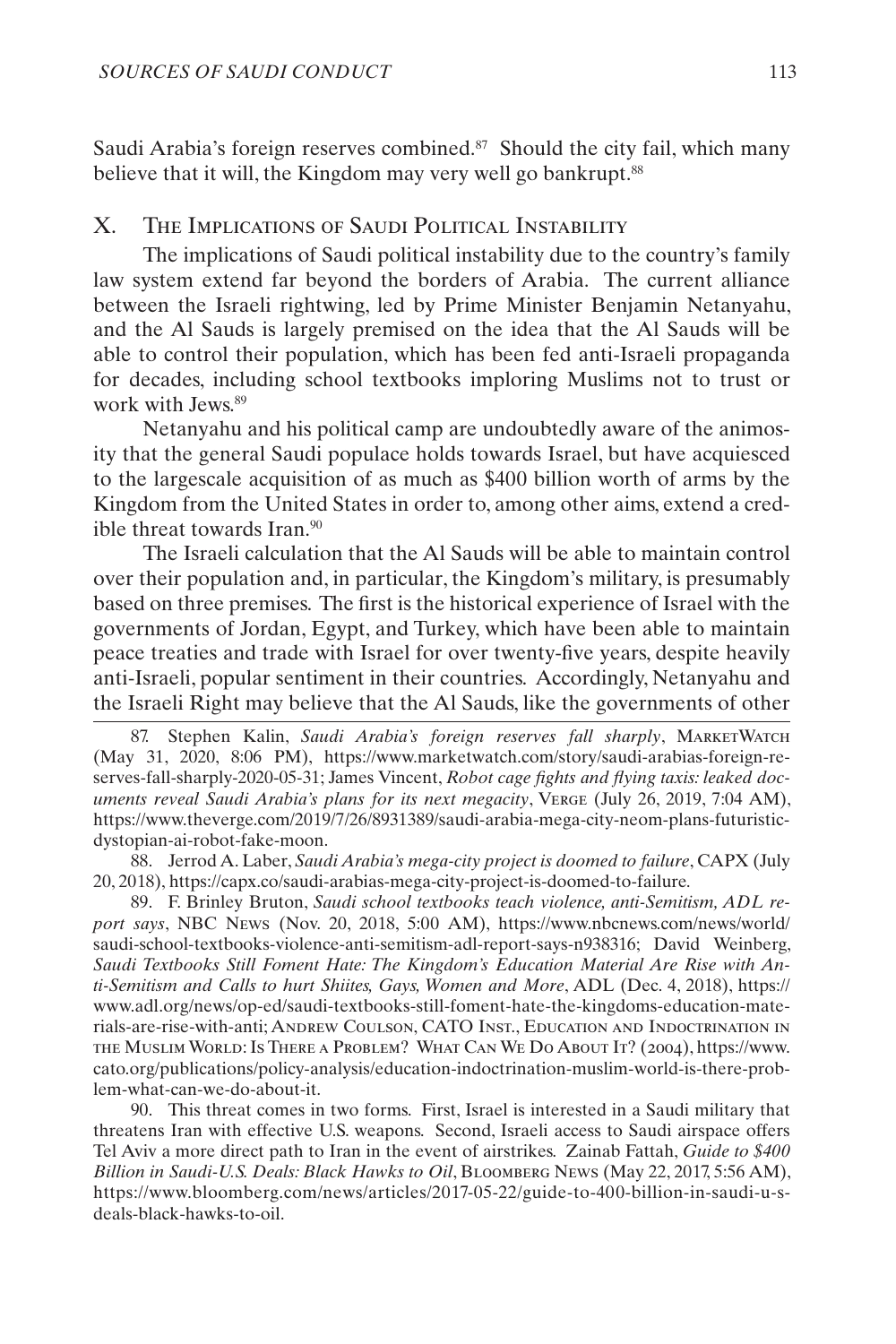Saudi Arabia's foreign reserves combined.[87] Should the city fail, which many believe that it will, the Kingdom may very well go bankrupt.[88]

## X. The Implications of Saudi Political Instability

The implications of Saudi political instability due to the country's family law system extend far beyond the borders of Arabia. The current alliance between the Israeli rightwing, led by Prime Minister Benjamin Netanyahu, and the Al Sauds is largely premised on the idea that the Al Sauds will be able to control their population, which has been fed anti-Israeli propaganda for decades, including school textbooks imploring Muslims not to trust or work with Jews.[89]

Netanyahu and his political camp are undoubtedly aware of the animosity that the general Saudi populace holds towards Israel, but have acquiesced to the largescale acquisition of as much as $400 billion worth of arms by the Kingdom from the United States in order to, among other aims, extend a credible threat towards Iran.[90]

The Israeli calculation that the Al Sauds will be able to maintain control over their population and, in particular, the Kingdom's military, is presumably based on three premises. The first is the historical experience of Israel with the governments of Jordan, Egypt, and Turkey, which have been able to maintain peace treaties and trade with Israel for over twenty-five years, despite heavily anti-Israeli, popular sentiment in their countries. Accordingly, Netanyahu and the Israeli Right may believe that the Al Sauds, like the governments of other

---

87. Stephen Kalin, *Saudi Arabia's foreign reserves fall sharply*, MarketWatch (May 31, 2020, 8:06 PM), https://www.marketwatch.com/story/saudi-arabias-foreign-reserves-fall-sharply-2020-05-31; James Vincent, *Robot cage fights and flying taxis: leaked documents reveal Saudi Arabia's plans for its next megacity*, Verge (July 26, 2019, 7:04 AM), https://www.theverge.com/2019/7/26/8931389/saudi-arabia-mega-city-neom-plans-futuristic-dystopian-ai-robot-fake-moon.

88. Jerrod A. Laber, *Saudi Arabia's mega-city project is doomed to failure*, CAPX (July 20, 2018), https://capx.co/saudi-arabias-mega-city-project-is-doomed-to-failure.

89. F. Brinley Bruton, *Saudi school textbooks teach violence, anti-Semitism, ADL report says*, NBC News (Nov. 20, 2018, 5:00 AM), https://www.nbcnews.com/news/world/saudi-school-textbooks-violence-anti-semitism-adl-report-says-n938316; David Weinberg, *Saudi Textbooks Still Foment Hate: The Kingdom's Education Material Are Rise with Anti-Semitism and Calls to hurt Shiites, Gays, Women and More*, ADL (Dec. 4, 2018), https://www.adl.org/news/op-ed/saudi-textbooks-still-foment-hate-the-kingdoms-education-materials-are-rise-with-anti; Andrew Coulson, CATO Inst., Education and Indoctrination in the Muslim World: Is There a Problem? What Can We Do About It? (2004), https://www.cato.org/publications/policy-analysis/education-indoctrination-muslim-world-is-there-problem-what-can-we-do-about-it.

90. This threat comes in two forms. First, Israel is interested in a Saudi military that threatens Iran with effective U.S. weapons. Second, Israeli access to Saudi airspace offers Tel Aviv a more direct path to Iran in the event of airstrikes. Zainab Fattah, *Guide to $400 Billion in Saudi-U.S. Deals: Black Hawks to Oil*, Bloomberg News (May 22, 2017, 5:56 AM), https://www.bloomberg.com/news/articles/2017-05-22/guide-to-400-billion-in-saudi-u-s-deals-black-hawks-to-oil.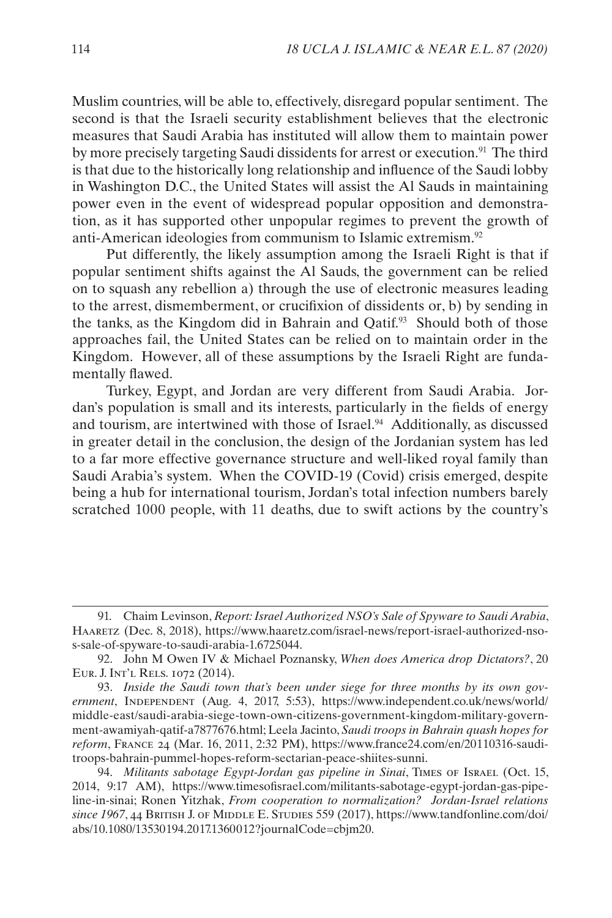Muslim countries, will be able to, effectively, disregard popular sentiment. The second is that the Israeli security establishment believes that the electronic measures that Saudi Arabia has instituted will allow them to maintain power by more precisely targeting Saudi dissidents for arrest or execution.[91] The third is that due to the historically long relationship and influence of the Saudi lobby in Washington D.C., the United States will assist the Al Sauds in maintaining power even in the event of widespread popular opposition and demonstration, as it has supported other unpopular regimes to prevent the growth of anti-American ideologies from communism to Islamic extremism.[92]

Put differently, the likely assumption among the Israeli Right is that if popular sentiment shifts against the Al Sauds, the government can be relied on to squash any rebellion a) through the use of electronic measures leading to the arrest, dismemberment, or crucifixion of dissidents or, b) by sending in the tanks, as the Kingdom did in Bahrain and Qatif.[93] Should both of those approaches fail, the United States can be relied on to maintain order in the Kingdom. However, all of these assumptions by the Israeli Right are fundamentally flawed.

Turkey, Egypt, and Jordan are very different from Saudi Arabia. Jordan's population is small and its interests, particularly in the fields of energy and tourism, are intertwined with those of Israel.[94] Additionally, as discussed in greater detail in the conclusion, the design of the Jordanian system has led to a far more effective governance structure and well-liked royal family than Saudi Arabia's system. When the COVID-19 (Covid) crisis emerged, despite being a hub for international tourism, Jordan's total infection numbers barely scratched 1000 people, with 11 deaths, due to swift actions by the country's

---

91. Chaim Levinson, *Report: Israel Authorized NSO's Sale of Spyware to Saudi Arabia*, Haaretz (Dec. 8, 2018), https://www.haaretz.com/israel-news/report-israel-authorized-nso-s-sale-of-spyware-to-saudi-arabia-1.6725044.

92. John M Owen IV & Michael Poznansky, *When does America drop Dictators?*, 20 Eur. J. Int'l Rels. 1072 (2014).

93. *Inside the Saudi town that's been under siege for three months by its own government*, Independent (Aug. 4, 2017, 5:53), https://www.independent.co.uk/news/world/middle-east/saudi-arabia-siege-town-own-citizens-government-kingdom-military-government-awamiyah-qatif-a7877676.html; Leela Jacinto, *Saudi troops in Bahrain quash hopes for reform*, France 24 (Mar. 16, 2011, 2:32 PM), https://www.france24.com/en/20110316-saudi-troops-bahrain-pummel-hopes-reform-sectarian-peace-shiites-sunni.

94. *Militants sabotage Egypt-Jordan gas pipeline in Sinai*, Times of Israel (Oct. 15, 2014, 9:17 AM), https://www.timesofisrael.com/militants-sabotage-egypt-jordan-gas-pipeline-in-sinai; Ronen Yitzhak, *From cooperation to normalization? Jordan-Israel relations since 1967*, 44 British J. of Middle E. Studies 559 (2017), https://www.tandfonline.com/doi/abs/10.1080/13530194.2017.1360012?journalCode=cbjm20.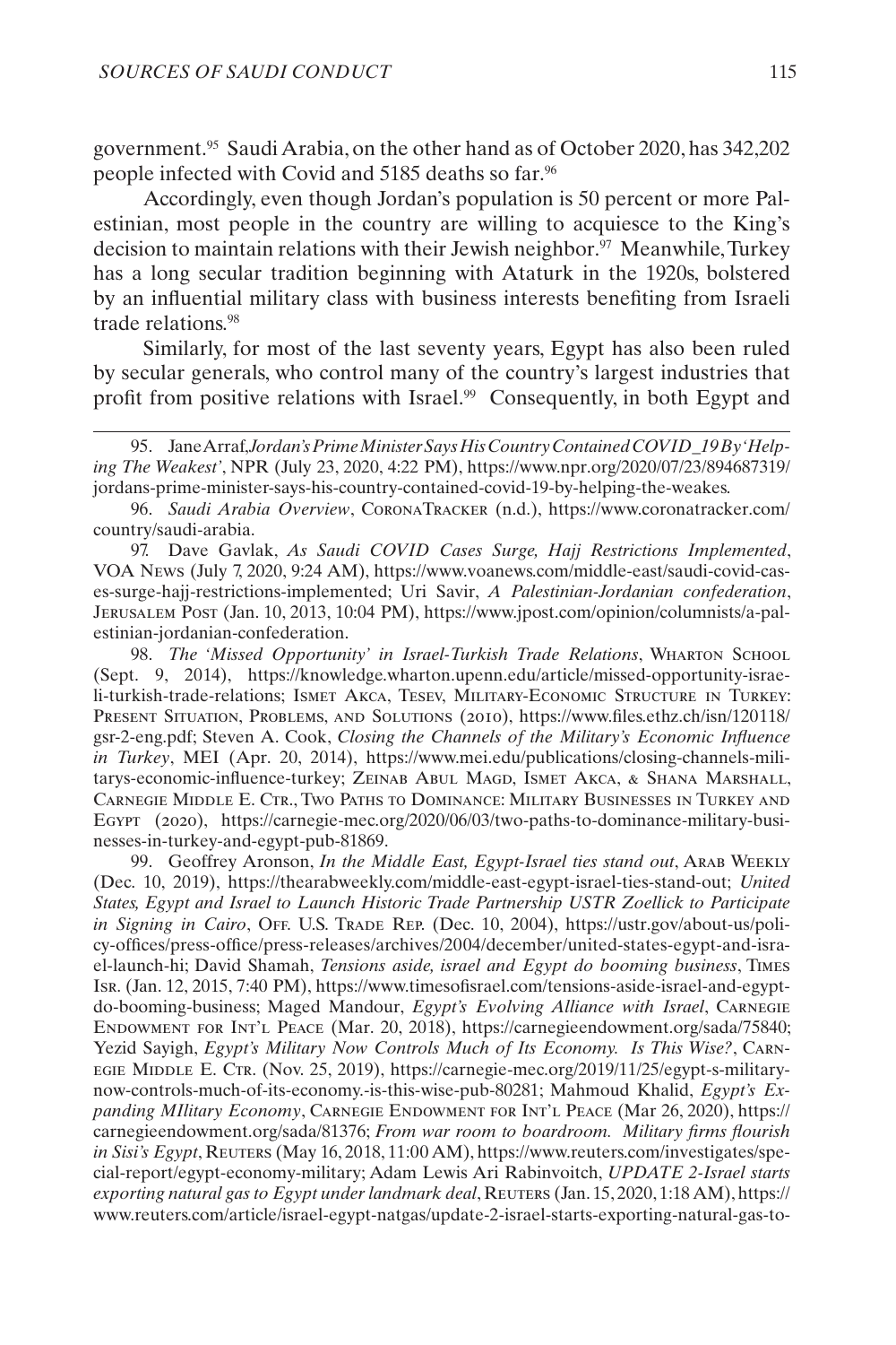government.[95] Saudi Arabia, on the other hand as of October 2020, has 342,202 people infected with Covid and 5185 deaths so far.[96]

Accordingly, even though Jordan's population is 50 percent or more Palestinian, most people in the country are willing to acquiesce to the King's decision to maintain relations with their Jewish neighbor.[97] Meanwhile, Turkey has a long secular tradition beginning with Ataturk in the 1920s, bolstered by an influential military class with business interests benefiting from Israeli trade relations.[98]

Similarly, for most of the last seventy years, Egypt has also been ruled by secular generals, who control many of the country's largest industries that profit from positive relations with Israel.[99] Consequently, in both Egypt and

---

95. Jane Arraf, *Jordan's Prime Minister Says His Country Contained COVID_19 By 'Helping The Weakest'*, NPR (July 23, 2020, 4:22 PM), https://www.npr.org/2020/07/23/894687319/jordans-prime-minister-says-his-country-contained-covid-19-by-helping-the-weakes.

96. *Saudi Arabia Overview*, CoronaTracker (n.d.), https://www.coronatracker.com/country/saudi-arabia.

97. Dave Gavlak, *As Saudi COVID Cases Surge, Hajj Restrictions Implemented*, VOA News (July 7, 2020, 9:24 AM), https://www.voanews.com/middle-east/saudi-covid-cases-surge-hajj-restrictions-implemented; Uri Savir, *A Palestinian-Jordanian confederation*, Jerusalem Post (Jan. 10, 2013, 10:04 PM), https://www.jpost.com/opinion/columnists/a-palestinian-jordanian-confederation.

98. *The 'Missed Opportunity' in Israel-Turkish Trade Relations*, Wharton School (Sept. 9, 2014), https://knowledge.wharton.upenn.edu/article/missed-opportunity-israeli-turkish-trade-relations; Ismet Akca, Tesev, Military-Economic Structure in Turkey: Present Situation, Problems, and Solutions (2010), https://www.files.ethz.ch/isn/120118/gsr-2-eng.pdf; Steven A. Cook, *Closing the Channels of the Military's Economic Influence in Turkey*, MEI (Apr. 20, 2014), https://www.mei.edu/publications/closing-channels-militarys-economic-influence-turkey; Zeinab Abul Magd, Ismet Akca, & Shana Marshall, Carnegie Middle E. Ctr., Two Paths to Dominance: Military Businesses in Turkey and Egypt (2020), https://carnegie-mec.org/2020/06/03/two-paths-to-dominance-military-businesses-in-turkey-and-egypt-pub-81869.

99. Geoffrey Aronson, *In the Middle East, Egypt-Israel ties stand out*, Arab Weekly (Dec. 10, 2019), https://thearabweekly.com/middle-east-egypt-israel-ties-stand-out; *United States, Egypt and Israel to Launch Historic Trade Partnership USTR Zoellick to Participate in Signing in Cairo*, Off. U.S. Trade Rep. (Dec. 10, 2004), https://ustr.gov/about-us/policy-offices/press-office/press-releases/archives/2004/december/united-states-egypt-and-israel-launch-hi; David Shamah, *Tensions aside, israel and Egypt do booming business*, Times Isr. (Jan. 12, 2015, 7:40 PM), https://www.timesofisrael.com/tensions-aside-israel-and-egypt-do-booming-business; Maged Mandour, *Egypt's Evolving Alliance with Israel*, Carnegie Endowment for Int'l Peace (Mar. 20, 2018), https://carnegieendowment.org/sada/75840; Yezid Sayigh, *Egypt's Military Now Controls Much of Its Economy. Is This Wise?*, Carnegie Middle E. Ctr. (Nov. 25, 2019), https://carnegie-mec.org/2019/11/25/egypt-s-military-now-controls-much-of-its-economy.-is-this-wise-pub-80281; Mahmoud Khalid, *Egypt's Expanding MIlitary Economy*, Carnegie Endowment for Int'l Peace (Mar 26, 2020), https://carnegieendowment.org/sada/81376; *From war room to boardroom. Military firms flourish in Sisi's Egypt*, Reuters (May 16, 2018, 11:00 AM), https://www.reuters.com/investigates/special-report/egypt-economy-military; Adam Lewis Ari Rabinvoitch, *UPDATE 2-Israel starts exporting natural gas to Egypt under landmark deal*, Reuters (Jan. 15, 2020, 1:18 AM), https://www.reuters.com/article/israel-egypt-natgas/update-2-israel-starts-exporting-natural-gas-to-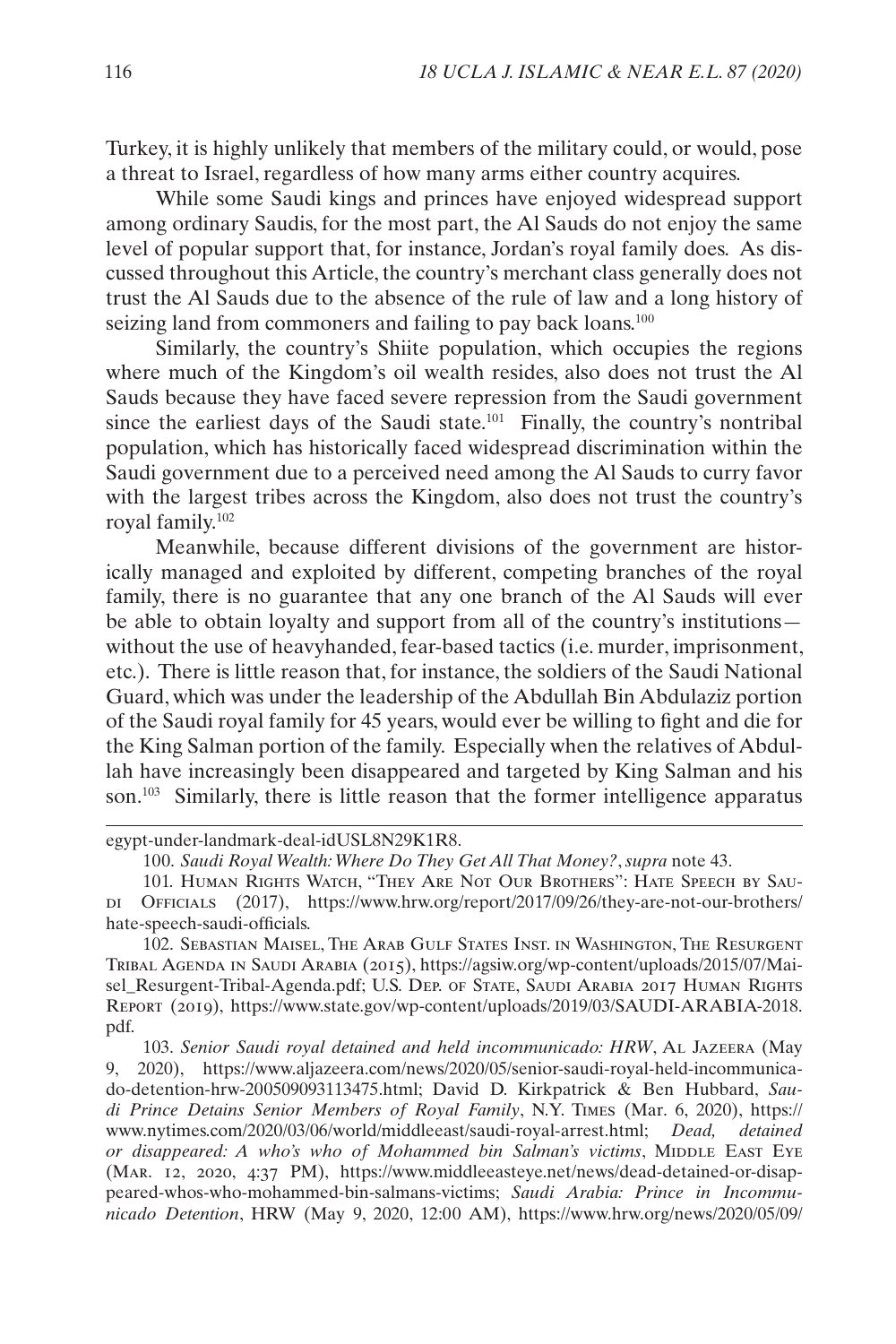Turkey, it is highly unlikely that members of the military could, or would, pose a threat to Israel, regardless of how many arms either country acquires.

While some Saudi kings and princes have enjoyed widespread support among ordinary Saudis, for the most part, the Al Sauds do not enjoy the same level of popular support that, for instance, Jordan's royal family does. As discussed throughout this Article, the country's merchant class generally does not trust the Al Sauds due to the absence of the rule of law and a long history of seizing land from commoners and failing to pay back loans.[100]

Similarly, the country's Shiite population, which occupies the regions where much of the Kingdom's oil wealth resides, also does not trust the Al Sauds because they have faced severe repression from the Saudi government since the earliest days of the Saudi state.[101] Finally, the country's nontribal population, which has historically faced widespread discrimination within the Saudi government due to a perceived need among the Al Sauds to curry favor with the largest tribes across the Kingdom, also does not trust the country's royal family.[102]

Meanwhile, because different divisions of the government are historically managed and exploited by different, competing branches of the royal family, there is no guarantee that any one branch of the Al Sauds will ever be able to obtain loyalty and support from all of the country's institutions—without the use of heavyhanded, fear-based tactics (i.e. murder, imprisonment, etc.). There is little reason that, for instance, the soldiers of the Saudi National Guard, which was under the leadership of the Abdullah Bin Abdulaziz portion of the Saudi royal family for 45 years, would ever be willing to fight and die for the King Salman portion of the family. Especially when the relatives of Abdullah have increasingly been disappeared and targeted by King Salman and his son.[103] Similarly, there is little reason that the former intelligence apparatus

---

egypt-under-landmark-deal-idUSL8N29K1R8.

100. *Saudi Royal Wealth: Where Do They Get All That Money?*, *supra* note 43.

101. Human Rights Watch, "They Are Not Our Brothers": Hate Speech by Saudi Officials (2017), https://www.hrw.org/report/2017/09/26/they-are-not-our-brothers/hate-speech-saudi-officials.

102. Sebastian Maisel, The Arab Gulf States Inst. in Washington, The Resurgent Tribal Agenda in Saudi Arabia (2015), https://agsiw.org/wp-content/uploads/2015/07/Maisel_Resurgent-Tribal-Agenda.pdf; U.S. Dep. of State, Saudi Arabia 2017 Human Rights Report (2019), https://www.state.gov/wp-content/uploads/2019/03/SAUDI-ARABIA-2018.pdf.

103. *Senior Saudi royal detained and held incommunicado: HRW*, Al Jazeera (May 9, 2020), https://www.aljazeera.com/news/2020/05/senior-saudi-royal-held-incommunicado-detention-hrw-200509093113475.html; David D. Kirkpatrick & Ben Hubbard, *Saudi Prince Detains Senior Members of Royal Family*, N.Y. Times (Mar. 6, 2020), https://www.nytimes.com/2020/03/06/world/middleeast/saudi-royal-arrest.html; *Dead, detained or disappeared: A who's who of Mohammed bin Salman's victims*, Middle East Eye (Mar. 12, 2020, 4:37 PM), https://www.middleeasteye.net/news/dead-detained-or-disappeared-whos-who-mohammed-bin-salmans-victims; *Saudi Arabia: Prince in Incommunicado Detention*, HRW (May 9, 2020, 12:00 AM), https://www.hrw.org/news/2020/05/09/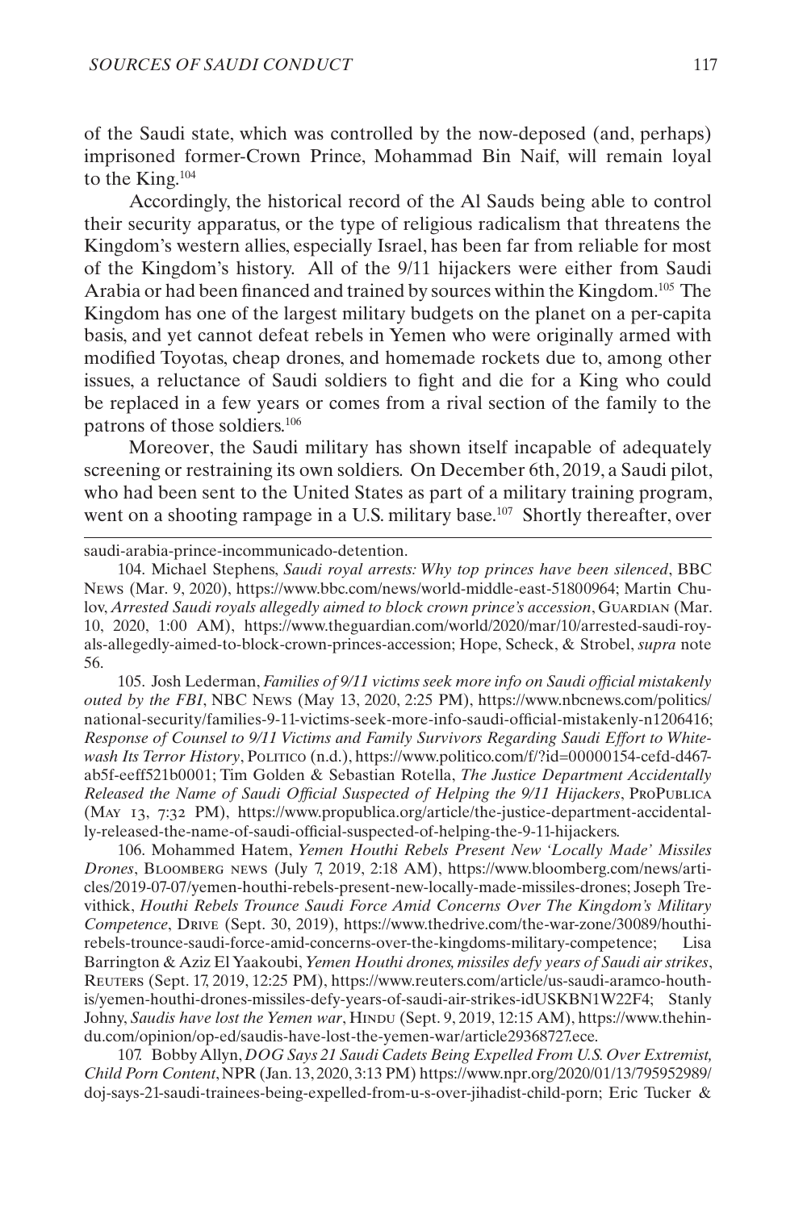of the Saudi state, which was controlled by the now-deposed (and, perhaps) imprisoned former-Crown Prince, Mohammad Bin Naif, will remain loyal to the King.[104]

Accordingly, the historical record of the Al Sauds being able to control their security apparatus, or the type of religious radicalism that threatens the Kingdom's western allies, especially Israel, has been far from reliable for most of the Kingdom's history. All of the 9/11 hijackers were either from Saudi Arabia or had been financed and trained by sources within the Kingdom.[105] The Kingdom has one of the largest military budgets on the planet on a per-capita basis, and yet cannot defeat rebels in Yemen who were originally armed with modified Toyotas, cheap drones, and homemade rockets due to, among other issues, a reluctance of Saudi soldiers to fight and die for a King who could be replaced in a few years or comes from a rival section of the family to the patrons of those soldiers.[106]

Moreover, the Saudi military has shown itself incapable of adequately screening or restraining its own soldiers. On December 6th, 2019, a Saudi pilot, who had been sent to the United States as part of a military training program, went on a shooting rampage in a U.S. military base.[107] Shortly thereafter, over

---

saudi-arabia-prince-incommunicado-detention.

104. Michael Stephens, *Saudi royal arrests: Why top princes have been silenced*, BBC News (Mar. 9, 2020), https://www.bbc.com/news/world-middle-east-51800964; Martin Chulov, *Arrested Saudi royals allegedly aimed to block crown prince's accession*, Guardian (Mar. 10, 2020, 1:00 AM), https://www.theguardian.com/world/2020/mar/10/arrested-saudi-royals-allegedly-aimed-to-block-crown-princes-accession; Hope, Scheck, & Strobel, *supra* note 56.

105. Josh Lederman, *Families of 9/11 victims seek more info on Saudi official mistakenly outed by the FBI*, NBC News (May 13, 2020, 2:25 PM), https://www.nbcnews.com/politics/national-security/families-9-11-victims-seek-more-info-saudi-official-mistakenly-n1206416; *Response of Counsel to 9/11 Victims and Family Survivors Regarding Saudi Effort to Whitewash Its Terror History*, Politico (n.d.), https://www.politico.com/f/?id=00000154-cefd-d467-ab5f-eeff521b0001; Tim Golden & Sebastian Rotella, *The Justice Department Accidentally Released the Name of Saudi Official Suspected of Helping the 9/11 Hijackers*, ProPublica (May 13, 7:32 PM), https://www.propublica.org/article/the-justice-department-accidentally-released-the-name-of-saudi-official-suspected-of-helping-the-9-11-hijackers.

106. Mohammed Hatem, *Yemen Houthi Rebels Present New 'Locally Made' Missiles Drones*, Bloomberg news (July 7, 2019, 2:18 AM), https://www.bloomberg.com/news/articles/2019-07-07/yemen-houthi-rebels-present-new-locally-made-missiles-drones; Joseph Trevithick, *Houthi Rebels Trounce Saudi Force Amid Concerns Over The Kingdom's Military Competence*, Drive (Sept. 30, 2019), https://www.thedrive.com/the-war-zone/30089/houthi-rebels-trounce-saudi-force-amid-concerns-over-the-kingdoms-military-competence; Lisa Barrington & Aziz El Yaakoubi, *Yemen Houthi drones, missiles defy years of Saudi air strikes*, Reuters (Sept. 17, 2019, 12:25 PM), https://www.reuters.com/article/us-saudi-aramco-houthis/yemen-houthi-drones-missiles-defy-years-of-saudi-air-strikes-idUSKBN1W22F4; Stanly Johny, *Saudis have lost the Yemen war*, Hindu (Sept. 9, 2019, 12:15 AM), https://www.thehindu.com/opinion/op-ed/saudis-have-lost-the-yemen-war/article29368727.ece.

107. Bobby Allyn, *DOG Says 21 Saudi Cadets Being Expelled From U.S. Over Extremist, Child Porn Content*, NPR (Jan. 13, 2020, 3:13 PM) https://www.npr.org/2020/01/13/795952989/doj-says-21-saudi-trainees-being-expelled-from-u-s-over-jihadist-child-porn; Eric Tucker &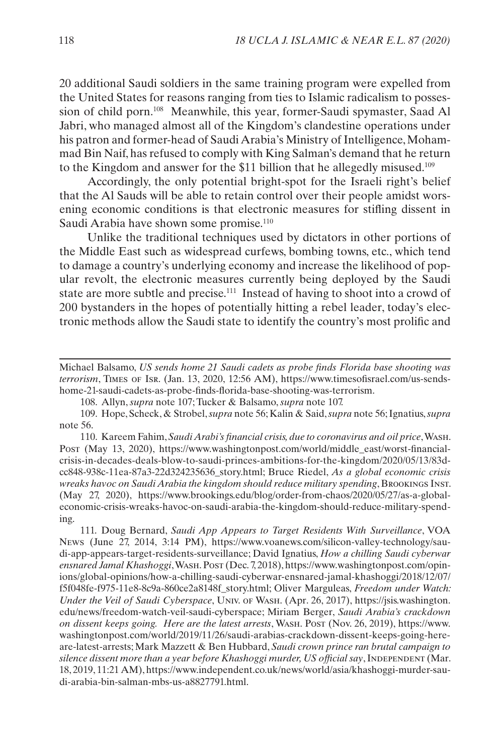20 additional Saudi soldiers in the same training program were expelled from the United States for reasons ranging from ties to Islamic radicalism to possession of child porn.[108] Meanwhile, this year, former-Saudi spymaster, Saad Al Jabri, who managed almost all of the Kingdom's clandestine operations under his patron and former-head of Saudi Arabia's Ministry of Intelligence, Mohammad Bin Naif, has refused to comply with King Salman's demand that he return to the Kingdom and answer for the $11 billion that he allegedly misused.[109]

Accordingly, the only potential bright-spot for the Israeli right's belief that the Al Sauds will be able to retain control over their people amidst worsening economic conditions is that electronic measures for stifling dissent in Saudi Arabia have shown some promise.[110]

Unlike the traditional techniques used by dictators in other portions of the Middle East such as widespread curfews, bombing towns, etc., which tend to damage a country's underlying economy and increase the likelihood of popular revolt, the electronic measures currently being deployed by the Saudi state are more subtle and precise.[111] Instead of having to shoot into a crowd of 200 bystanders in the hopes of potentially hitting a rebel leader, today's electronic methods allow the Saudi state to identify the country's most prolific and

---

Michael Balsamo, *US sends home 21 Saudi cadets as probe finds Florida base shooting was terrorism*, Times of Isr. (Jan. 13, 2020, 12:56 AM), https://www.timesofisrael.com/us-sends-home-21-saudi-cadets-as-probe-finds-florida-base-shooting-was-terrorism.

108. Allyn, *supra* note 107; Tucker & Balsamo, *supra* note 107.

109. Hope, Scheck, & Strobel, *supra* note 56; Kalin & Said, *supra* note 56; Ignatius, *supra* note 56.

110. Kareem Fahim, *Saudi Arabi's financial crisis, due to coronavirus and oil price*, Wash. Post (May 13, 2020), https://www.washingtonpost.com/world/middle_east/worst-financial-crisis-in-decades-deals-blow-to-saudi-princes-ambitions-for-the-kingdom/2020/05/13/83dcc848-938c-11ea-87a3-22d324235636_story.html; Bruce Riedel, *As a global economic crisis wreaks havoc on Saudi Arabia the kingdom should reduce military spending*, Brookings Inst. (May 27, 2020), https://www.brookings.edu/blog/order-from-chaos/2020/05/27/as-a-global-economic-crisis-wreaks-havoc-on-saudi-arabia-the-kingdom-should-reduce-military-spending.

111. Doug Bernard, *Saudi App Appears to Target Residents With Surveillance*, VOA News (June 27, 2014, 3:14 PM), https://www.voanews.com/silicon-valley-technology/saudi-app-appears-target-residents-surveillance; David Ignatius, *How a chilling Saudi cyberwar ensnared Jamal Khashoggi*, Wash. Post (Dec. 7, 2018), https://www.washingtonpost.com/opinions/global-opinions/how-a-chilling-saudi-cyberwar-ensnared-jamal-khashoggi/2018/12/07/f5f048fe-f975-11e8-8c9a-860ce2a8148f_story.html; Oliver Marguleas, *Freedom under Watch: Under the Veil of Saudi Cyberspace*, Univ. of Wash. (Apr. 26, 2017), https://jsis.washington.edu/news/freedom-watch-veil-saudi-cyberspace; Miriam Berger, *Saudi Arabia's crackdown on dissent keeps going. Here are the latest arrests*, Wash. Post (Nov. 26, 2019), https://www.washingtonpost.com/world/2019/11/26/saudi-arabias-crackdown-dissent-keeps-going-here-are-latest-arrests; Mark Mazzett & Ben Hubbard, *Saudi crown prince ran brutal campaign to silence dissent more than a year before Khashoggi murder, US official say*, Independent (Mar. 18, 2019, 11:21 AM), https://www.independent.co.uk/news/world/asia/khashoggi-murder-saudi-arabia-bin-salman-mbs-us-a8827791.html.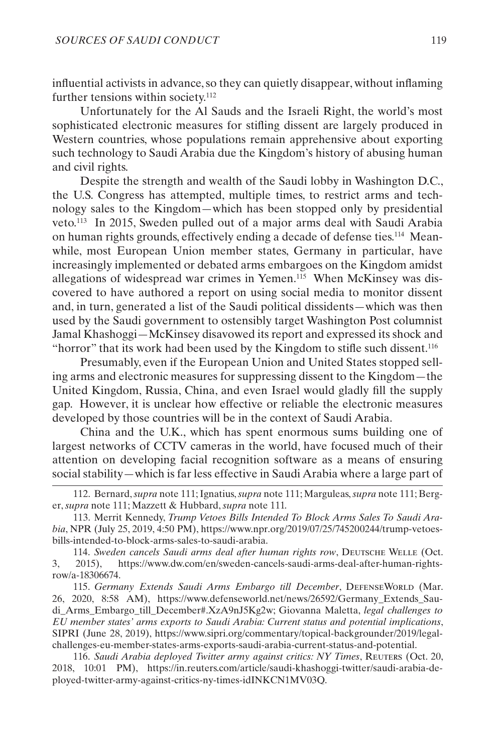influential activists in advance, so they can quietly disappear, without inflaming further tensions within society.[112]

Unfortunately for the Al Sauds and the Israeli Right, the world's most sophisticated electronic measures for stifling dissent are largely produced in Western countries, whose populations remain apprehensive about exporting such technology to Saudi Arabia due the Kingdom's history of abusing human and civil rights.

Despite the strength and wealth of the Saudi lobby in Washington D.C., the U.S. Congress has attempted, multiple times, to restrict arms and technology sales to the Kingdom—which has been stopped only by presidential veto.[113] In 2015, Sweden pulled out of a major arms deal with Saudi Arabia on human rights grounds, effectively ending a decade of defense ties.[114] Meanwhile, most European Union member states, Germany in particular, have increasingly implemented or debated arms embargoes on the Kingdom amidst allegations of widespread war crimes in Yemen.[115] When McKinsey was discovered to have authored a report on using social media to monitor dissent and, in turn, generated a list of the Saudi political dissidents—which was then used by the Saudi government to ostensibly target Washington Post columnist Jamal Khashoggi—McKinsey disavowed its report and expressed its shock and "horror" that its work had been used by the Kingdom to stifle such dissent.[116]

Presumably, even if the European Union and United States stopped selling arms and electronic measures for suppressing dissent to the Kingdom—the United Kingdom, Russia, China, and even Israel would gladly fill the supply gap. However, it is unclear how effective or reliable the electronic measures developed by those countries will be in the context of Saudi Arabia.

China and the U.K., which has spent enormous sums building one of largest networks of CCTV cameras in the world, have focused much of their attention on developing facial recognition software as a means of ensuring social stability—which is far less effective in Saudi Arabia where a large part of

---

112. Bernard, *supra* note 111; Ignatius, *supra* note 111; Marguleas, *supra* note 111; Berger, *supra* note 111; Mazzett & Hubbard, *supra* note 111.

113. Merrit Kennedy, *Trump Vetoes Bills Intended To Block Arms Sales To Saudi Arabia*, NPR (July 25, 2019, 4:50 PM), https://www.npr.org/2019/07/25/745200244/trump-vetoes-bills-intended-to-block-arms-sales-to-saudi-arabia.

114. *Sweden cancels Saudi arms deal after human rights row*, Deutsche Welle (Oct. 3, 2015), https://www.dw.com/en/sweden-cancels-saudi-arms-deal-after-human-rights-row/a-18306674.

115. *Germany Extends Saudi Arms Embargo till December*, DefenseWorld (Mar. 26, 2020, 8:58 AM), https://www.defenseworld.net/news/26592/Germany_Extends_Saudi_Arms_Embargo_till_December#.XzA9nJ5Kg2w; Giovanna Maletta, *legal challenges to EU member states' arms exports to Saudi Arabia: Current status and potential implications*, SIPRI (June 28, 2019), https://www.sipri.org/commentary/topical-backgrounder/2019/legal-challenges-eu-member-states-arms-exports-saudi-arabia-current-status-and-potential.

116. *Saudi Arabia deployed Twitter army against critics: NY Times*, Reuters (Oct. 20, 2018, 10:01 PM), https://in.reuters.com/article/saudi-khashoggi-twitter/saudi-arabia-deployed-twitter-army-against-critics-ny-times-idINKCN1MV03Q.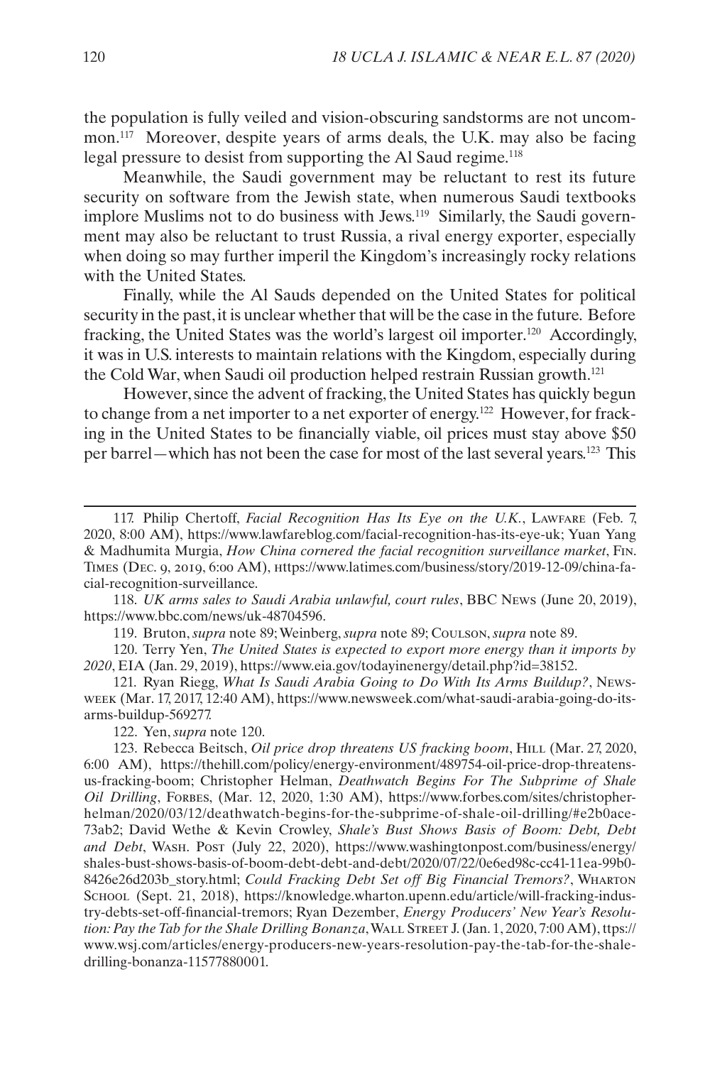the population is fully veiled and vision-obscuring sandstorms are not uncommon.[117] Moreover, despite years of arms deals, the U.K. may also be facing legal pressure to desist from supporting the Al Saud regime.[118]

Meanwhile, the Saudi government may be reluctant to rest its future security on software from the Jewish state, when numerous Saudi textbooks implore Muslims not to do business with Jews.[119] Similarly, the Saudi government may also be reluctant to trust Russia, a rival energy exporter, especially when doing so may further imperil the Kingdom's increasingly rocky relations with the United States.

Finally, while the Al Sauds depended on the United States for political security in the past, it is unclear whether that will be the case in the future. Before fracking, the United States was the world's largest oil importer.[120] Accordingly, it was in U.S. interests to maintain relations with the Kingdom, especially during the Cold War, when Saudi oil production helped restrain Russian growth.[121]

However, since the advent of fracking, the United States has quickly begun to change from a net importer to a net exporter of energy.[122] However, for fracking in the United States to be financially viable, oil prices must stay above $50 per barrel—which has not been the case for most of the last several years.[123] This

---

117. Philip Chertoff, *Facial Recognition Has Its Eye on the U.K.*, Lawfare (Feb. 7, 2020, 8:00 AM), https://www.lawfareblog.com/facial-recognition-has-its-eye-uk; Yuan Yang & Madhumita Murgia, *How China cornered the facial recognition surveillance market*, Fin. Times (Dec. 9, 2019, 6:00 AM), https://www.latimes.com/business/story/2019-12-09/china-facial-recognition-surveillance.

118. *UK arms sales to Saudi Arabia unlawful, court rules*, BBC News (June 20, 2019), https://www.bbc.com/news/uk-48704596.

119. Bruton, *supra* note 89; Weinberg, *supra* note 89; Coulson, *supra* note 89.

120. Terry Yen, *The United States is expected to export more energy than it imports by 2020*, EIA (Jan. 29, 2019), https://www.eia.gov/todayinenergy/detail.php?id=38152.

121. Ryan Riegg, *What Is Saudi Arabia Going to Do With Its Arms Buildup?*, Newsweek (Mar. 17, 2017, 12:40 AM), https://www.newsweek.com/what-saudi-arabia-going-do-its-arms-buildup-569277.

122. Yen, *supra* note 120.

123. Rebecca Beitsch, *Oil price drop threatens US fracking boom*, Hill (Mar. 27, 2020, 6:00 AM), https://thehill.com/policy/energy-environment/489754-oil-price-drop-threatens-us-fracking-boom; Christopher Helman, *Deathwatch Begins For The Subprime of Shale Oil Drilling*, Forbes, (Mar. 12, 2020, 1:30 AM), https://www.forbes.com/sites/christopherhelman/2020/03/12/deathwatch-begins-for-the-subprime-of-shale-oil-drilling/#e2b0ace73ab2; David Wethe & Kevin Crowley, *Shale's Bust Shows Basis of Boom: Debt, Debt and Debt*, Wash. Post (July 22, 2020), https://www.washingtonpost.com/business/energy/shales-bust-shows-basis-of-boom-debt-debt-and-debt/2020/07/22/0e6ed98c-cc41-11ea-99b0-8426e26d203b_story.html; *Could Fracking Debt Set off Big Financial Tremors?*, Wharton School (Sept. 21, 2018), https://knowledge.wharton.upenn.edu/article/will-fracking-industry-debts-set-off-financial-tremors; Ryan Dezember, *Energy Producers' New Year's Resolution: Pay the Tab for the Shale Drilling Bonanza*, Wall Street J. (Jan. 1, 2020, 7:00 AM), ttps://www.wsj.com/articles/energy-producers-new-years-resolution-pay-the-tab-for-the-shale-drilling-bonanza-11577880001.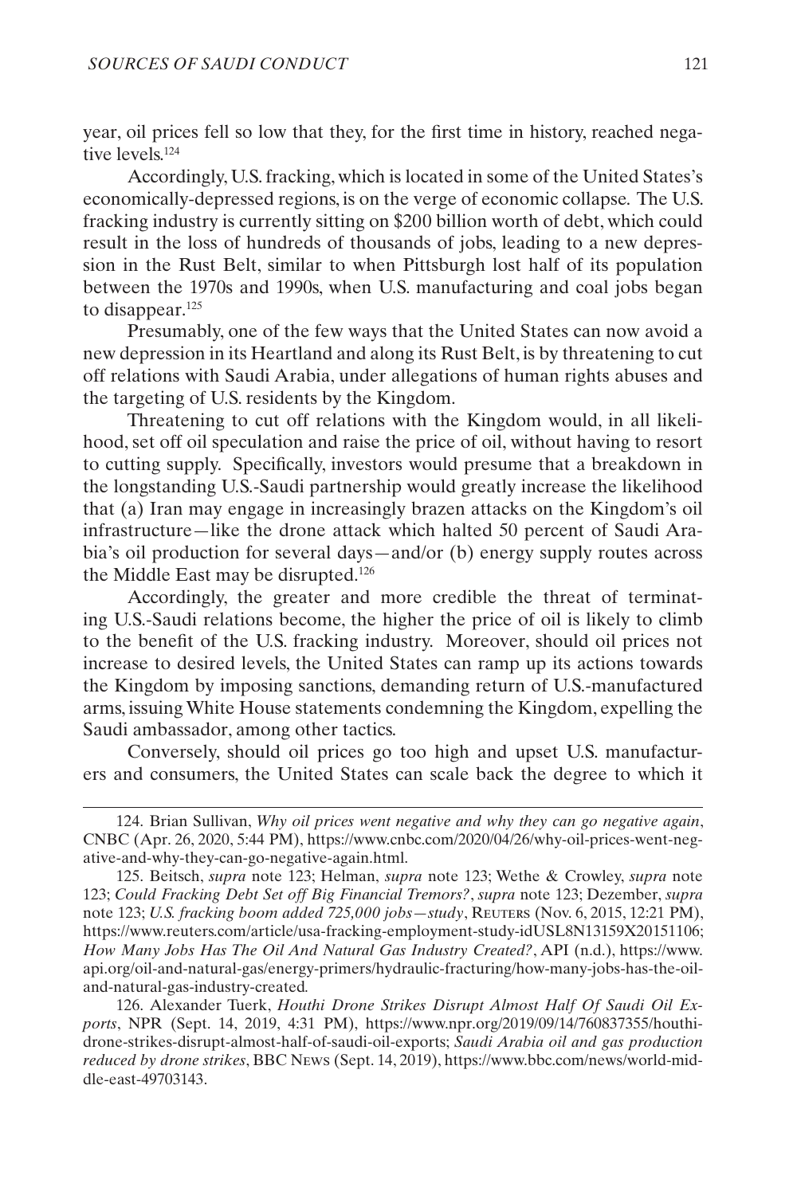year, oil prices fell so low that they, for the first time in history, reached negative levels.[124]

Accordingly, U.S. fracking, which is located in some of the United States's economically-depressed regions, is on the verge of economic collapse. The U.S. fracking industry is currently sitting on $200 billion worth of debt, which could result in the loss of hundreds of thousands of jobs, leading to a new depression in the Rust Belt, similar to when Pittsburgh lost half of its population between the 1970s and 1990s, when U.S. manufacturing and coal jobs began to disappear.[125]

Presumably, one of the few ways that the United States can now avoid a new depression in its Heartland and along its Rust Belt, is by threatening to cut off relations with Saudi Arabia, under allegations of human rights abuses and the targeting of U.S. residents by the Kingdom.

Threatening to cut off relations with the Kingdom would, in all likelihood, set off oil speculation and raise the price of oil, without having to resort to cutting supply. Specifically, investors would presume that a breakdown in the longstanding U.S.-Saudi partnership would greatly increase the likelihood that (a) Iran may engage in increasingly brazen attacks on the Kingdom's oil infrastructure—like the drone attack which halted 50 percent of Saudi Arabia's oil production for several days—and/or (b) energy supply routes across the Middle East may be disrupted.[126]

Accordingly, the greater and more credible the threat of terminating U.S.-Saudi relations become, the higher the price of oil is likely to climb to the benefit of the U.S. fracking industry. Moreover, should oil prices not increase to desired levels, the United States can ramp up its actions towards the Kingdom by imposing sanctions, demanding return of U.S.-manufactured arms, issuing White House statements condemning the Kingdom, expelling the Saudi ambassador, among other tactics.

Conversely, should oil prices go too high and upset U.S. manufacturers and consumers, the United States can scale back the degree to which it

---

124. Brian Sullivan, *Why oil prices went negative and why they can go negative again*, CNBC (Apr. 26, 2020, 5:44 PM), https://www.cnbc.com/2020/04/26/why-oil-prices-went-negative-and-why-they-can-go-negative-again.html.

125. Beitsch, *supra* note 123; Helman, *supra* note 123; Wethe & Crowley, *supra* note 123; *Could Fracking Debt Set off Big Financial Tremors?*, *supra* note 123; Dezember, *supra* note 123; *U.S. fracking boom added 725,000 jobs—study*, Reuters (Nov. 6, 2015, 12:21 PM), https://www.reuters.com/article/usa-fracking-employment-study-idUSL8N13159X20151106; *How Many Jobs Has The Oil And Natural Gas Industry Created?*, API (n.d.), https://www.api.org/oil-and-natural-gas/energy-primers/hydraulic-fracturing/how-many-jobs-has-the-oil-and-natural-gas-industry-created.

126. Alexander Tuerk, *Houthi Drone Strikes Disrupt Almost Half Of Saudi Oil Exports*, NPR (Sept. 14, 2019, 4:31 PM), https://www.npr.org/2019/09/14/760837355/houthi-drone-strikes-disrupt-almost-half-of-saudi-oil-exports; *Saudi Arabia oil and gas production reduced by drone strikes*, BBC News (Sept. 14, 2019), https://www.bbc.com/news/world-middle-east-49703143.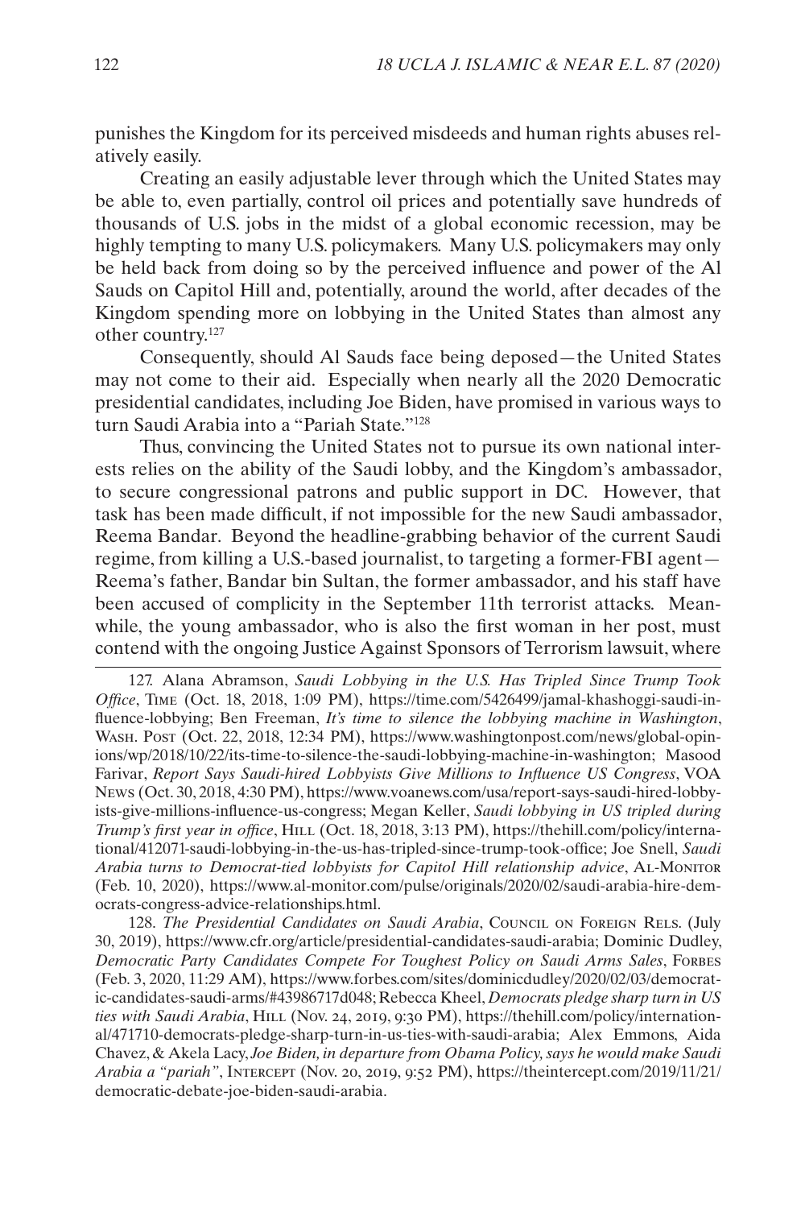punishes the Kingdom for its perceived misdeeds and human rights abuses relatively easily.

Creating an easily adjustable lever through which the United States may be able to, even partially, control oil prices and potentially save hundreds of thousands of U.S. jobs in the midst of a global economic recession, may be highly tempting to many U.S. policymakers. Many U.S. policymakers may only be held back from doing so by the perceived influence and power of the Al Sauds on Capitol Hill and, potentially, around the world, after decades of the Kingdom spending more on lobbying in the United States than almost any other country.[127]

Consequently, should Al Sauds face being deposed—the United States may not come to their aid. Especially when nearly all the 2020 Democratic presidential candidates, including Joe Biden, have promised in various ways to turn Saudi Arabia into a "Pariah State."[128]

Thus, convincing the United States not to pursue its own national interests relies on the ability of the Saudi lobby, and the Kingdom's ambassador, to secure congressional patrons and public support in DC. However, that task has been made difficult, if not impossible for the new Saudi ambassador, Reema Bandar. Beyond the headline-grabbing behavior of the current Saudi regime, from killing a U.S.-based journalist, to targeting a former-FBI agent—Reema's father, Bandar bin Sultan, the former ambassador, and his staff have been accused of complicity in the September 11th terrorist attacks. Meanwhile, the young ambassador, who is also the first woman in her post, must contend with the ongoing Justice Against Sponsors of Terrorism lawsuit, where

---

127. Alana Abramson, *Saudi Lobbying in the U.S. Has Tripled Since Trump Took Office*, Time (Oct. 18, 2018, 1:09 PM), https://time.com/5426499/jamal-khashoggi-saudi-influence-lobbying; Ben Freeman, *It's time to silence the lobbying machine in Washington*, Wash. Post (Oct. 22, 2018, 12:34 PM), https://www.washingtonpost.com/news/global-opinions/wp/2018/10/22/its-time-to-silence-the-saudi-lobbying-machine-in-washington; Masood Farivar, *Report Says Saudi-hired Lobbyists Give Millions to Influence US Congress*, VOA News (Oct. 30, 2018, 4:30 PM), https://www.voanews.com/usa/report-says-saudi-hired-lobbyists-give-millions-influence-us-congress; Megan Keller, *Saudi lobbying in US tripled during Trump's first year in office*, Hill (Oct. 18, 2018, 3:13 PM), https://thehill.com/policy/international/412071-saudi-lobbying-in-the-us-has-tripled-since-trump-took-office; Joe Snell, *Saudi Arabia turns to Democrat-tied lobbyists for Capitol Hill relationship advice*, Al-Monitor (Feb. 10, 2020), https://www.al-monitor.com/pulse/originals/2020/02/saudi-arabia-hire-democrats-congress-advice-relationships.html.

128. *The Presidential Candidates on Saudi Arabia*, Council on Foreign Rels. (July 30, 2019), https://www.cfr.org/article/presidential-candidates-saudi-arabia; Dominic Dudley, *Democratic Party Candidates Compete For Toughest Policy on Saudi Arms Sales*, Forbes (Feb. 3, 2020, 11:29 AM), https://www.forbes.com/sites/dominicdudley/2020/02/03/democratic-candidates-saudi-arms/#43986717d048; Rebecca Kheel, *Democrats pledge sharp turn in US ties with Saudi Arabia*, Hill (Nov. 24, 2019, 9:30 PM), https://thehill.com/policy/international/471710-democrats-pledge-sharp-turn-in-us-ties-with-saudi-arabia; Alex Emmons, Aida Chavez, & Akela Lacy, *Joe Biden, in departure from Obama Policy, says he would make Saudi Arabia a "pariah"*, Intercept (Nov. 20, 2019, 9:52 PM), https://theintercept.com/2019/11/21/democratic-debate-joe-biden-saudi-arabia.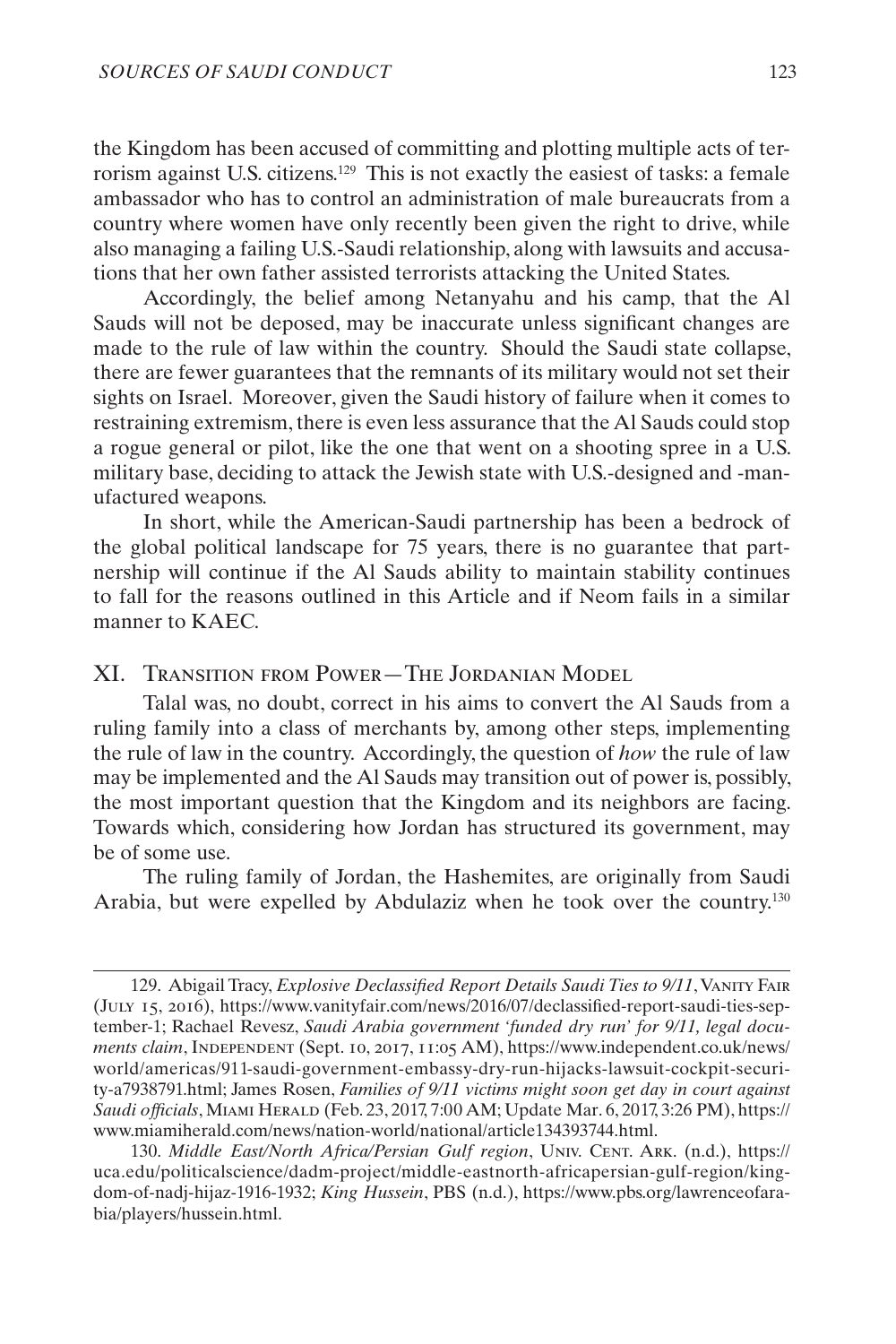the Kingdom has been accused of committing and plotting multiple acts of terrorism against U.S. citizens.[129] This is not exactly the easiest of tasks: a female ambassador who has to control an administration of male bureaucrats from a country where women have only recently been given the right to drive, while also managing a failing U.S.-Saudi relationship, along with lawsuits and accusations that her own father assisted terrorists attacking the United States.

Accordingly, the belief among Netanyahu and his camp, that the Al Sauds will not be deposed, may be inaccurate unless significant changes are made to the rule of law within the country. Should the Saudi state collapse, there are fewer guarantees that the remnants of its military would not set their sights on Israel. Moreover, given the Saudi history of failure when it comes to restraining extremism, there is even less assurance that the Al Sauds could stop a rogue general or pilot, like the one that went on a shooting spree in a U.S. military base, deciding to attack the Jewish state with U.S.-designed and -manufactured weapons.

In short, while the American-Saudi partnership has been a bedrock of the global political landscape for 75 years, there is no guarantee that partnership will continue if the Al Sauds ability to maintain stability continues to fall for the reasons outlined in this Article and if Neom fails in a similar manner to KAEC.

## XI. Transition from Power—The Jordanian Model

Talal was, no doubt, correct in his aims to convert the Al Sauds from a ruling family into a class of merchants by, among other steps, implementing the rule of law in the country. Accordingly, the question of *how* the rule of law may be implemented and the Al Sauds may transition out of power is, possibly, the most important question that the Kingdom and its neighbors are facing. Towards which, considering how Jordan has structured its government, may be of some use.

The ruling family of Jordan, the Hashemites, are originally from Saudi Arabia, but were expelled by Abdulaziz when he took over the country.[130]

---

129. Abigail Tracy, *Explosive Declassified Report Details Saudi Ties to 9/11*, Vanity Fair (July 15, 2016), https://www.vanityfair.com/news/2016/07/declassified-report-saudi-ties-september-1; Rachael Revesz, *Saudi Arabia government 'funded dry run' for 9/11, legal documents claim*, Independent (Sept. 10, 2017, 11:05 AM), https://www.independent.co.uk/news/world/americas/911-saudi-government-embassy-dry-run-hijacks-lawsuit-cockpit-security-a7938791.html; James Rosen, *Families of 9/11 victims might soon get day in court against Saudi officials*, Miami Herald (Feb. 23, 2017, 7:00 AM; Update Mar. 6, 2017, 3:26 PM), https://www.miamiherald.com/news/nation-world/national/article134393744.html.

130. *Middle East/North Africa/Persian Gulf region*, Univ. Cent. Ark. (n.d.), https://uca.edu/politicalscience/dadm-project/middle-eastnorth-africapersian-gulf-region/kingdom-of-nadj-hijaz-1916-1932; *King Hussein*, PBS (n.d.), https://www.pbs.org/lawrenceofarabia/players/hussein.html.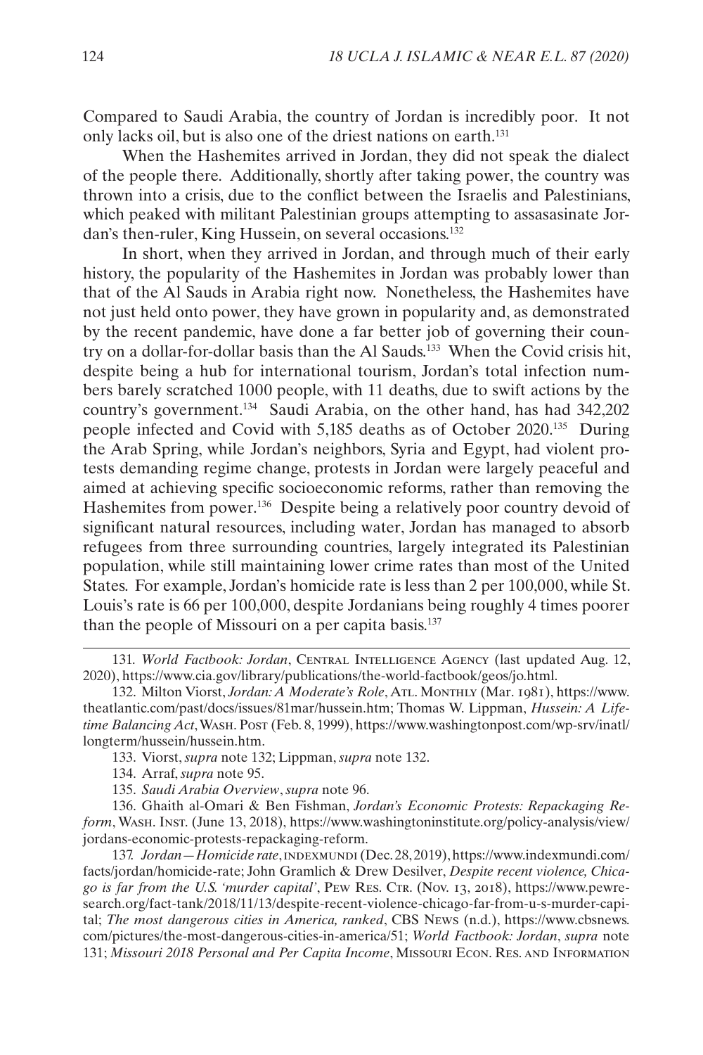Compared to Saudi Arabia, the country of Jordan is incredibly poor. It not only lacks oil, but is also one of the driest nations on earth.[131]

When the Hashemites arrived in Jordan, they did not speak the dialect of the people there. Additionally, shortly after taking power, the country was thrown into a crisis, due to the conflict between the Israelis and Palestinians, which peaked with militant Palestinian groups attempting to assasasinate Jordan's then-ruler, King Hussein, on several occasions.[132]

In short, when they arrived in Jordan, and through much of their early history, the popularity of the Hashemites in Jordan was probably lower than that of the Al Sauds in Arabia right now. Nonetheless, the Hashemites have not just held onto power, they have grown in popularity and, as demonstrated by the recent pandemic, have done a far better job of governing their country on a dollar-for-dollar basis than the Al Sauds.[133] When the Covid crisis hit, despite being a hub for international tourism, Jordan's total infection numbers barely scratched 1000 people, with 11 deaths, due to swift actions by the country's government.[134] Saudi Arabia, on the other hand, has had 342,202 people infected and Covid with 5,185 deaths as of October 2020.[135] During the Arab Spring, while Jordan's neighbors, Syria and Egypt, had violent protests demanding regime change, protests in Jordan were largely peaceful and aimed at achieving specific socioeconomic reforms, rather than removing the Hashemites from power.[136] Despite being a relatively poor country devoid of significant natural resources, including water, Jordan has managed to absorb refugees from three surrounding countries, largely integrated its Palestinian population, while still maintaining lower crime rates than most of the United States. For example, Jordan's homicide rate is less than 2 per 100,000, while St. Louis's rate is 66 per 100,000, despite Jordanians being roughly 4 times poorer than the people of Missouri on a per capita basis.[137]

---

131. *World Factbook: Jordan*, Central Intelligence Agency (last updated Aug. 12, 2020), https://www.cia.gov/library/publications/the-world-factbook/geos/jo.html.

132. Milton Viorst, *Jordan: A Moderate's Role*, Atl. Monthly (Mar. 1981), https://www.theatlantic.com/past/docs/issues/81mar/hussein.htm; Thomas W. Lippman, *Hussein: A Lifetime Balancing Act*, Wash. Post (Feb. 8, 1999), https://www.washingtonpost.com/wp-srv/inatl/longterm/hussein/hussein.htm.

133. Viorst, *supra* note 132; Lippman, *supra* note 132.

134. Arraf, *supra* note 95.

135. *Saudi Arabia Overview*, *supra* note 96.

136. Ghaith al-Omari & Ben Fishman, *Jordan's Economic Protests: Repackaging Reform*, Wash. Inst. (June 13, 2018), https://www.washingtoninstitute.org/policy-analysis/view/jordans-economic-protests-repackaging-reform.

137. *Jordan—Homicide rate*, indexmundi (Dec. 28, 2019), https://www.indexmundi.com/facts/jordan/homicide-rate; John Gramlich & Drew Desilver, *Despite recent violence, Chicago is far from the U.S. 'murder capital'*, Pew Res. Ctr. (Nov. 13, 2018), https://www.pewresearch.org/fact-tank/2018/11/13/despite-recent-violence-chicago-far-from-u-s-murder-capital; *The most dangerous cities in America, ranked*, CBS News (n.d.), https://www.cbsnews.com/pictures/the-most-dangerous-cities-in-america/51; *World Factbook: Jordan*, *supra* note 131; *Missouri 2018 Personal and Per Capita Income*, Missouri Econ. Res. and Information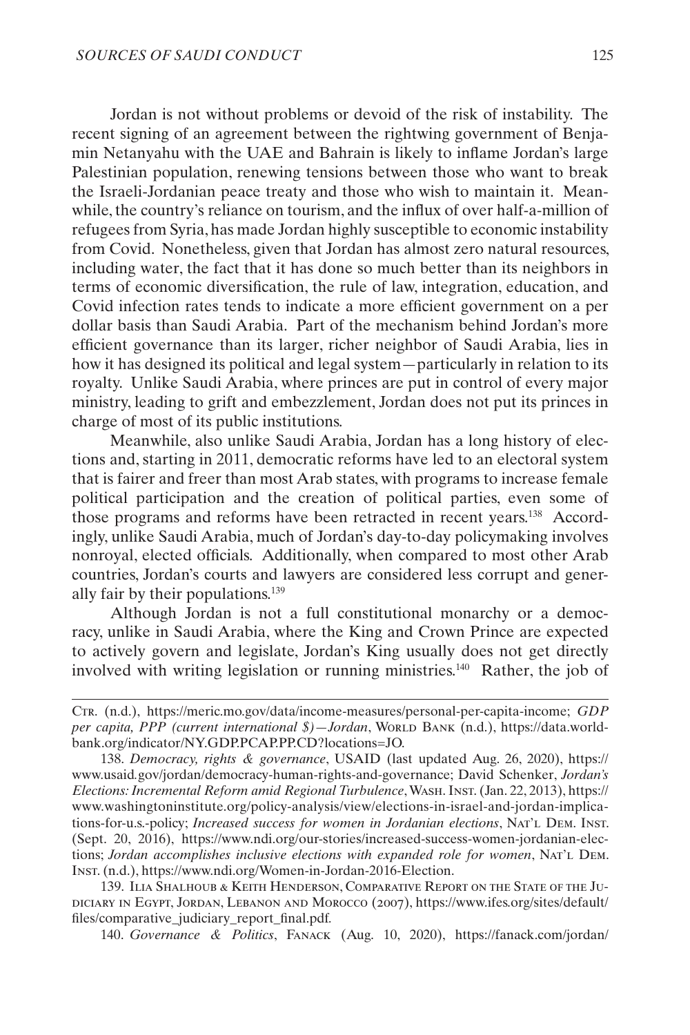Jordan is not without problems or devoid of the risk of instability. The recent signing of an agreement between the rightwing government of Benjamin Netanyahu with the UAE and Bahrain is likely to inflame Jordan's large Palestinian population, renewing tensions between those who want to break the Israeli-Jordanian peace treaty and those who wish to maintain it. Meanwhile, the country's reliance on tourism, and the influx of over half-a-million of refugees from Syria, has made Jordan highly susceptible to economic instability from Covid. Nonetheless, given that Jordan has almost zero natural resources, including water, the fact that it has done so much better than its neighbors in terms of economic diversification, the rule of law, integration, education, and Covid infection rates tends to indicate a more efficient government on a per dollar basis than Saudi Arabia. Part of the mechanism behind Jordan's more efficient governance than its larger, richer neighbor of Saudi Arabia, lies in how it has designed its political and legal system—particularly in relation to its royalty. Unlike Saudi Arabia, where princes are put in control of every major ministry, leading to grift and embezzlement, Jordan does not put its princes in charge of most of its public institutions.

Meanwhile, also unlike Saudi Arabia, Jordan has a long history of elections and, starting in 2011, democratic reforms have led to an electoral system that is fairer and freer than most Arab states, with programs to increase female political participation and the creation of political parties, even some of those programs and reforms have been retracted in recent years.[138] Accordingly, unlike Saudi Arabia, much of Jordan's day-to-day policymaking involves nonroyal, elected officials. Additionally, when compared to most other Arab countries, Jordan's courts and lawyers are considered less corrupt and generally fair by their populations.[139]

Although Jordan is not a full constitutional monarchy or a democracy, unlike in Saudi Arabia, where the King and Crown Prince are expected to actively govern and legislate, Jordan's King usually does not get directly involved with writing legislation or running ministries.[140] Rather, the job of

---

Ctr. (n.d.), https://meric.mo.gov/data/income-measures/personal-per-capita-income; *GDP per capita, PPP (current international $)—Jordan*, World Bank (n.d.), https://data.worldbank.org/indicator/NY.GDP.PCAP.PP.CD?locations=JO.

138. *Democracy, rights & governance*, USAID (last updated Aug. 26, 2020), https://www.usaid.gov/jordan/democracy-human-rights-and-governance; David Schenker, *Jordan's Elections: Incremental Reform amid Regional Turbulence*, Wash. Inst. (Jan. 22, 2013), https://www.washingtoninstitute.org/policy-analysis/view/elections-in-israel-and-jordan-implications-for-u.s.-policy; *Increased success for women in Jordanian elections*, Nat'l Dem. Inst. (Sept. 20, 2016), https://www.ndi.org/our-stories/increased-success-women-jordanian-elections; *Jordan accomplishes inclusive elections with expanded role for women*, Nat'l Dem. Inst. (n.d.), https://www.ndi.org/Women-in-Jordan-2016-Election.

139. Ilia Shalhoub & Keith Henderson, Comparative Report on the State of the Judiciary in Egypt, Jordan, Lebanon and Morocco (2007), https://www.ifes.org/sites/default/files/comparative_judiciary_report_final.pdf.

140. *Governance & Politics*, Fanack (Aug. 10, 2020), https://fanack.com/jordan/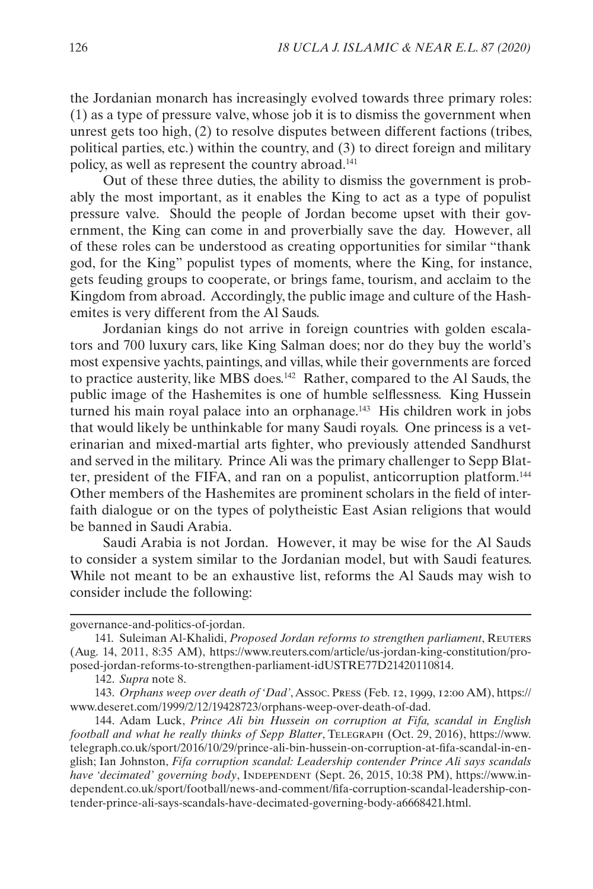the Jordanian monarch has increasingly evolved towards three primary roles: (1) as a type of pressure valve, whose job it is to dismiss the government when unrest gets too high, (2) to resolve disputes between different factions (tribes, political parties, etc.) within the country, and (3) to direct foreign and military policy, as well as represent the country abroad.[141]

Out of these three duties, the ability to dismiss the government is probably the most important, as it enables the King to act as a type of populist pressure valve. Should the people of Jordan become upset with their government, the King can come in and proverbially save the day. However, all of these roles can be understood as creating opportunities for similar "thank god, for the King" populist types of moments, where the King, for instance, gets feuding groups to cooperate, or brings fame, tourism, and acclaim to the Kingdom from abroad. Accordingly, the public image and culture of the Hashemites is very different from the Al Sauds.

Jordanian kings do not arrive in foreign countries with golden escalators and 700 luxury cars, like King Salman does; nor do they buy the world's most expensive yachts, paintings, and villas, while their governments are forced to practice austerity, like MBS does.[142] Rather, compared to the Al Sauds, the public image of the Hashemites is one of humble selflessness. King Hussein turned his main royal palace into an orphanage.[143] His children work in jobs that would likely be unthinkable for many Saudi royals. One princess is a veterinarian and mixed-martial arts fighter, who previously attended Sandhurst and served in the military. Prince Ali was the primary challenger to Sepp Blatter, president of the FIFA, and ran on a populist, anticorruption platform.[144] Other members of the Hashemites are prominent scholars in the field of interfaith dialogue or on the types of polytheistic East Asian religions that would be banned in Saudi Arabia.

Saudi Arabia is not Jordan. However, it may be wise for the Al Sauds to consider a system similar to the Jordanian model, but with Saudi features. While not meant to be an exhaustive list, reforms the Al Sauds may wish to consider include the following:

---

governance-and-politics-of-jordan.

141. Suleiman Al-Khalidi, *Proposed Jordan reforms to strengthen parliament*, Reuters (Aug. 14, 2011, 8:35 AM), https://www.reuters.com/article/us-jordan-king-constitution/proposed-jordan-reforms-to-strengthen-parliament-idUSTRE77D21420110814.

142. *Supra* note 8.

143. *Orphans weep over death of 'Dad'*, Assoc. Press (Feb. 12, 1999, 12:00 AM), https://www.deseret.com/1999/2/12/19428723/orphans-weep-over-death-of-dad.

144. Adam Luck, *Prince Ali bin Hussein on corruption at Fifa, scandal in English football and what he really thinks of Sepp Blatter*, Telegraph (Oct. 29, 2016), https://www.telegraph.co.uk/sport/2016/10/29/prince-ali-bin-hussein-on-corruption-at-fifa-scandal-in-english; Ian Johnston, *Fifa corruption scandal: Leadership contender Prince Ali says scandals have 'decimated' governing body*, Independent (Sept. 26, 2015, 10:38 PM), https://www.independent.co.uk/sport/football/news-and-comment/fifa-corruption-scandal-leadership-contender-prince-ali-says-scandals-have-decimated-governing-body-a6668421.html.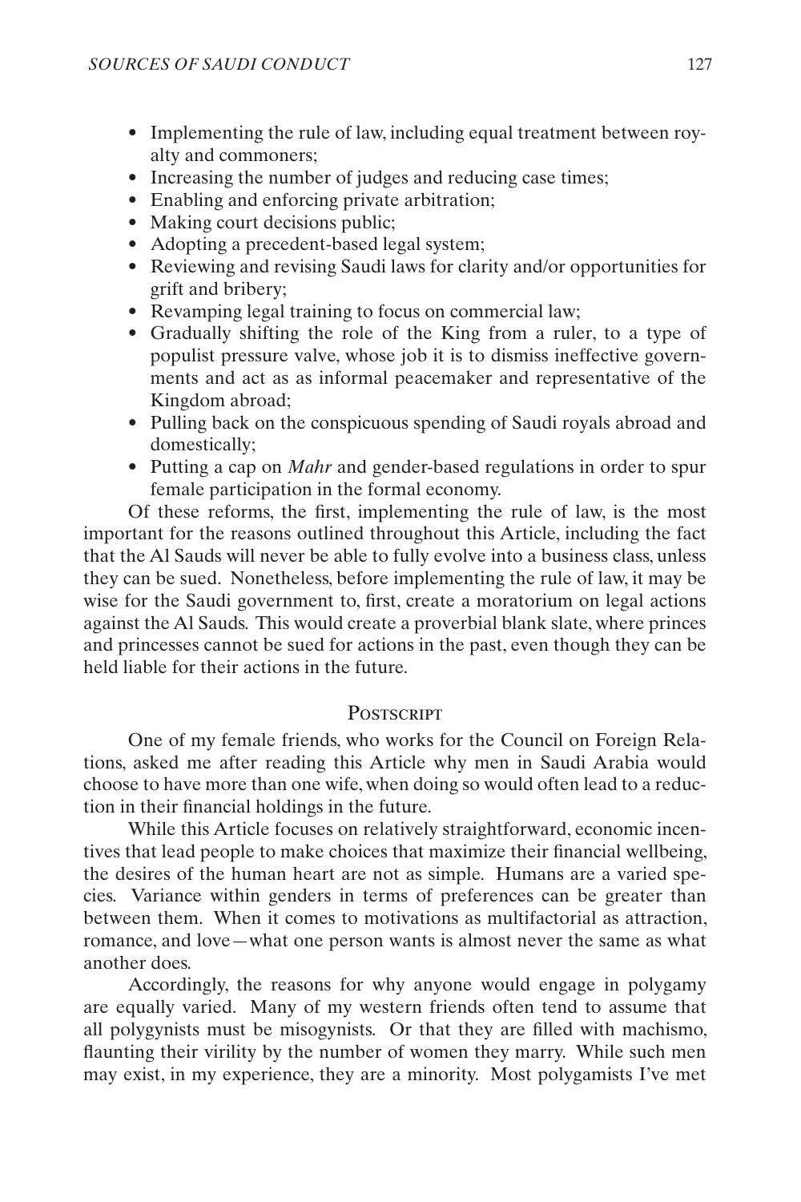- Implementing the rule of law, including equal treatment between royalty and commoners;
- Increasing the number of judges and reducing case times;
- Enabling and enforcing private arbitration;
- Making court decisions public;
- Adopting a precedent-based legal system;
- Reviewing and revising Saudi laws for clarity and/or opportunities for grift and bribery;
- Revamping legal training to focus on commercial law;
- Gradually shifting the role of the King from a ruler, to a type of populist pressure valve, whose job it is to dismiss ineffective governments and act as as informal peacemaker and representative of the Kingdom abroad;
- Pulling back on the conspicuous spending of Saudi royals abroad and domestically;
- Putting a cap on *Mahr* and gender-based regulations in order to spur female participation in the formal economy.

Of these reforms, the first, implementing the rule of law, is the most important for the reasons outlined throughout this Article, including the fact that the Al Sauds will never be able to fully evolve into a business class, unless they can be sued. Nonetheless, before implementing the rule of law, it may be wise for the Saudi government to, first, create a moratorium on legal actions against the Al Sauds. This would create a proverbial blank slate, where princes and princesses cannot be sued for actions in the past, even though they can be held liable for their actions in the future.

## Postscript

One of my female friends, who works for the Council on Foreign Relations, asked me after reading this Article why men in Saudi Arabia would choose to have more than one wife, when doing so would often lead to a reduction in their financial holdings in the future.

While this Article focuses on relatively straightforward, economic incentives that lead people to make choices that maximize their financial wellbeing, the desires of the human heart are not as simple. Humans are a varied species. Variance within genders in terms of preferences can be greater than between them. When it comes to motivations as multifactorial as attraction, romance, and love—what one person wants is almost never the same as what another does.

Accordingly, the reasons for why anyone would engage in polygamy are equally varied. Many of my western friends often tend to assume that all polygynists must be misogynists. Or that they are filled with machismo, flaunting their virility by the number of women they marry. While such men may exist, in my experience, they are a minority. Most polygamists I've met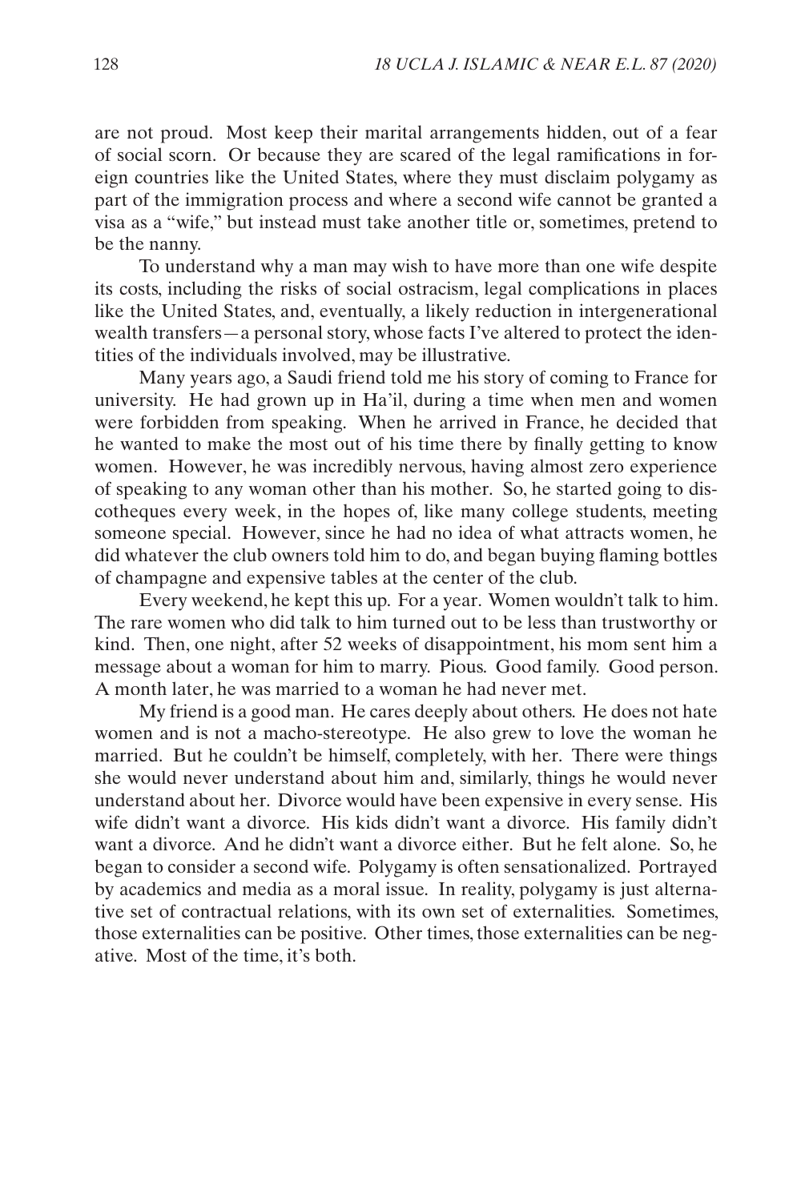are not proud. Most keep their marital arrangements hidden, out of a fear of social scorn. Or because they are scared of the legal ramifications in foreign countries like the United States, where they must disclaim polygamy as part of the immigration process and where a second wife cannot be granted a visa as a "wife," but instead must take another title or, sometimes, pretend to be the nanny.

To understand why a man may wish to have more than one wife despite its costs, including the risks of social ostracism, legal complications in places like the United States, and, eventually, a likely reduction in intergenerational wealth transfers—a personal story, whose facts I've altered to protect the identities of the individuals involved, may be illustrative.

Many years ago, a Saudi friend told me his story of coming to France for university. He had grown up in Ha'il, during a time when men and women were forbidden from speaking. When he arrived in France, he decided that he wanted to make the most out of his time there by finally getting to know women. However, he was incredibly nervous, having almost zero experience of speaking to any woman other than his mother. So, he started going to discotheques every week, in the hopes of, like many college students, meeting someone special. However, since he had no idea of what attracts women, he did whatever the club owners told him to do, and began buying flaming bottles of champagne and expensive tables at the center of the club.

Every weekend, he kept this up. For a year. Women wouldn't talk to him. The rare women who did talk to him turned out to be less than trustworthy or kind. Then, one night, after 52 weeks of disappointment, his mom sent him a message about a woman for him to marry. Pious. Good family. Good person. A month later, he was married to a woman he had never met.

My friend is a good man. He cares deeply about others. He does not hate women and is not a macho-stereotype. He also grew to love the woman he married. But he couldn't be himself, completely, with her. There were things she would never understand about him and, similarly, things he would never understand about her. Divorce would have been expensive in every sense. His wife didn't want a divorce. His kids didn't want a divorce. His family didn't want a divorce. And he didn't want a divorce either. But he felt alone. So, he began to consider a second wife. Polygamy is often sensationalized. Portrayed by academics and media as a moral issue. In reality, polygamy is just alternative set of contractual relations, with its own set of externalities. Sometimes, those externalities can be positive. Other times, those externalities can be negative. Most of the time, it's both.